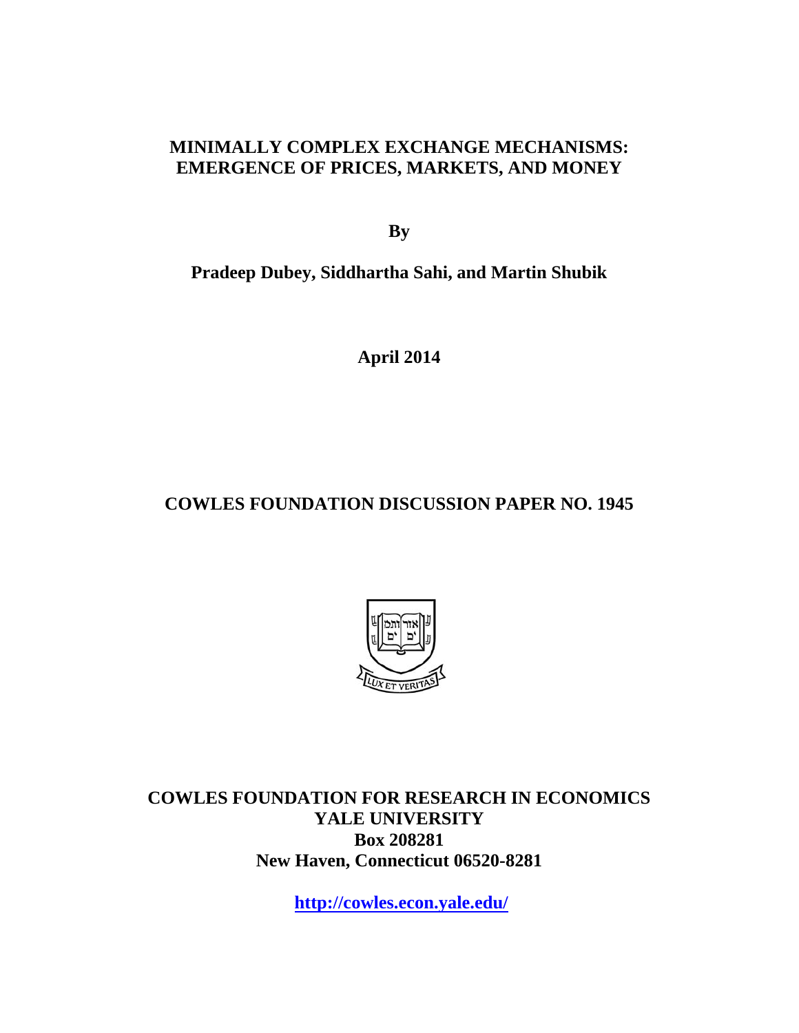# MINIMALLY COMPLEX EXCHANGE MECHANISMS: EMERGENCE OF PRICES, MARKETS, AND MONEY

**By**

**Pradeep Dubey, Siddhartha Sahi, and Martin Shubik**

**April 2014**

**COWLES FOUNDATION DISCUSSION PAPER NO. 1945**

**COWLES FOUNDATION FOR RESEARCH IN ECONOMICS**
**YALE UNIVERSITY**
**Box 208281**
**New Haven, Connecticut 06520-8281**

**http://cowles.econ.yale.edu/**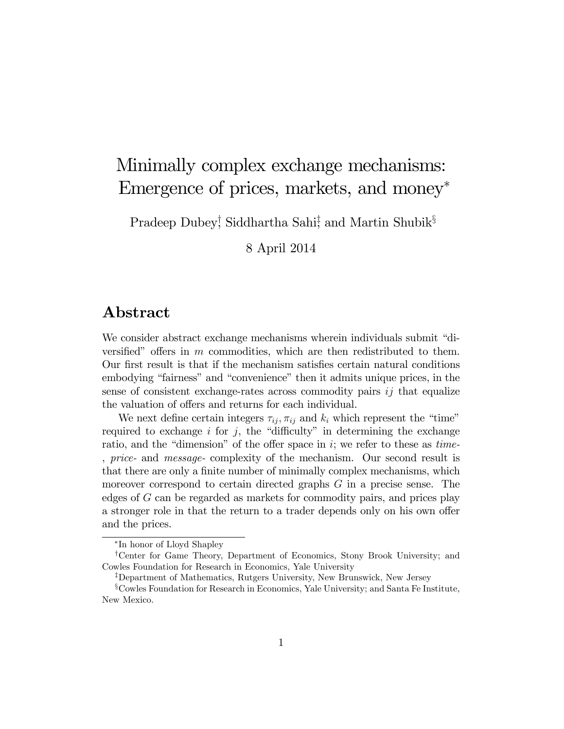# Minimally complex exchange mechanisms: Emergence of prices, markets, and money*

Pradeep Dubey[†], Siddhartha Sahi[‡], and Martin Shubik[§]

8 April 2014

## Abstract

We consider abstract exchange mechanisms wherein individuals submit "diversified" offers in $m$ commodities, which are then redistributed to them. Our first result is that if the mechanism satisfies certain natural conditions embodying "fairness" and "convenience" then it admits unique prices, in the sense of consistent exchange-rates across commodity pairs $ij$ that equalize the valuation of offers and returns for each individual.

We next define certain integers $\tau_{ij}, \pi_{ij}$ and $k_i$ which represent the "time" required to exchange $i$ for $j$, the "difficulty" in determining the exchange ratio, and the "dimension" of the offer space in $i$; we refer to these as *time-*, *price-* and *message-* complexity of the mechanism. Our second result is that there are only a finite number of minimally complex mechanisms, which moreover correspond to certain directed graphs $G$ in a precise sense. The edges of $G$ can be regarded as markets for commodity pairs, and prices play a stronger role in that the return to a trader depends only on his own offer and the prices.

---

*In honor of Lloyd Shapley

[†]Center for Game Theory, Department of Economics, Stony Brook University; and Cowles Foundation for Research in Economics, Yale University

[‡]Department of Mathematics, Rutgers University, New Brunswick, New Jersey

[§]Cowles Foundation for Research in Economics, Yale University; and Santa Fe Institute, New Mexico.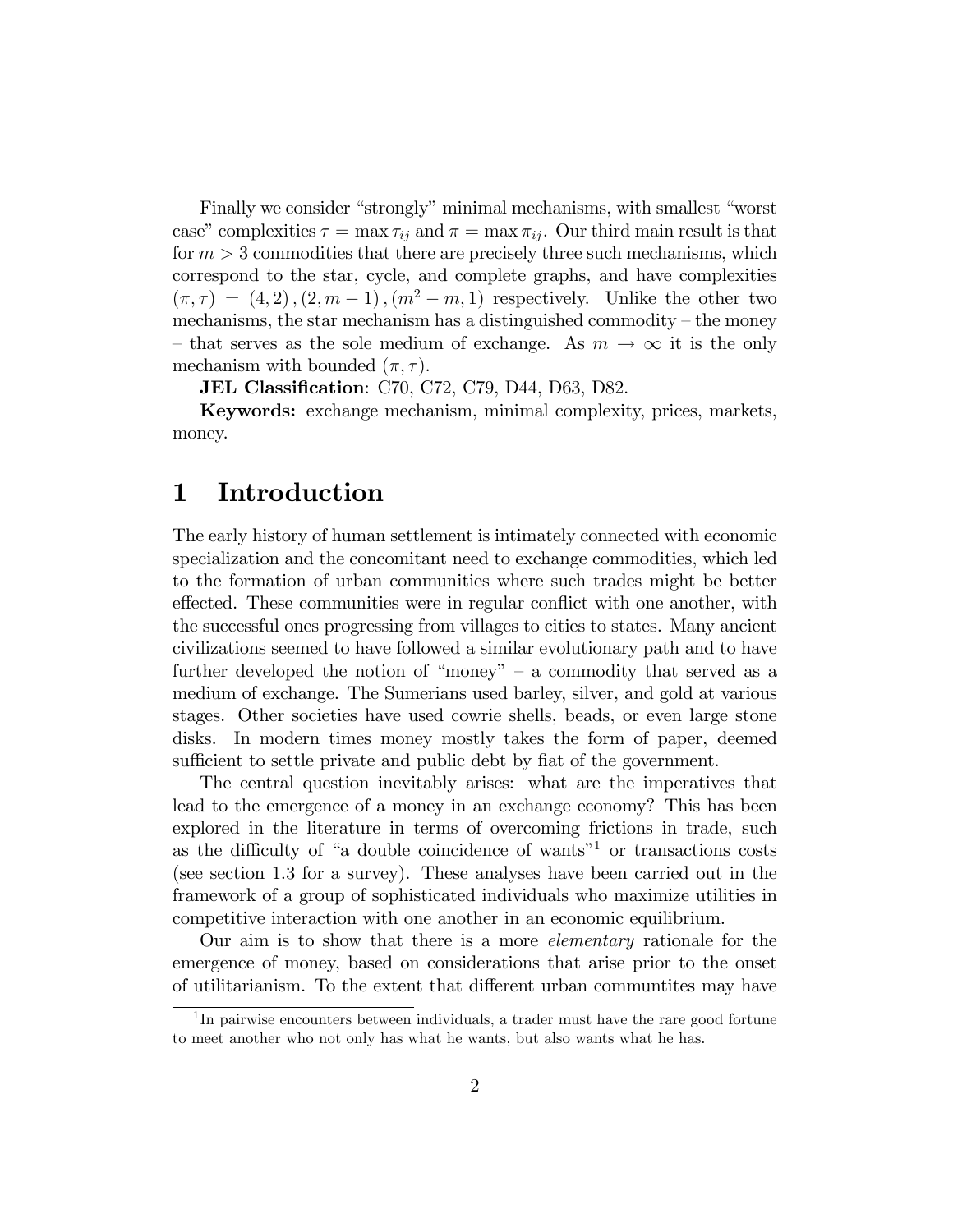Finally we consider "strongly" minimal mechanisms, with smallest "worst case" complexities $\tau = \max \tau_{ij}$ and $\pi = \max \pi_{ij}$. Our third main result is that for $m > 3$ commodities that there are precisely three such mechanisms, which correspond to the star, cycle, and complete graphs, and have complexities $(\pi, \tau) = (4, 2), (2, m-1), (m^2 - m, 1)$ respectively. Unlike the other two mechanisms, the star mechanism has a distinguished commodity – the money – that serves as the sole medium of exchange. As $m \to \infty$ it is the only mechanism with bounded $(\pi, \tau)$.

**JEL Classification**: C70, C72, C79, D44, D63, D82.

**Keywords:** exchange mechanism, minimal complexity, prices, markets, money.

# 1 Introduction

The early history of human settlement is intimately connected with economic specialization and the concomitant need to exchange commodities, which led to the formation of urban communities where such trades might be better effected. These communities were in regular conflict with one another, with the successful ones progressing from villages to cities to states. Many ancient civilizations seemed to have followed a similar evolutionary path and to have further developed the notion of "money" – a commodity that served as a medium of exchange. The Sumerians used barley, silver, and gold at various stages. Other societies have used cowrie shells, beads, or even large stone disks. In modern times money mostly takes the form of paper, deemed sufficient to settle private and public debt by fiat of the government.

The central question inevitably arises: what are the imperatives that lead to the emergence of a money in an exchange economy? This has been explored in the literature in terms of overcoming frictions in trade, such as the difficulty of "a double coincidence of wants"[1] or transactions costs (see section 1.3 for a survey). These analyses have been carried out in the framework of a group of sophisticated individuals who maximize utilities in competitive interaction with one another in an economic equilibrium.

Our aim is to show that there is a more *elementary* rationale for the emergence of money, based on considerations that arise prior to the onset of utilitarianism. To the extent that different urban communtites may have

[1] In pairwise encounters between individuals, a trader must have the rare good fortune to meet another who not only has what he wants, but also wants what he has.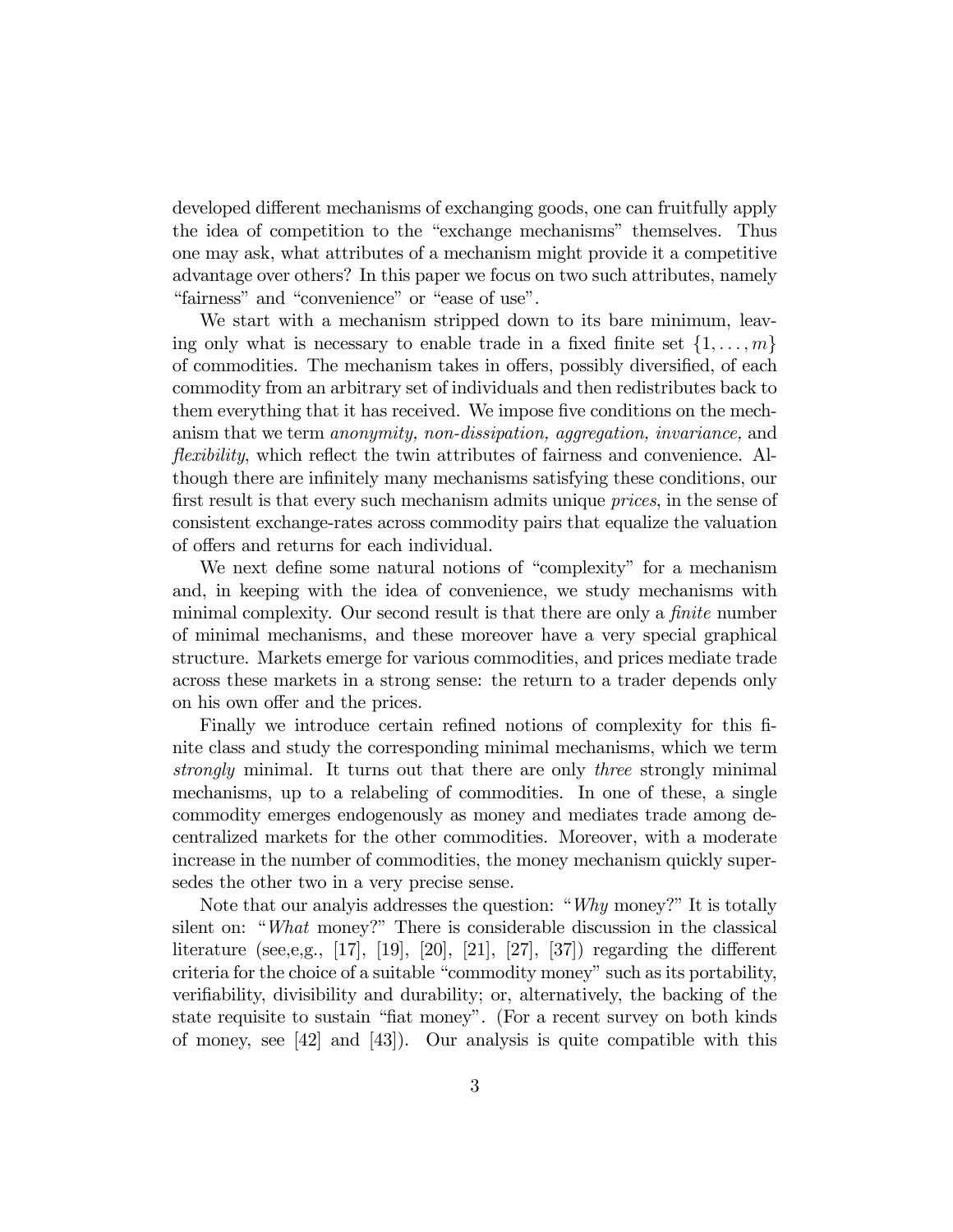developed different mechanisms of exchanging goods, one can fruitfully apply the idea of competition to the "exchange mechanisms" themselves. Thus one may ask, what attributes of a mechanism might provide it a competitive advantage over others? In this paper we focus on two such attributes, namely "fairness" and "convenience" or "ease of use".

We start with a mechanism stripped down to its bare minimum, leaving only what is necessary to enable trade in a fixed finite set $\{1, \ldots, m\}$ of commodities. The mechanism takes in offers, possibly diversified, of each commodity from an arbitrary set of individuals and then redistributes back to them everything that it has received. We impose five conditions on the mechanism that we term *anonymity, non-dissipation, aggregation, invariance,* and *flexibility*, which reflect the twin attributes of fairness and convenience. Although there are infinitely many mechanisms satisfying these conditions, our first result is that every such mechanism admits unique *prices*, in the sense of consistent exchange-rates across commodity pairs that equalize the valuation of offers and returns for each individual.

We next define some natural notions of "complexity" for a mechanism and, in keeping with the idea of convenience, we study mechanisms with minimal complexity. Our second result is that there are only a *finite* number of minimal mechanisms, and these moreover have a very special graphical structure. Markets emerge for various commodities, and prices mediate trade across these markets in a strong sense: the return to a trader depends only on his own offer and the prices.

Finally we introduce certain refined notions of complexity for this finite class and study the corresponding minimal mechanisms, which we term *strongly* minimal. It turns out that there are only *three* strongly minimal mechanisms, up to a relabeling of commodities. In one of these, a single commodity emerges endogenously as money and mediates trade among decentralized markets for the other commodities. Moreover, with a moderate increase in the number of commodities, the money mechanism quickly supersedes the other two in a very precise sense.

Note that our analyis addresses the question: "*Why* money?" It is totally silent on: "*What* money?" There is considerable discussion in the classical literature (see,e,g., [17], [19], [20], [21], [27], [37]) regarding the different criteria for the choice of a suitable "commodity money" such as its portability, verifiability, divisibility and durability; or, alternatively, the backing of the state requisite to sustain "fiat money". (For a recent survey on both kinds of money, see [42] and [43]). Our analysis is quite compatible with this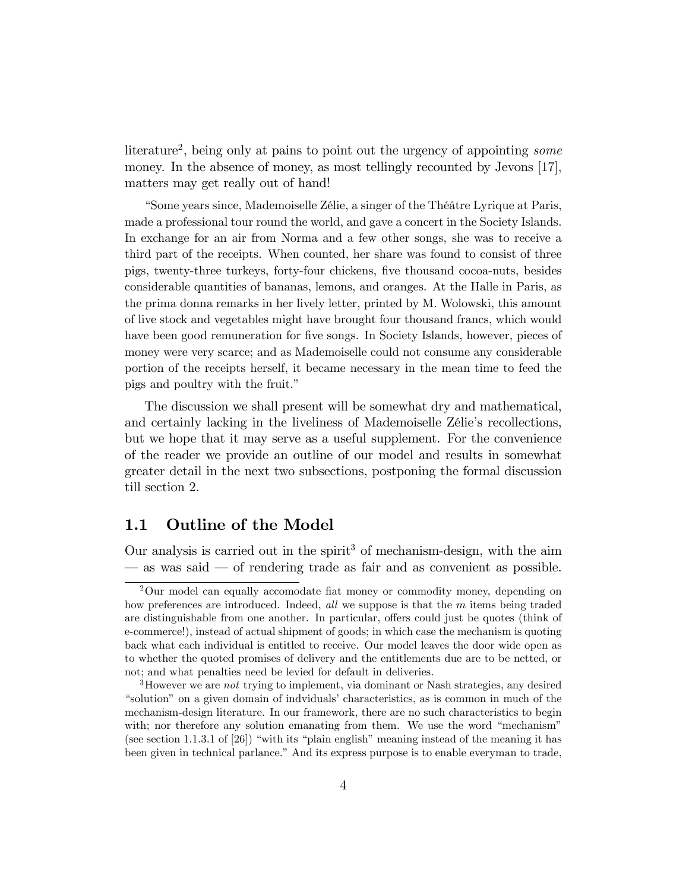literature[2], being only at pains to point out the urgency of appointing *some* money. In the absence of money, as most tellingly recounted by Jevons [17], matters may get really out of hand!

"Some years since, Mademoiselle Zélie, a singer of the Théâtre Lyrique at Paris, made a professional tour round the world, and gave a concert in the Society Islands. In exchange for an air from Norma and a few other songs, she was to receive a third part of the receipts. When counted, her share was found to consist of three pigs, twenty-three turkeys, forty-four chickens, five thousand cocoa-nuts, besides considerable quantities of bananas, lemons, and oranges. At the Halle in Paris, as the prima donna remarks in her lively letter, printed by M. Wolowski, this amount of live stock and vegetables might have brought four thousand francs, which would have been good remuneration for five songs. In Society Islands, however, pieces of money were very scarce; and as Mademoiselle could not consume any considerable portion of the receipts herself, it became necessary in the mean time to feed the pigs and poultry with the fruit."

The discussion we shall present will be somewhat dry and mathematical, and certainly lacking in the liveliness of Mademoiselle Zélie's recollections, but we hope that it may serve as a useful supplement. For the convenience of the reader we provide an outline of our model and results in somewhat greater detail in the next two subsections, postponing the formal discussion till section 2.

## 1.1 Outline of the Model

Our analysis is carried out in the spirit[3] of mechanism-design, with the aim — as was said — of rendering trade as fair and as convenient as possible.

[2] Our model can equally accomodate fiat money or commodity money, depending on how preferences are introduced. Indeed, *all* we suppose is that the $m$ items being traded are distinguishable from one another. In particular, offers could just be quotes (think of e-commerce!), instead of actual shipment of goods; in which case the mechanism is quoting back what each individual is entitled to receive. Our model leaves the door wide open as to whether the quoted promises of delivery and the entitlements due are to be netted, or not; and what penalties need be levied for default in deliveries.

[3] However we are *not* trying to implement, via dominant or Nash strategies, any desired "solution" on a given domain of indviduals' characteristics, as is common in much of the mechanism-design literature. In our framework, there are no such characteristics to begin with; nor therefore any solution emanating from them. We use the word "mechanism" (see section 1.1.3.1 of [26]) "with its "plain english" meaning instead of the meaning it has been given in technical parlance." And its express purpose is to enable everyman to trade,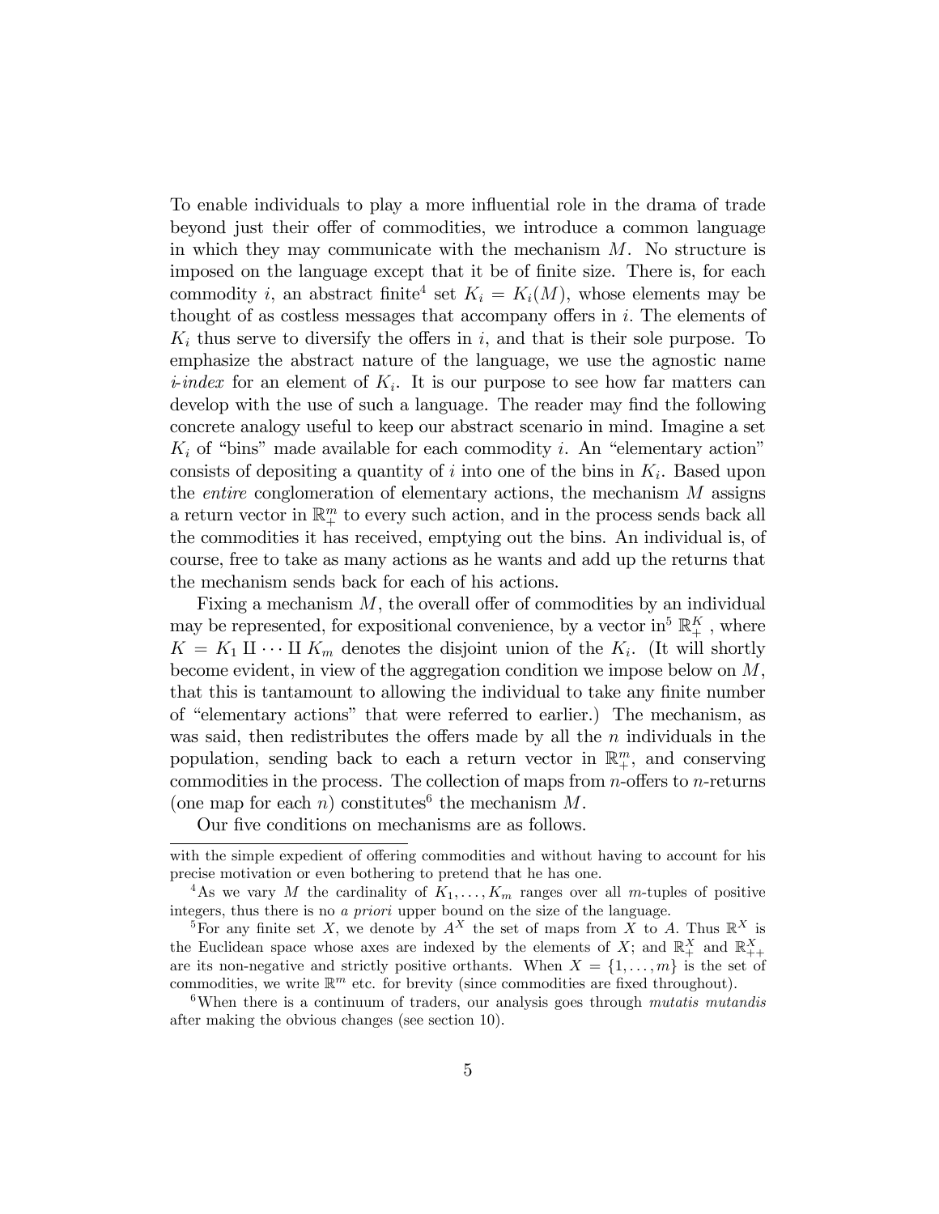To enable individuals to play a more influential role in the drama of trade beyond just their offer of commodities, we introduce a common language in which they may communicate with the mechanism $M$. No structure is imposed on the language except that it be of finite size. There is, for each commodity $i$, an abstract finite[4] set $K_i = K_i(M)$, whose elements may be thought of as costless messages that accompany offers in $i$. The elements of $K_i$ thus serve to diversify the offers in $i$, and that is their sole purpose. To emphasize the abstract nature of the language, we use the agnostic name *i-index* for an element of $K_i$. It is our purpose to see how far matters can develop with the use of such a language. The reader may find the following concrete analogy useful to keep our abstract scenario in mind. Imagine a set $K_i$ of "bins" made available for each commodity $i$. An "elementary action" consists of depositing a quantity of $i$ into one of the bins in $K_i$. Based upon the *entire* conglomeration of elementary actions, the mechanism $M$ assigns a return vector in $\mathbb{R}^m_+$ to every such action, and in the process sends back all the commodities it has received, emptying out the bins. An individual is, of course, free to take as many actions as he wants and add up the returns that the mechanism sends back for each of his actions.

Fixing a mechanism $M$, the overall offer of commodities by an individual may be represented, for expositional convenience, by a vector in[5] $\mathbb{R}^K_+$, where $K = K_1 \amalg \cdots \amalg K_m$ denotes the disjoint union of the $K_i$. (It will shortly become evident, in view of the aggregation condition we impose below on $M$, that this is tantamount to allowing the individual to take any finite number of "elementary actions" that were referred to earlier.) The mechanism, as was said, then redistributes the offers made by all the $n$ individuals in the population, sending back to each a return vector in $\mathbb{R}^m_+$, and conserving commodities in the process. The collection of maps from $n$-offers to $n$-returns (one map for each $n$) constitutes[6] the mechanism $M$.

Our five conditions on mechanisms are as follows.

---

with the simple expedient of offering commodities and without having to account for his precise motivation or even bothering to pretend that he has one.

[4] As we vary $M$ the cardinality of $K_1, \ldots, K_m$ ranges over all $m$-tuples of positive integers, thus there is no *a priori* upper bound on the size of the language.

[5] For any finite set $X$, we denote by $A^X$ the set of maps from $X$ to $A$. Thus $\mathbb{R}^X$ is the Euclidean space whose axes are indexed by the elements of $X$; and $\mathbb{R}^X_+$ and $\mathbb{R}^X_{++}$ are its non-negative and strictly positive orthants. When $X = \{1, \ldots, m\}$ is the set of commodities, we write $\mathbb{R}^m$ etc. for brevity (since commodities are fixed throughout).

[6] When there is a continuum of traders, our analysis goes through *mutatis mutandis* after making the obvious changes (see section 10).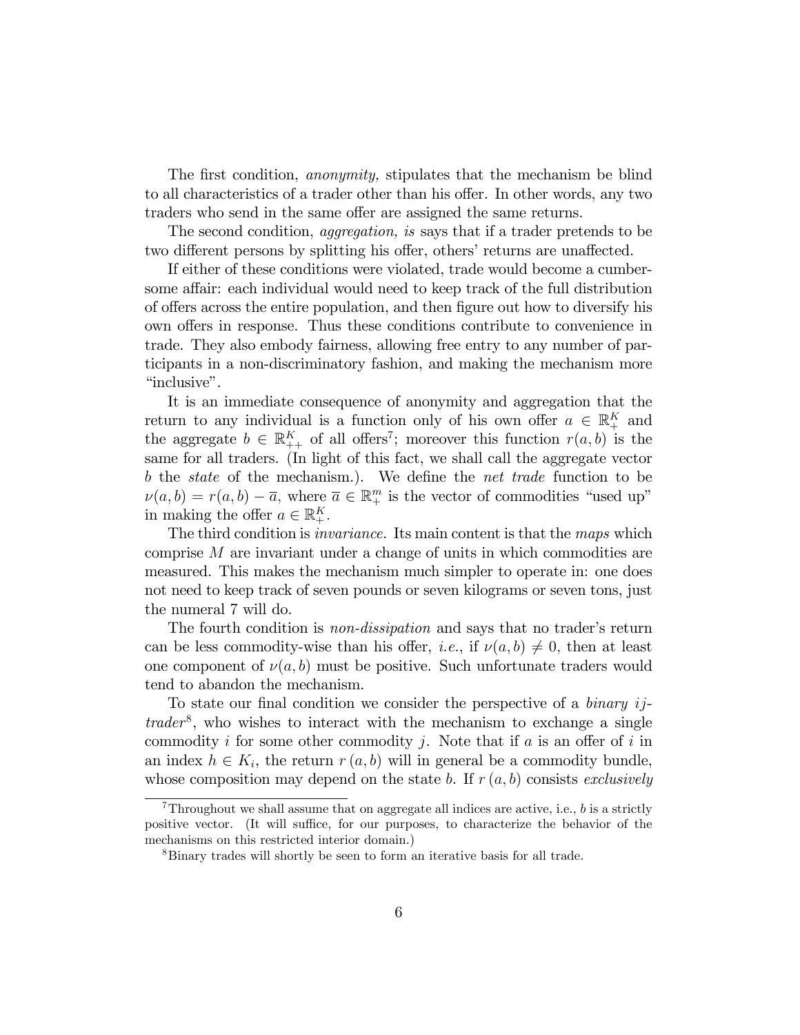The first condition, *anonymity,* stipulates that the mechanism be blind to all characteristics of a trader other than his offer. In other words, any two traders who send in the same offer are assigned the same returns.

The second condition, *aggregation, is* says that if a trader pretends to be two different persons by splitting his offer, others' returns are unaffected.

If either of these conditions were violated, trade would become a cumbersome affair: each individual would need to keep track of the full distribution of offers across the entire population, and then figure out how to diversify his own offers in response. Thus these conditions contribute to convenience in trade. They also embody fairness, allowing free entry to any number of participants in a non-discriminatory fashion, and making the mechanism more "inclusive".

It is an immediate consequence of anonymity and aggregation that the return to any individual is a function only of his own offer $a \in \mathbb{R}_{+}^{K}$ and the aggregate $b \in \mathbb{R}_{++}^{K}$ of all offers[7]; moreover this function $r(a, b)$ is the same for all traders. (In light of this fact, we shall call the aggregate vector $b$ the *state* of the mechanism.). We define the *net trade* function to be $\nu(a, b) = r(a, b) - \overline{a}$, where $\overline{a} \in \mathbb{R}_{+}^{m}$ is the vector of commodities "used up" in making the offer $a \in \mathbb{R}_{+}^{K}$.

The third condition is *invariance.* Its main content is that the *maps* which comprise $M$ are invariant under a change of units in which commodities are measured. This makes the mechanism much simpler to operate in: one does not need to keep track of seven pounds or seven kilograms or seven tons, just the numeral 7 will do.

The fourth condition is *non-dissipation* and says that no trader's return can be less commodity-wise than his offer, *i.e.*, if $\nu(a, b) \neq 0$, then at least one component of $\nu(a, b)$ must be positive. Such unfortunate traders would tend to abandon the mechanism.

To state our final condition we consider the perspective of a *binary ij-trader*[8], who wishes to interact with the mechanism to exchange a single commodity $i$ for some other commodity $j$. Note that if $a$ is an offer of $i$ in an index $h \in K_i$, the return $r(a, b)$ will in general be a commodity bundle, whose composition may depend on the state $b$. If $r(a, b)$ consists *exclusively*

[7] Throughout we shall assume that on aggregate all indices are active, i.e., $b$ is a strictly positive vector. (It will suffice, for our purposes, to characterize the behavior of the mechanisms on this restricted interior domain.)

[8] Binary trades will shortly be seen to form an iterative basis for all trade.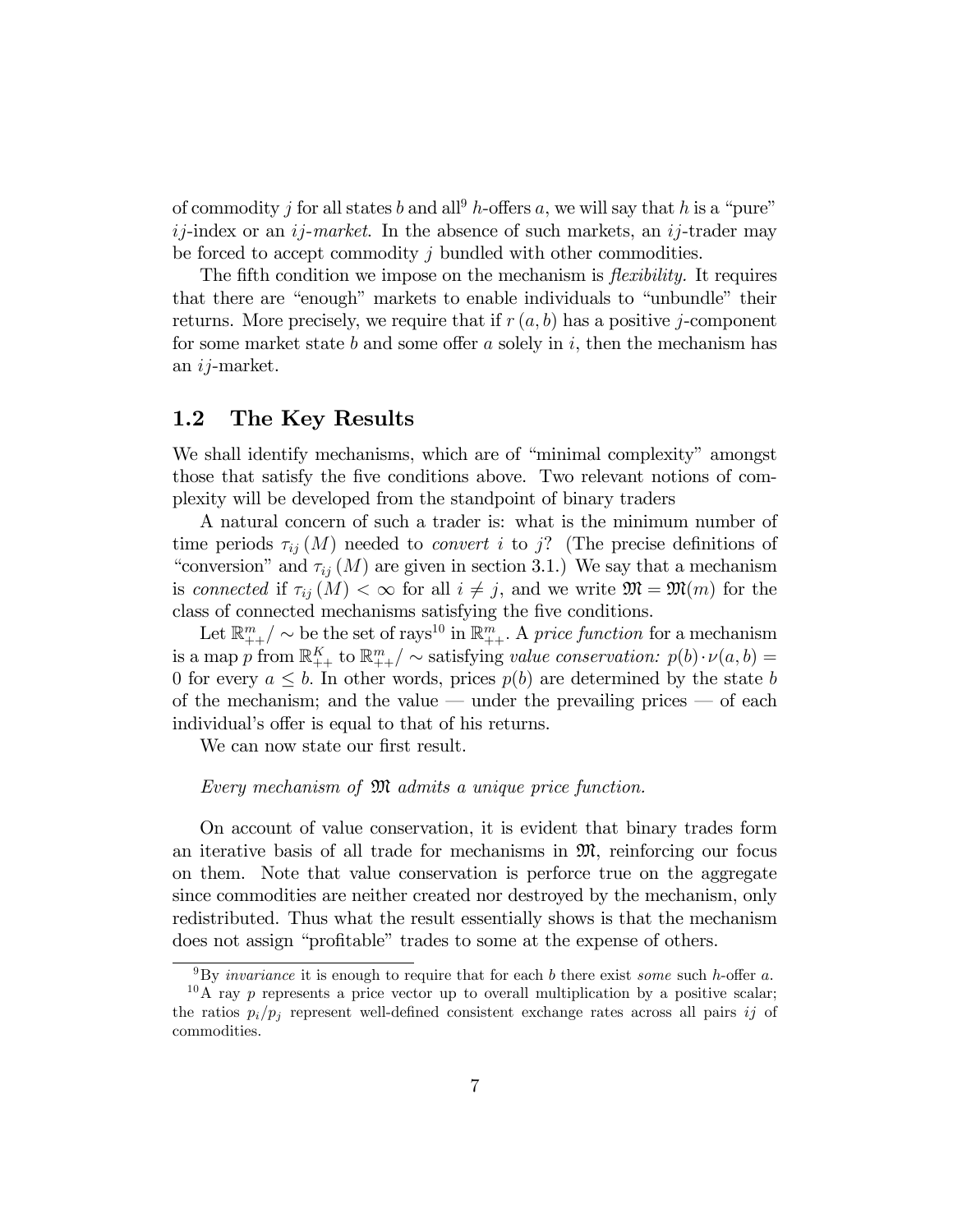of commodity $j$ for all states $b$ and all[9] $h$-offers $a$, we will say that $h$ is a "pure" $ij$-index or an *$ij$-market*. In the absence of such markets, an $ij$-trader may be forced to accept commodity $j$ bundled with other commodities.

The fifth condition we impose on the mechanism is *flexibility.* It requires that there are "enough" markets to enable individuals to "unbundle" their returns. More precisely, we require that if $r(a, b)$ has a positive $j$-component for some market state $b$ and some offer $a$ solely in $i$, then the mechanism has an $ij$-market.

## 1.2 The Key Results

We shall identify mechanisms, which are of "minimal complexity" amongst those that satisfy the five conditions above. Two relevant notions of complexity will be developed from the standpoint of binary traders

A natural concern of such a trader is: what is the minimum number of time periods $\tau_{ij}(M)$ needed to *convert* $i$ to $j$? (The precise definitions of "conversion" and $\tau_{ij}(M)$ are given in section 3.1.) We say that a mechanism is *connected* if $\tau_{ij}(M) < \infty$ for all $i \neq j$, and we write $\mathfrak{M} = \mathfrak{M}(m)$ for the class of connected mechanisms satisfying the five conditions.

Let $\mathbb{R}^m_{++}/\sim$ be the set of rays[10] in $\mathbb{R}^m_{++}$. A *price function* for a mechanism is a map $p$ from $\mathbb{R}^K_{++}$ to $\mathbb{R}^m_{++}/\sim$ satisfying *value conservation:* $p(b) \cdot \nu(a, b) = 0$ for every $a \leq b$. In other words, prices $p(b)$ are determined by the state $b$ of the mechanism; and the value — under the prevailing prices — of each individual's offer is equal to that of his returns.

We can now state our first result.

*Every mechanism of $\mathfrak{M}$ admits a unique price function.*

On account of value conservation, it is evident that binary trades form an iterative basis of all trade for mechanisms in $\mathfrak{M}$, reinforcing our focus on them. Note that value conservation is perforce true on the aggregate since commodities are neither created nor destroyed by the mechanism, only redistributed. Thus what the result essentially shows is that the mechanism does not assign "profitable" trades to some at the expense of others.

[9] By *invariance* it is enough to require that for each $b$ there exist *some* such $h$-offer $a$.

[10] A ray $p$ represents a price vector up to overall multiplication by a positive scalar; the ratios $p_i/p_j$ represent well-defined consistent exchange rates across all pairs $ij$ of commodities.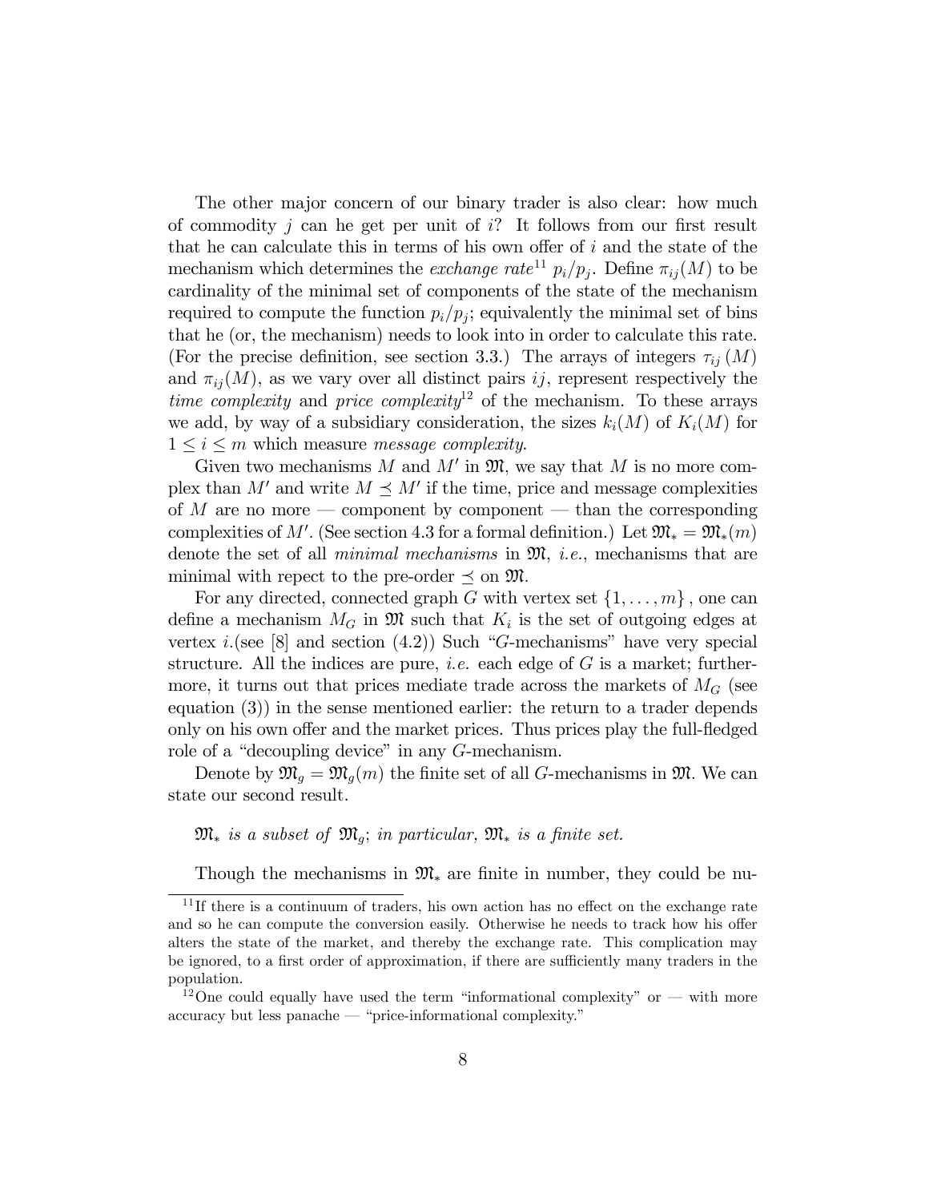The other major concern of our binary trader is also clear: how much of commodity $j$ can he get per unit of $i$? It follows from our first result that he can calculate this in terms of his own offer of $i$ and the state of the mechanism which determines the *exchange rate*[11] $p_i/p_j$. Define $\pi_{ij}(M)$ to be cardinality of the minimal set of components of the state of the mechanism required to compute the function $p_i/p_j$; equivalently the minimal set of bins that he (or, the mechanism) needs to look into in order to calculate this rate. (For the precise definition, see section 3.3.) The arrays of integers $\tau_{ij}(M)$ and $\pi_{ij}(M)$, as we vary over all distinct pairs $ij$, represent respectively the *time complexity* and *price complexity*[12] of the mechanism. To these arrays we add, by way of a subsidiary consideration, the sizes $k_i(M)$ of $K_i(M)$ for $1 \leq i \leq m$ which measure *message complexity*.

Given two mechanisms $M$ and $M'$ in $\mathfrak{M}$, we say that $M$ is no more complex than $M'$ and write $M \preceq M'$ if the time, price and message complexities of $M$ are no more — component by component — than the corresponding complexities of $M'$. (See section 4.3 for a formal definition.) Let $\mathfrak{M}_* = \mathfrak{M}_*(m)$ denote the set of all *minimal mechanisms* in $\mathfrak{M}$, *i.e.*, mechanisms that are minimal with repect to the pre-order $\preceq$ on $\mathfrak{M}$.

For any directed, connected graph $G$ with vertex set $\{1, \ldots, m\}$, one can define a mechanism $M_G$ in $\mathfrak{M}$ such that $K_i$ is the set of outgoing edges at vertex $i$.(see [8] and section (4.2)) Such "$G$-mechanisms" have very special structure. All the indices are pure, *i.e.* each edge of $G$ is a market; furthermore, it turns out that prices mediate trade across the markets of $M_G$ (see equation (3)) in the sense mentioned earlier: the return to a trader depends only on his own offer and the market prices. Thus prices play the full-fledged role of a "decoupling device" in any $G$-mechanism.

Denote by $\mathfrak{M}_g = \mathfrak{M}_g(m)$ the finite set of all $G$-mechanisms in $\mathfrak{M}$. We can state our second result.

*$\mathfrak{M}_*$ is a subset of $\mathfrak{M}_g$; in particular, $\mathfrak{M}_*$ is a finite set.*

Though the mechanisms in $\mathfrak{M}_*$ are finite in number, they could be nu-

---

[11] If there is a continuum of traders, his own action has no effect on the exchange rate and so he can compute the conversion easily. Otherwise he needs to track how his offer alters the state of the market, and thereby the exchange rate. This complication may be ignored, to a first order of approximation, if there are sufficiently many traders in the population.

[12] One could equally have used the term "informational complexity" or — with more accuracy but less panache — "price-informational complexity."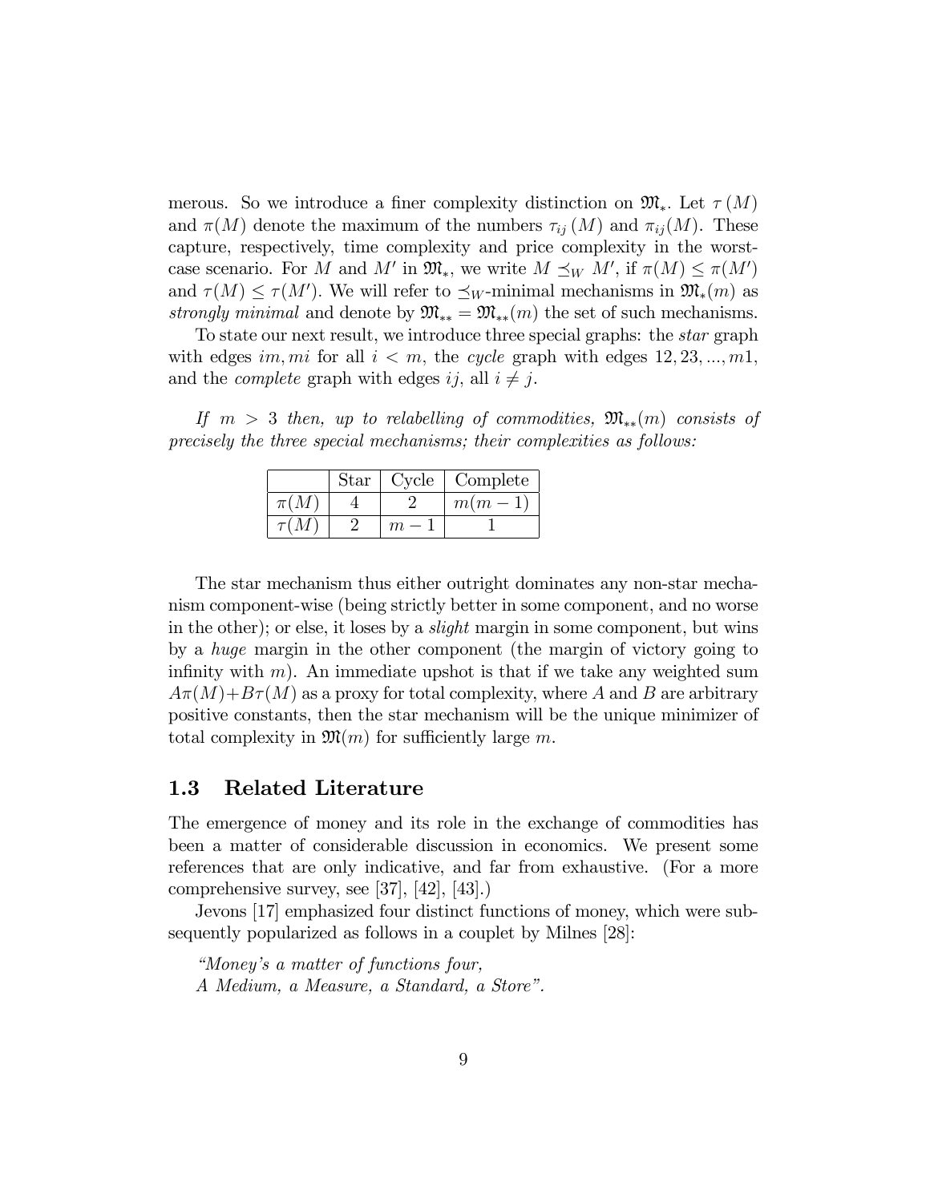merous. So we introduce a finer complexity distinction on $\mathfrak{M}_*$. Let $\tau(M)$ and $\pi(M)$ denote the maximum of the numbers $\tau_{ij}(M)$ and $\pi_{ij}(M)$. These capture, respectively, time complexity and price complexity in the worst-case scenario. For $M$ and $M'$ in $\mathfrak{M}_*$, we write $M \preceq_W M'$, if $\pi(M) \leq \pi(M')$ and $\tau(M) \leq \tau(M')$. We will refer to $\preceq_W$-minimal mechanisms in $\mathfrak{M}_*(m)$ as *strongly minimal* and denote by $\mathfrak{M}_{**} = \mathfrak{M}_{**}(m)$ the set of such mechanisms.

To state our next result, we introduce three special graphs: the *star* graph with edges $im, mi$ for all $i < m$, the *cycle* graph with edges $12, 23, ..., m1$, and the *complete* graph with edges $ij$, all $i \neq j$.

*If $m > 3$ then, up to relabelling of commodities, $\mathfrak{M}_{**}(m)$ consists of precisely the three special mechanisms; their complexities as follows:*

| | Star | Cycle | Complete |
|---|---|---|---|
| $\pi(M)$ | 4 | 2 | $m(m-1)$ |
| $\tau(M)$ | 2 | $m-1$ | 1 |

The star mechanism thus either outright dominates any non-star mechanism component-wise (being strictly better in some component, and no worse in the other); or else, it loses by a *slight* margin in some component, but wins by a *huge* margin in the other component (the margin of victory going to infinity with $m$). An immediate upshot is that if we take any weighted sum $A\pi(M)+B\tau(M)$ as a proxy for total complexity, where $A$ and $B$ are arbitrary positive constants, then the star mechanism will be the unique minimizer of total complexity in $\mathfrak{M}(m)$ for sufficiently large $m$.

## 1.3 Related Literature

The emergence of money and its role in the exchange of commodities has been a matter of considerable discussion in economics. We present some references that are only indicative, and far from exhaustive. (For a more comprehensive survey, see [37], [42], [43].)

Jevons [17] emphasized four distinct functions of money, which were subsequently popularized as follows in a couplet by Milnes [28]:

*"Money's a matter of functions four,*
*A Medium, a Measure, a Standard, a Store".*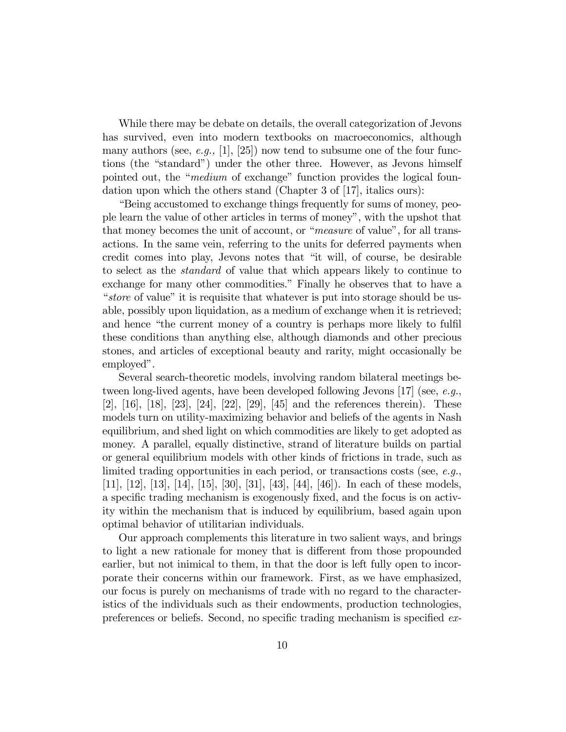While there may be debate on details, the overall categorization of Jevons has survived, even into modern textbooks on macroeconomics, although many authors (see, *e.g.,* [1], [25]) now tend to subsume one of the four functions (the "standard") under the other three. However, as Jevons himself pointed out, the "*medium* of exchange" function provides the logical foundation upon which the others stand (Chapter 3 of [17], italics ours):

"Being accustomed to exchange things frequently for sums of money, people learn the value of other articles in terms of money", with the upshot that that money becomes the unit of account, or "*measure* of value", for all transactions. In the same vein, referring to the units for deferred payments when credit comes into play, Jevons notes that "it will, of course, be desirable to select as the *standard* of value that which appears likely to continue to exchange for many other commodities." Finally he observes that to have a "*store* of value" it is requisite that whatever is put into storage should be usable, possibly upon liquidation, as a medium of exchange when it is retrieved; and hence "the current money of a country is perhaps more likely to fulfil these conditions than anything else, although diamonds and other precious stones, and articles of exceptional beauty and rarity, might occasionally be employed".

Several search-theoretic models, involving random bilateral meetings between long-lived agents, have been developed following Jevons [17] (see, *e.g.*, [2], [16], [18], [23], [24], [22], [29], [45] and the references therein). These models turn on utility-maximizing behavior and beliefs of the agents in Nash equilibrium, and shed light on which commodities are likely to get adopted as money. A parallel, equally distinctive, strand of literature builds on partial or general equilibrium models with other kinds of frictions in trade, such as limited trading opportunities in each period, or transactions costs (see, *e.g.*, [11], [12], [13], [14], [15], [30], [31], [43], [44], [46]). In each of these models, a specific trading mechanism is exogenously fixed, and the focus is on activity within the mechanism that is induced by equilibrium, based again upon optimal behavior of utilitarian individuals.

Our approach complements this literature in two salient ways, and brings to light a new rationale for money that is different from those propounded earlier, but not inimical to them, in that the door is left fully open to incorporate their concerns within our framework. First, as we have emphasized, our focus is purely on mechanisms of trade with no regard to the characteristics of the individuals such as their endowments, production technologies, preferences or beliefs. Second, no specific trading mechanism is specified *ex-*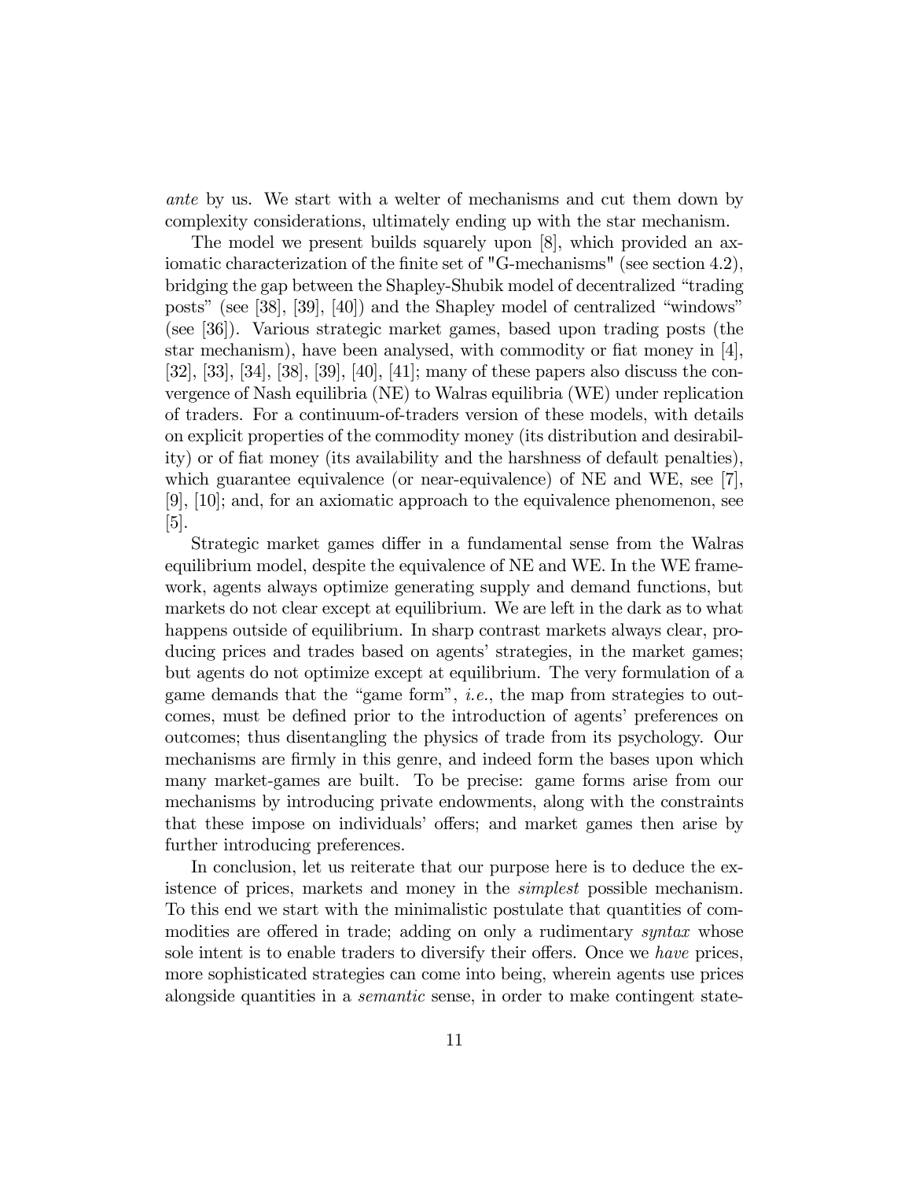*ante* by us. We start with a welter of mechanisms and cut them down by complexity considerations, ultimately ending up with the star mechanism.

The model we present builds squarely upon [8], which provided an axiomatic characterization of the finite set of "G-mechanisms" (see section 4.2), bridging the gap between the Shapley-Shubik model of decentralized "trading posts" (see [38], [39], [40]) and the Shapley model of centralized "windows" (see [36]). Various strategic market games, based upon trading posts (the star mechanism), have been analysed, with commodity or fiat money in [4], [32], [33], [34], [38], [39], [40], [41]; many of these papers also discuss the convergence of Nash equilibria (NE) to Walras equilibria (WE) under replication of traders. For a continuum-of-traders version of these models, with details on explicit properties of the commodity money (its distribution and desirability) or of fiat money (its availability and the harshness of default penalties), which guarantee equivalence (or near-equivalence) of NE and WE, see [7], [9], [10]; and, for an axiomatic approach to the equivalence phenomenon, see [5].

Strategic market games differ in a fundamental sense from the Walras equilibrium model, despite the equivalence of NE and WE. In the WE framework, agents always optimize generating supply and demand functions, but markets do not clear except at equilibrium. We are left in the dark as to what happens outside of equilibrium. In sharp contrast markets always clear, producing prices and trades based on agents' strategies, in the market games; but agents do not optimize except at equilibrium. The very formulation of a game demands that the "game form", *i.e.*, the map from strategies to outcomes, must be defined prior to the introduction of agents' preferences on outcomes; thus disentangling the physics of trade from its psychology. Our mechanisms are firmly in this genre, and indeed form the bases upon which many market-games are built. To be precise: game forms arise from our mechanisms by introducing private endowments, along with the constraints that these impose on individuals' offers; and market games then arise by further introducing preferences.

In conclusion, let us reiterate that our purpose here is to deduce the existence of prices, markets and money in the *simplest* possible mechanism. To this end we start with the minimalistic postulate that quantities of commodities are offered in trade; adding on only a rudimentary *syntax* whose sole intent is to enable traders to diversify their offers. Once we *have* prices, more sophisticated strategies can come into being, wherein agents use prices alongside quantities in a *semantic* sense, in order to make contingent state-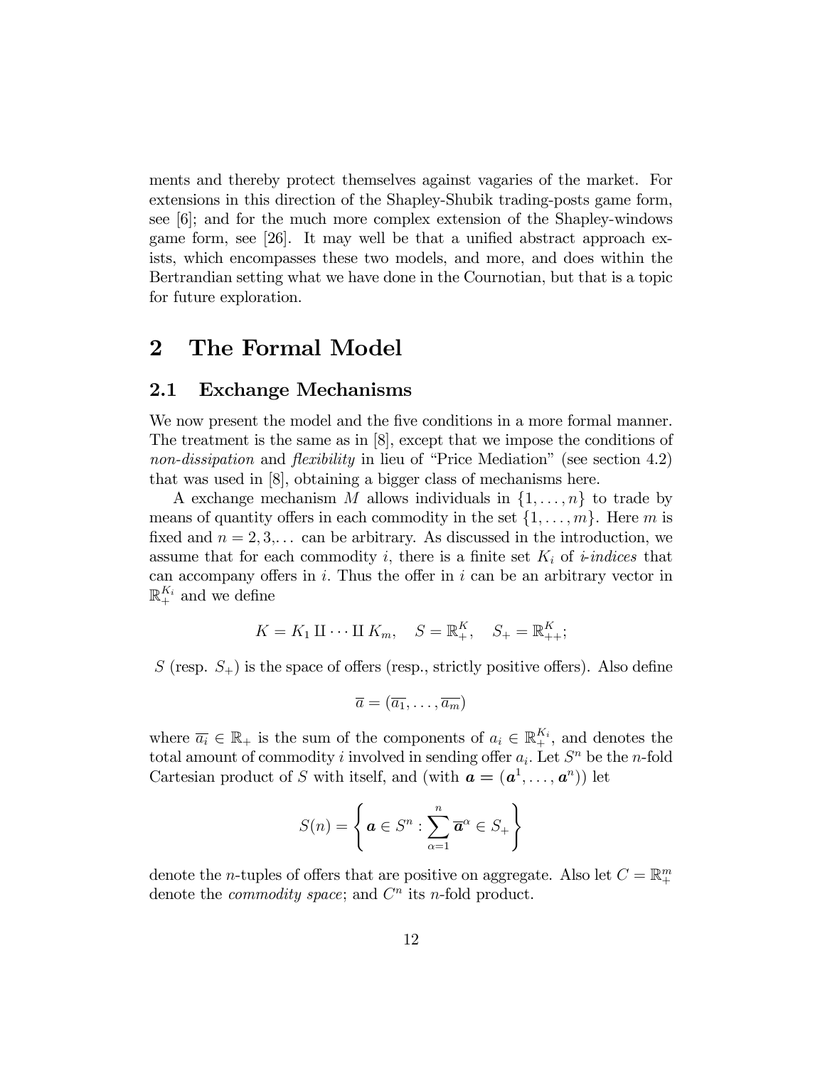ments and thereby protect themselves against vagaries of the market. For extensions in this direction of the Shapley-Shubik trading-posts game form, see [6]; and for the much more complex extension of the Shapley-windows game form, see [26]. It may well be that a unified abstract approach exists, which encompasses these two models, and more, and does within the Bertrandian setting what we have done in the Cournotian, but that is a topic for future exploration.

# 2 The Formal Model

## 2.1 Exchange Mechanisms

We now present the model and the five conditions in a more formal manner. The treatment is the same as in [8], except that we impose the conditions of *non-dissipation* and *flexibility* in lieu of "Price Mediation" (see section 4.2) that was used in [8], obtaining a bigger class of mechanisms here.

A exchange mechanism $M$ allows individuals in $\{1, \ldots, n\}$ to trade by means of quantity offers in each commodity in the set $\{1, \ldots, m\}$. Here $m$ is fixed and $n = 2, 3, \ldots$ can be arbitrary. As discussed in the introduction, we assume that for each commodity $i$, there is a finite set $K_i$ of *i-indices* that can accompany offers in $i$. Thus the offer in $i$ can be an arbitrary vector in $\mathbb{R}_+^{K_i}$ and we define

$$K = K_1 \amalg \cdots \amalg K_m, \quad S = \mathbb{R}_+^K, \quad S_+ = \mathbb{R}_{++}^K;$$

$S$ (resp. $S_+$) is the space of offers (resp., strictly positive offers). Also define

$$\overline{a} = (\overline{a_1}, \ldots, \overline{a_m})$$

where $\overline{a_i} \in \mathbb{R}_+$ is the sum of the components of $a_i \in \mathbb{R}_+^{K_i}$, and denotes the total amount of commodity $i$ involved in sending offer $a_i$. Let $S^n$ be the $n$-fold Cartesian product of $S$ with itself, and (with $\boldsymbol{a} = (\boldsymbol{a}^1, \ldots, \boldsymbol{a}^n)$) let

$$S(n) = \left\{ \boldsymbol{a} \in S^n : \sum_{\alpha=1}^{n} \overline{\boldsymbol{a}}^\alpha \in S_+ \right\}$$

denote the $n$-tuples of offers that are positive on aggregate. Also let $C = \mathbb{R}_+^m$ denote the *commodity space*; and $C^n$ its $n$-fold product.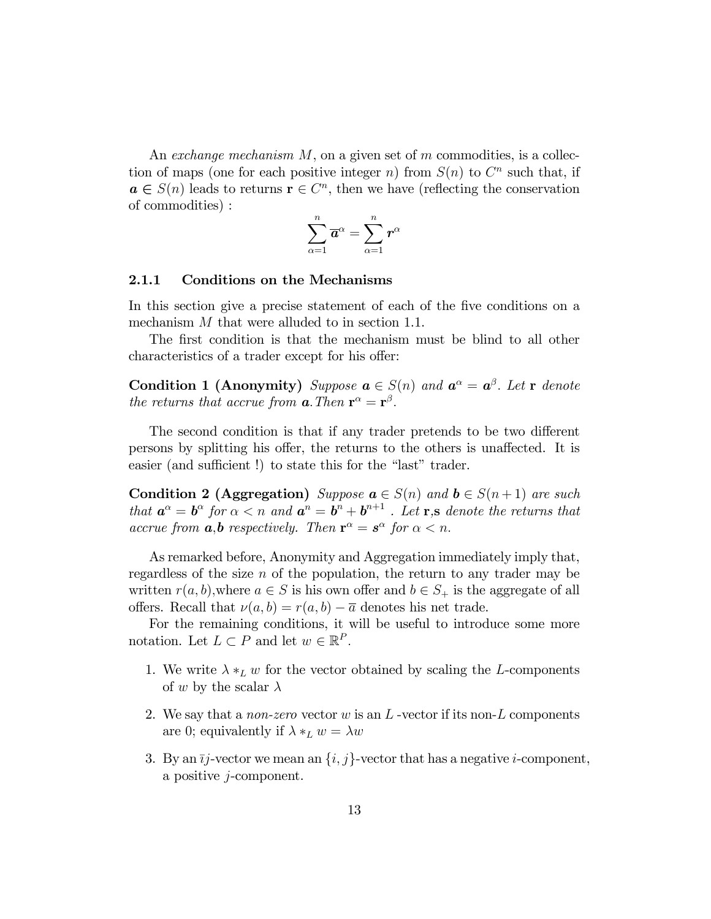An *exchange mechanism* $M$, on a given set of $m$ commodities, is a collection of maps (one for each positive integer $n$) from $S(n)$ to $C^n$ such that, if $\boldsymbol{a} \in S(n)$ leads to returns $\mathbf{r} \in C^n$, then we have (reflecting the conservation of commodities) :

$$\sum_{\alpha=1}^{n} \overline{\boldsymbol{a}}^{\alpha} = \sum_{\alpha=1}^{n} \boldsymbol{r}^{\alpha}$$

### 2.1.1 Conditions on the Mechanisms

In this section give a precise statement of each of the five conditions on a mechanism $M$ that were alluded to in section 1.1.

The first condition is that the mechanism must be blind to all other characteristics of a trader except for his offer:

**Condition 1 (Anonymity)** *Suppose $\boldsymbol{a} \in S(n)$ and $\boldsymbol{a}^{\alpha} = \boldsymbol{a}^{\beta}$. Let $\mathbf{r}$ denote the returns that accrue from $\boldsymbol{a}$. Then $\mathbf{r}^{\alpha} = \mathbf{r}^{\beta}$.*

The second condition is that if any trader pretends to be two different persons by splitting his offer, the returns to the others is unaffected. It is easier (and sufficient !) to state this for the "last" trader.

**Condition 2 (Aggregation)** *Suppose $\boldsymbol{a} \in S(n)$ and $\boldsymbol{b} \in S(n+1)$ are such that $\boldsymbol{a}^{\alpha} = \boldsymbol{b}^{\alpha}$ for $\alpha < n$ and $\boldsymbol{a}^{n} = \boldsymbol{b}^{n} + \boldsymbol{b}^{n+1}$ . Let $\mathbf{r}$,$\mathbf{s}$ denote the returns that accrue from $\boldsymbol{a}$,$\boldsymbol{b}$ respectively. Then $\mathbf{r}^{\alpha} = \boldsymbol{s}^{\alpha}$ for $\alpha < n$.*

As remarked before, Anonymity and Aggregation immediately imply that, regardless of the size $n$ of the population, the return to any trader may be written $r(a, b)$,where $a \in S$ is his own offer and $b \in S_+$ is the aggregate of all offers. Recall that $\nu(a, b) = r(a, b) - \overline{a}$ denotes his net trade.

For the remaining conditions, it will be useful to introduce some more notation. Let $L \subset P$ and let $w \in \mathbb{R}^P$.

1. We write $\lambda *_L w$ for the vector obtained by scaling the $L$-components of $w$ by the scalar $\lambda$
2. We say that a *non-zero* vector $w$ is an $L$ -vector if its non-$L$ components are 0; equivalently if $\lambda *_L w = \lambda w$
3. By an $\bar{i}j$-vector we mean an $\{i, j\}$-vector that has a negative $i$-component, a positive $j$-component.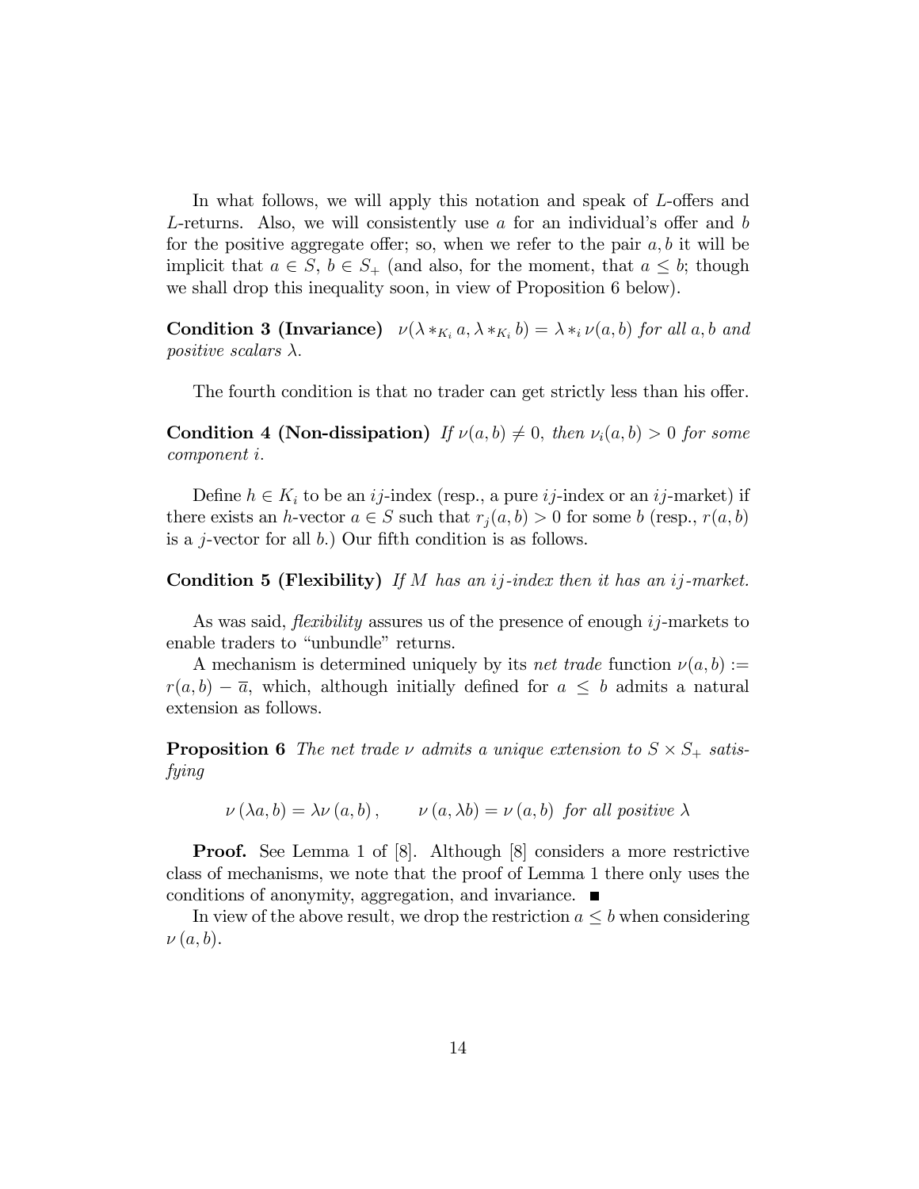In what follows, we will apply this notation and speak of $L$-offers and $L$-returns. Also, we will consistently use $a$ for an individual's offer and $b$ for the positive aggregate offer; so, when we refer to the pair $a, b$ it will be implicit that $a \in S$, $b \in S_+$ (and also, for the moment, that $a \leq b$; though we shall drop this inequality soon, in view of Proposition 6 below).

**Condition 3 (Invariance)** *$\nu(\lambda *_{K_i} a, \lambda *_{K_i} b) = \lambda *_i \nu(a, b)$ for all $a, b$ and positive scalars $\lambda$.*

The fourth condition is that no trader can get strictly less than his offer.

**Condition 4 (Non-dissipation)** *If $\nu(a, b) \neq 0$, then $\nu_i(a, b) > 0$ for some component $i$.*

Define $h \in K_i$ to be an $ij$-index (resp., a pure $ij$-index or an $ij$-market) if there exists an $h$-vector $a \in S$ such that $r_j(a, b) > 0$ for some $b$ (resp., $r(a, b)$ is a $j$-vector for all $b$.) Our fifth condition is as follows.

**Condition 5 (Flexibility)** *If $M$ has an $ij$-index then it has an $ij$-market.*

As was said, *flexibility* assures us of the presence of enough $ij$-markets to enable traders to "unbundle" returns.

A mechanism is determined uniquely by its *net trade* function $\nu(a, b) := r(a, b) - \overline{a}$, which, although initially defined for $a \leq b$ admits a natural extension as follows.

**Proposition 6** *The net trade $\nu$ admits a unique extension to $S \times S_+$ satisfying*

$$\nu(\lambda a, b) = \lambda \nu(a, b), \qquad \nu(a, \lambda b) = \nu(a, b) \text{ for all positive } \lambda$$

**Proof.** See Lemma 1 of [8]. Although [8] considers a more restrictive class of mechanisms, we note that the proof of Lemma 1 there only uses the conditions of anonymity, aggregation, and invariance. ■

In view of the above result, we drop the restriction $a \leq b$ when considering $\nu(a, b)$.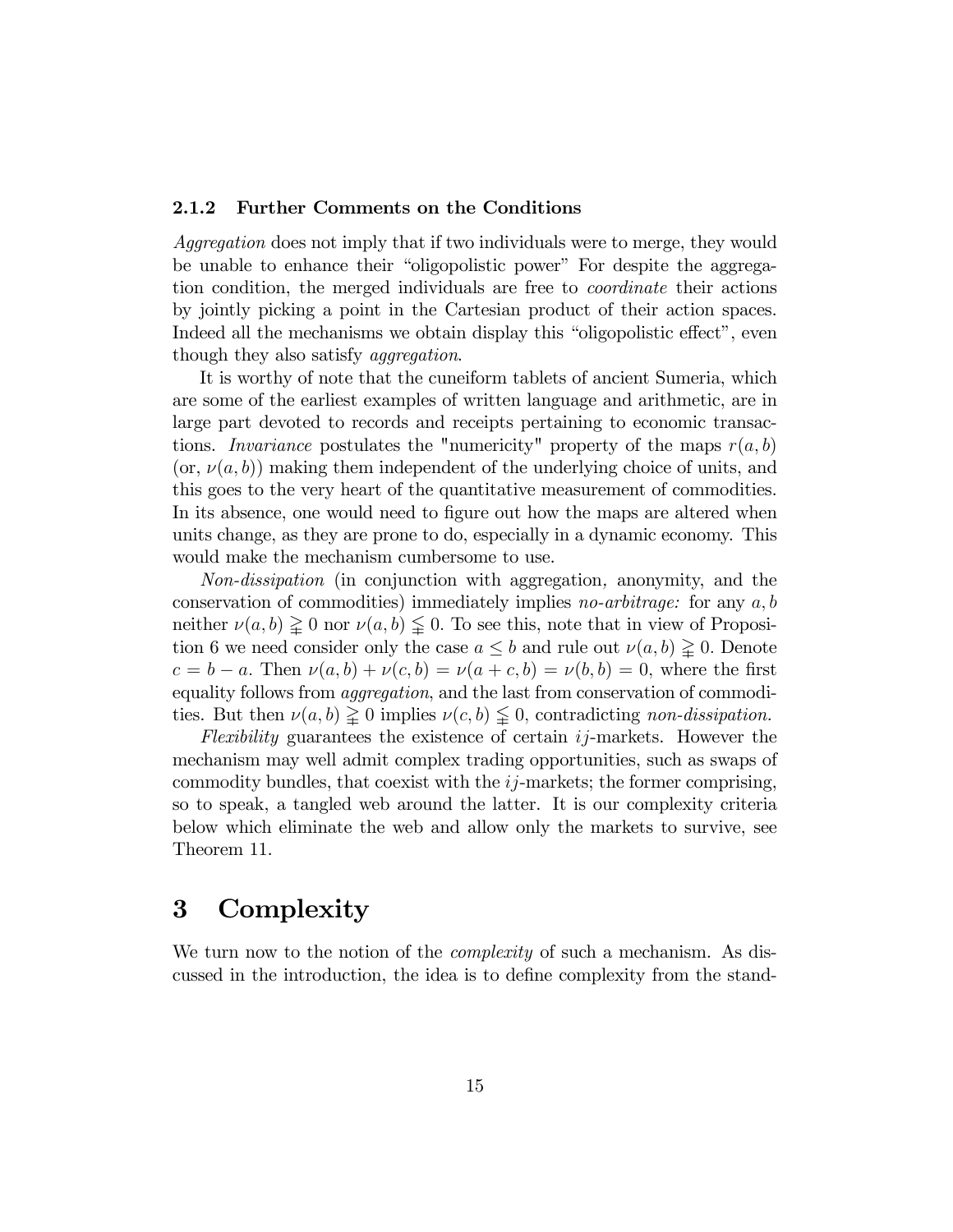### 2.1.2 Further Comments on the Conditions

*Aggregation* does not imply that if two individuals were to merge, they would be unable to enhance their "oligopolistic power" For despite the aggregation condition, the merged individuals are free to *coordinate* their actions by jointly picking a point in the Cartesian product of their action spaces. Indeed all the mechanisms we obtain display this "oligopolistic effect", even though they also satisfy *aggregation*.

It is worthy of note that the cuneiform tablets of ancient Sumeria, which are some of the earliest examples of written language and arithmetic, are in large part devoted to records and receipts pertaining to economic transactions. *Invariance* postulates the "numericity" property of the maps $r(a, b)$ (or, $\nu(a, b)$) making them independent of the underlying choice of units, and this goes to the very heart of the quantitative measurement of commodities. In its absence, one would need to figure out how the maps are altered when units change, as they are prone to do, especially in a dynamic economy. This would make the mechanism cumbersome to use.

*Non-dissipation* (in conjunction with aggregation, anonymity, and the conservation of commodities) immediately implies *no-arbitrage:* for any $a, b$ neither $\nu(a, b) \gneqq 0$ nor $\nu(a, b) \lneqq 0$. To see this, note that in view of Proposition 6 we need consider only the case $a \leq b$ and rule out $\nu(a, b) \gneqq 0$. Denote $c = b - a$. Then $\nu(a, b) + \nu(c, b) = \nu(a + c, b) = \nu(b, b) = 0$, where the first equality follows from *aggregation*, and the last from conservation of commodities. But then $\nu(a, b) \gneqq 0$ implies $\nu(c, b) \lneqq 0$, contradicting *non-dissipation.*

*Flexibility* guarantees the existence of certain $ij$-markets. However the mechanism may well admit complex trading opportunities, such as swaps of commodity bundles, that coexist with the $ij$-markets; the former comprising, so to speak, a tangled web around the latter. It is our complexity criteria below which eliminate the web and allow only the markets to survive, see Theorem 11.

# 3 Complexity

We turn now to the notion of the *complexity* of such a mechanism. As discussed in the introduction, the idea is to define complexity from the stand-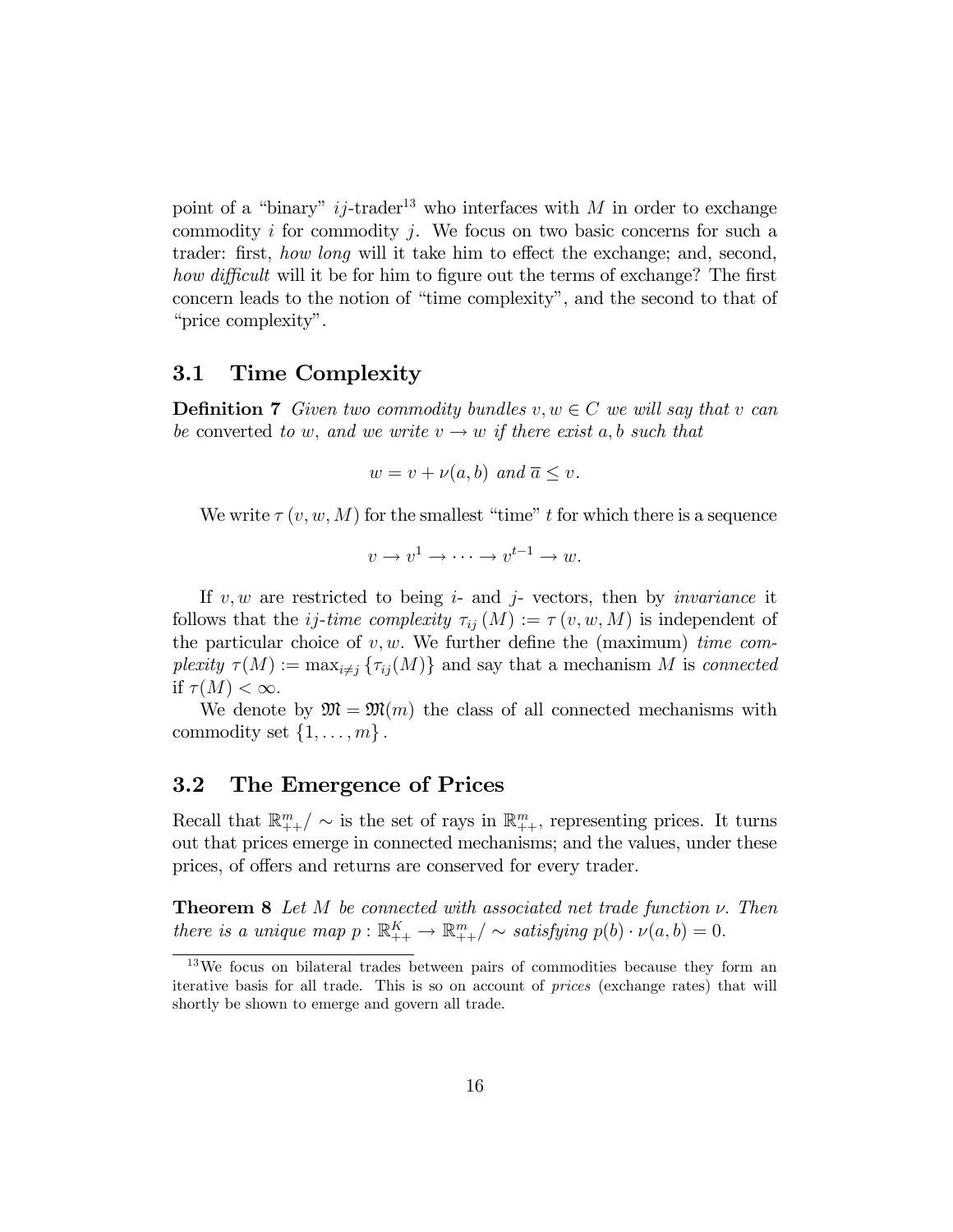point of a "binary" $ij$-trader[13] who interfaces with $M$ in order to exchange commodity $i$ for commodity $j$. We focus on two basic concerns for such a trader: first, *how long* will it take him to effect the exchange; and, second, *how difficult* will it be for him to figure out the terms of exchange? The first concern leads to the notion of "time complexity", and the second to that of "price complexity".

## 3.1 Time Complexity

**Definition 7** *Given two commodity bundles $v, w \in C$ we will say that $v$ can be* converted *to $w$, and we write $v \to w$ if there exist $a, b$ such that*

$$w = v + \nu(a, b) \text{ and } \overline{a} \leq v.$$

We write $\tau(v, w, M)$ for the smallest "time" $t$ for which there is a sequence

$$v \to v^1 \to \cdots \to v^{t-1} \to w.$$

If $v, w$ are restricted to being $i$- and $j$- vectors, then by *invariance* it follows that the *$ij$-time complexity* $\tau_{ij}(M) := \tau(v, w, M)$ is independent of the particular choice of $v, w$. We further define the (maximum) *time complexity* $\tau(M) := \max_{i \neq j} \{\tau_{ij}(M)\}$ and say that a mechanism $M$ is *connected* if $\tau(M) < \infty$.

We denote by $\mathfrak{M} = \mathfrak{M}(m)$ the class of all connected mechanisms with commodity set $\{1, \ldots, m\}$.

## 3.2 The Emergence of Prices

Recall that $\mathbb{R}^m_{++}/\sim$ is the set of rays in $\mathbb{R}^m_{++}$, representing prices. It turns out that prices emerge in connected mechanisms; and the values, under these prices, of offers and returns are conserved for every trader.

**Theorem 8** *Let $M$ be connected with associated net trade function $\nu$. Then there is a unique map $p : \mathbb{R}^K_{++} \to \mathbb{R}^m_{++}/\sim$ satisfying $p(b) \cdot \nu(a, b) = 0$.*

---

[13] We focus on bilateral trades between pairs of commodities because they form an iterative basis for all trade. This is so on account of *prices* (exchange rates) that will shortly be shown to emerge and govern all trade.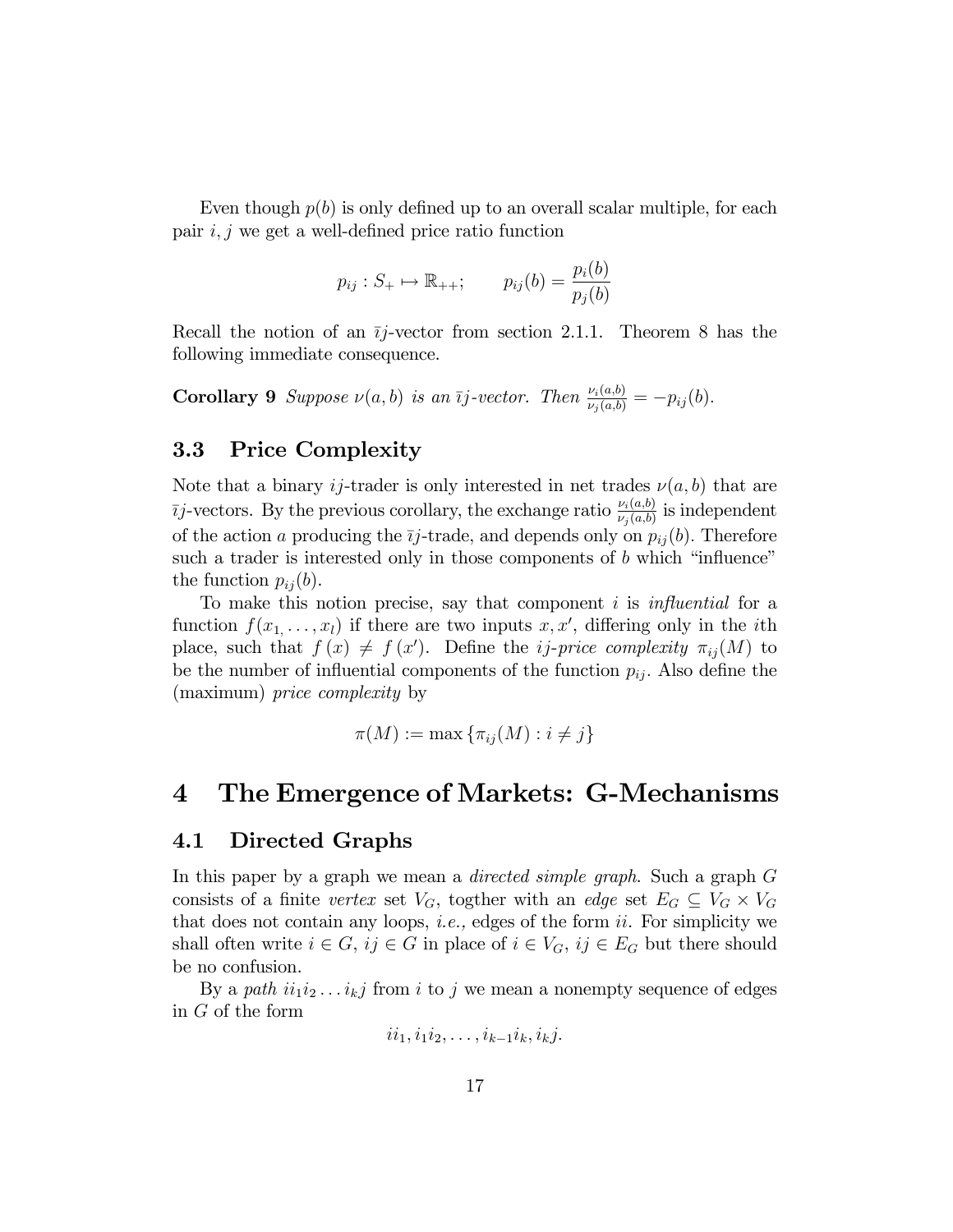Even though $p(b)$ is only defined up to an overall scalar multiple, for each pair $i, j$ we get a well-defined price ratio function

$$p_{ij} : S_+ \mapsto \mathbb{R}_{++}; \qquad p_{ij}(b) = \frac{p_i(b)}{p_j(b)}$$

Recall the notion of an $\bar{\imath}j$-vector from section 2.1.1. Theorem 8 has the following immediate consequence.

**Corollary 9** *Suppose $\nu(a, b)$ is an $\bar{\imath}j$-vector. Then $\frac{\nu_i(a,b)}{\nu_j(a,b)} = -p_{ij}(b)$.*

## 3.3 Price Complexity

Note that a binary $ij$-trader is only interested in net trades $\nu(a, b)$ that are $\bar{\imath}j$-vectors. By the previous corollary, the exchange ratio $\frac{\nu_i(a,b)}{\nu_j(a,b)}$ is independent of the action $a$ producing the $\bar{\imath}j$-trade, and depends only on $p_{ij}(b)$. Therefore such a trader is interested only in those components of $b$ which "influence" the function $p_{ij}(b)$.

To make this notion precise, say that component $i$ is *influential* for a function $f(x_1, \ldots, x_l)$ if there are two inputs $x, x'$, differing only in the $i$th place, such that $f(x) \neq f(x')$. Define the *$ij$-price complexity* $\pi_{ij}(M)$ to be the number of influential components of the function $p_{ij}$. Also define the (maximum) *price complexity* by

$$\pi(M) := \max \{\pi_{ij}(M) : i \neq j\}$$

# 4 The Emergence of Markets: G-Mechanisms

## 4.1 Directed Graphs

In this paper by a graph we mean a *directed simple graph*. Such a graph $G$ consists of a finite *vertex* set $V_G$, togther with an *edge* set $E_G \subseteq V_G \times V_G$ that does not contain any loops, *i.e.,* edges of the form $ii$. For simplicity we shall often write $i \in G$, $ij \in G$ in place of $i \in V_G$, $ij \in E_G$ but there should be no confusion.

By a *path* $ii_1i_2 \ldots i_kj$ from $i$ to $j$ we mean a nonempty sequence of edges in $G$ of the form

$$ii_1, i_1i_2, \ldots, i_{k-1}i_k, i_kj.$$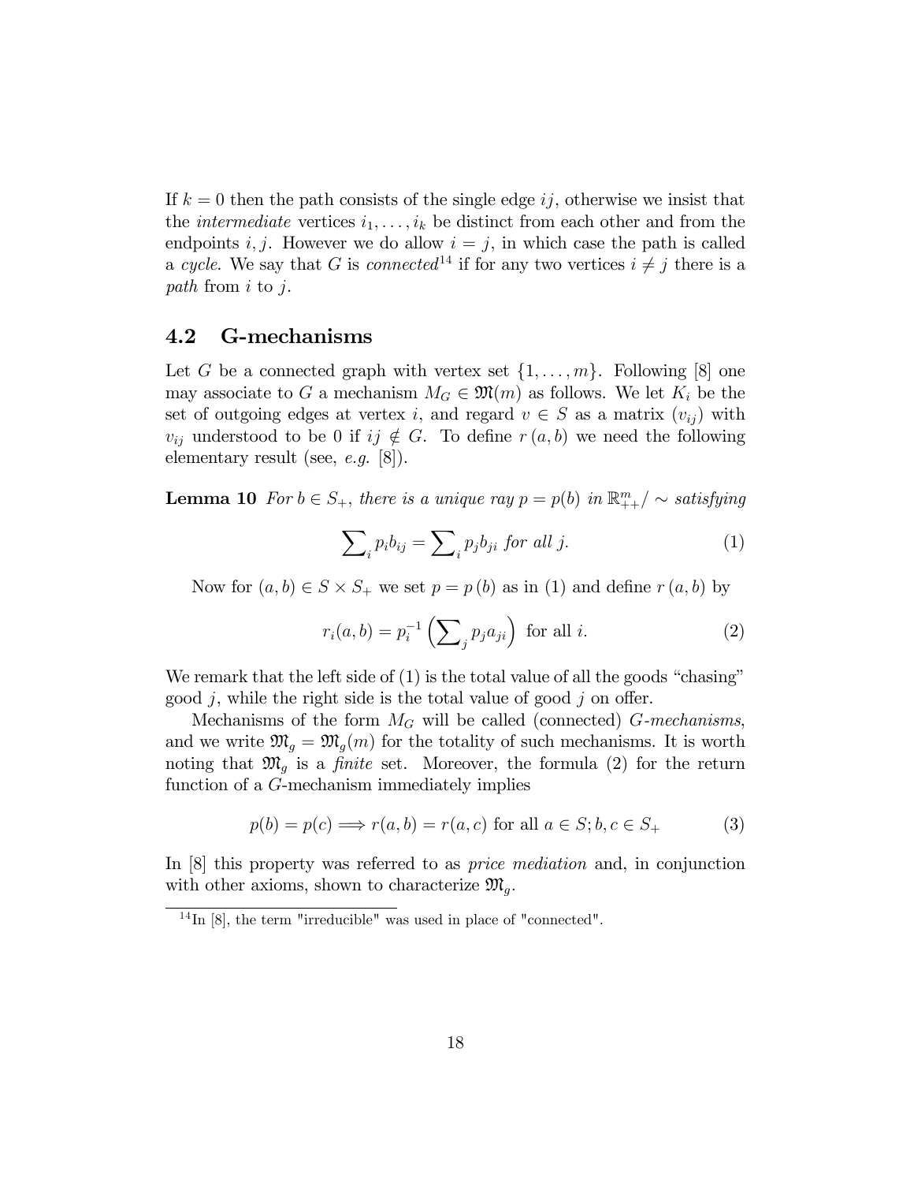If $k = 0$ then the path consists of the single edge $ij$, otherwise we insist that the *intermediate* vertices $i_1, \ldots, i_k$ be distinct from each other and from the endpoints $i, j$. However we do allow $i = j$, in which case the path is called a *cycle*. We say that $G$ is *connected*[14] if for any two vertices $i \neq j$ there is a *path* from $i$ to $j$.

### 4.2 G-mechanisms

Let $G$ be a connected graph with vertex set $\{1, \ldots, m\}$. Following [8] one may associate to $G$ a mechanism $M_G \in \mathfrak{M}(m)$ as follows. We let $K_i$ be the set of outgoing edges at vertex $i$, and regard $v \in S$ as a matrix $(v_{ij})$ with $v_{ij}$ understood to be 0 if $ij \notin G$. To define $r(a, b)$ we need the following elementary result (see, *e.g.* [8]).

**Lemma 10** *For $b \in S_+$, there is a unique ray $p = p(b)$ in $\mathbb{R}^m_{++}/\sim$ satisfying*

$$\sum_i p_i b_{ij} = \sum_i p_j b_{ji} \text{ for all } j. \tag{1}$$

Now for $(a, b) \in S \times S_+$ we set $p = p(b)$ as in (1) and define $r(a, b)$ by

$$r_i(a, b) = p_i^{-1} \left( \sum_j p_j a_{ji} \right) \text{ for all } i. \tag{2}$$

We remark that the left side of (1) is the total value of all the goods "chasing" good $j$, while the right side is the total value of good $j$ on offer.

Mechanisms of the form $M_G$ will be called (connected) *G-mechanisms*, and we write $\mathfrak{M}_g = \mathfrak{M}_g(m)$ for the totality of such mechanisms. It is worth noting that $\mathfrak{M}_g$ is a *finite* set. Moreover, the formula (2) for the return function of a $G$-mechanism immediately implies

$$p(b) = p(c) \Longrightarrow r(a, b) = r(a, c) \text{ for all } a \in S; b, c \in S_+ \tag{3}$$

In [8] this property was referred to as *price mediation* and, in conjunction with other axioms, shown to characterize $\mathfrak{M}_g$.

[14] In [8], the term "irreducible" was used in place of "connected".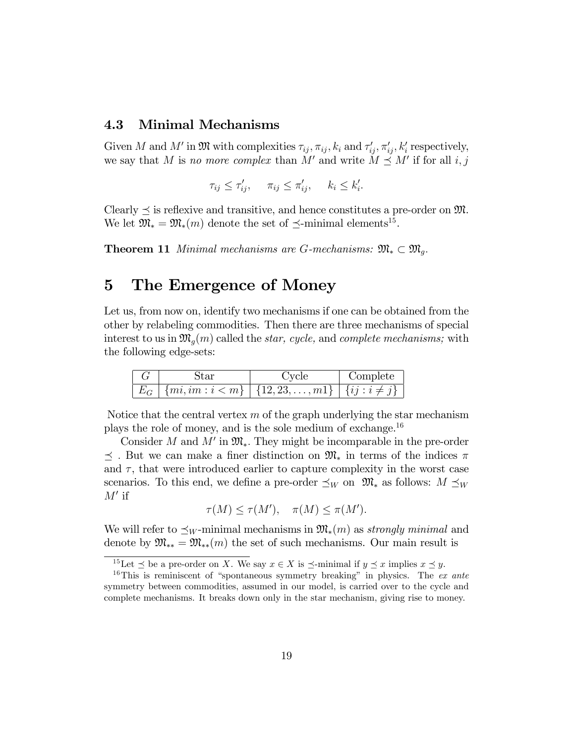### 4.3 Minimal Mechanisms

Given $M$ and $M'$ in $\mathfrak{M}$ with complexities $\tau_{ij}, \pi_{ij}, k_i$ and $\tau'_{ij}, \pi'_{ij}, k'_i$ respectively, we say that $M$ is *no more complex* than $M'$ and write $M \preceq M'$ if for all $i, j$

$$\tau_{ij} \leq \tau'_{ij}, \quad \pi_{ij} \leq \pi'_{ij}, \quad k_i \leq k'_i.$$

Clearly $\preceq$ is reflexive and transitive, and hence constitutes a pre-order on $\mathfrak{M}$. We let $\mathfrak{M}_* = \mathfrak{M}_*(m)$ denote the set of $\preceq$-minimal elements[15].

**Theorem 11** *Minimal mechanisms are G-mechanisms:* $\mathfrak{M}_* \subset \mathfrak{M}_g$.

## 5 The Emergence of Money

Let us, from now on, identify two mechanisms if one can be obtained from the other by relabeling commodities. Then there are three mechanisms of special interest to us in $\mathfrak{M}_g(m)$ called the *star, cycle,* and *complete mechanisms;* with the following edge-sets:

| $G$ | Star | Cycle | Complete |
|---|---|---|---|
| $E_G$ | $\{mi, im : i < m\}$ | $\{12, 23, \ldots, m1\}$ | $\{ij : i \neq j\}$ |

Notice that the central vertex $m$ of the graph underlying the star mechanism plays the role of money, and is the sole medium of exchange.[16]

Consider $M$ and $M'$ in $\mathfrak{M}_*$. They might be incomparable in the pre-order $\preceq$ . But we can make a finer distinction on $\mathfrak{M}_*$ in terms of the indices $\pi$ and $\tau$, that were introduced earlier to capture complexity in the worst case scenarios. To this end, we define a pre-order $\preceq_W$ on $\mathfrak{M}_*$ as follows: $M \preceq_W M'$ if

$$\tau(M) \leq \tau(M'), \quad \pi(M) \leq \pi(M').$$

We will refer to $\preceq_W$-minimal mechanisms in $\mathfrak{M}_*(m)$ as *strongly minimal* and denote by $\mathfrak{M}_{**} = \mathfrak{M}_{**}(m)$ the set of such mechanisms. Our main result is

[15] Let $\preceq$ be a pre-order on $X$. We say $x \in X$ is $\preceq$-minimal if $y \preceq x$ implies $x \preceq y$.

[16] This is reminiscent of "spontaneous symmetry breaking" in physics. The *ex ante* symmetry between commodities, assumed in our model, is carried over to the cycle and complete mechanisms. It breaks down only in the star mechanism, giving rise to money.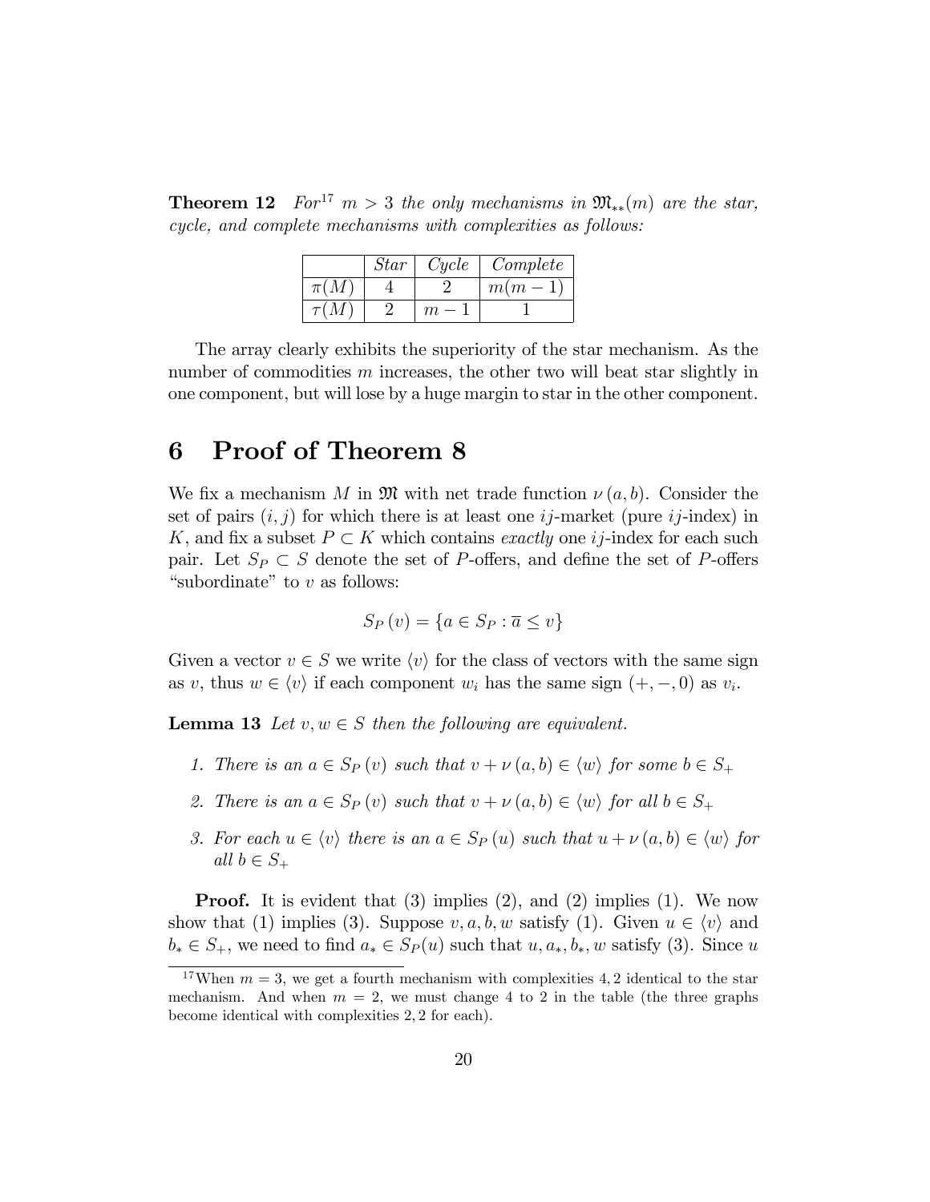**Theorem 12** *For*[17] *$m > 3$ the only mechanisms in $\mathfrak{M}_{**}(m)$ are the star, cycle, and complete mechanisms with complexities as follows:*

| | *Star* | *Cycle* | *Complete* |
|---|---|---|---|
| $\pi(M)$ | 4 | 2 | $m(m-1)$ |
| $\tau(M)$ | 2 | $m-1$ | 1 |

The array clearly exhibits the superiority of the star mechanism. As the number of commodities $m$ increases, the other two will beat star slightly in one component, but will lose by a huge margin to star in the other component.

# 6 Proof of Theorem 8

We fix a mechanism $M$ in $\mathfrak{M}$ with net trade function $\nu(a, b)$. Consider the set of pairs $(i, j)$ for which there is at least one $ij$-market (pure $ij$-index) in $K$, and fix a subset $P \subset K$ which contains *exactly* one $ij$-index for each such pair. Let $S_P \subset S$ denote the set of $P$-offers, and define the set of $P$-offers "subordinate" to $v$ as follows:

$$S_P(v) = \{a \in S_P : \overline{a} \leq v\}$$

Given a vector $v \in S$ we write $\langle v \rangle$ for the class of vectors with the same sign as $v$, thus $w \in \langle v \rangle$ if each component $w_i$ has the same sign $(+, -, 0)$ as $v_i$.

**Lemma 13** *Let $v, w \in S$ then the following are equivalent.*

1. *There is an $a \in S_P(v)$ such that $v + \nu(a, b) \in \langle w \rangle$ for some $b \in S_+$*
2. *There is an $a \in S_P(v)$ such that $v + \nu(a, b) \in \langle w \rangle$ for all $b \in S_+$*
3. *For each $u \in \langle v \rangle$ there is an $a \in S_P(u)$ such that $u + \nu(a, b) \in \langle w \rangle$ for all $b \in S_+$*

**Proof.** It is evident that (3) implies (2), and (2) implies (1). We now show that (1) implies (3). Suppose $v, a, b, w$ satisfy (1). Given $u \in \langle v \rangle$ and $b_* \in S_+$, we need to find $a_* \in S_P(u)$ such that $u, a_*, b_*, w$ satisfy (3). Since $u$

[17] When $m = 3$, we get a fourth mechanism with complexities $4, 2$ identical to the star mechanism. And when $m = 2$, we must change 4 to 2 in the table (the three graphs become identical with complexities $2, 2$ for each).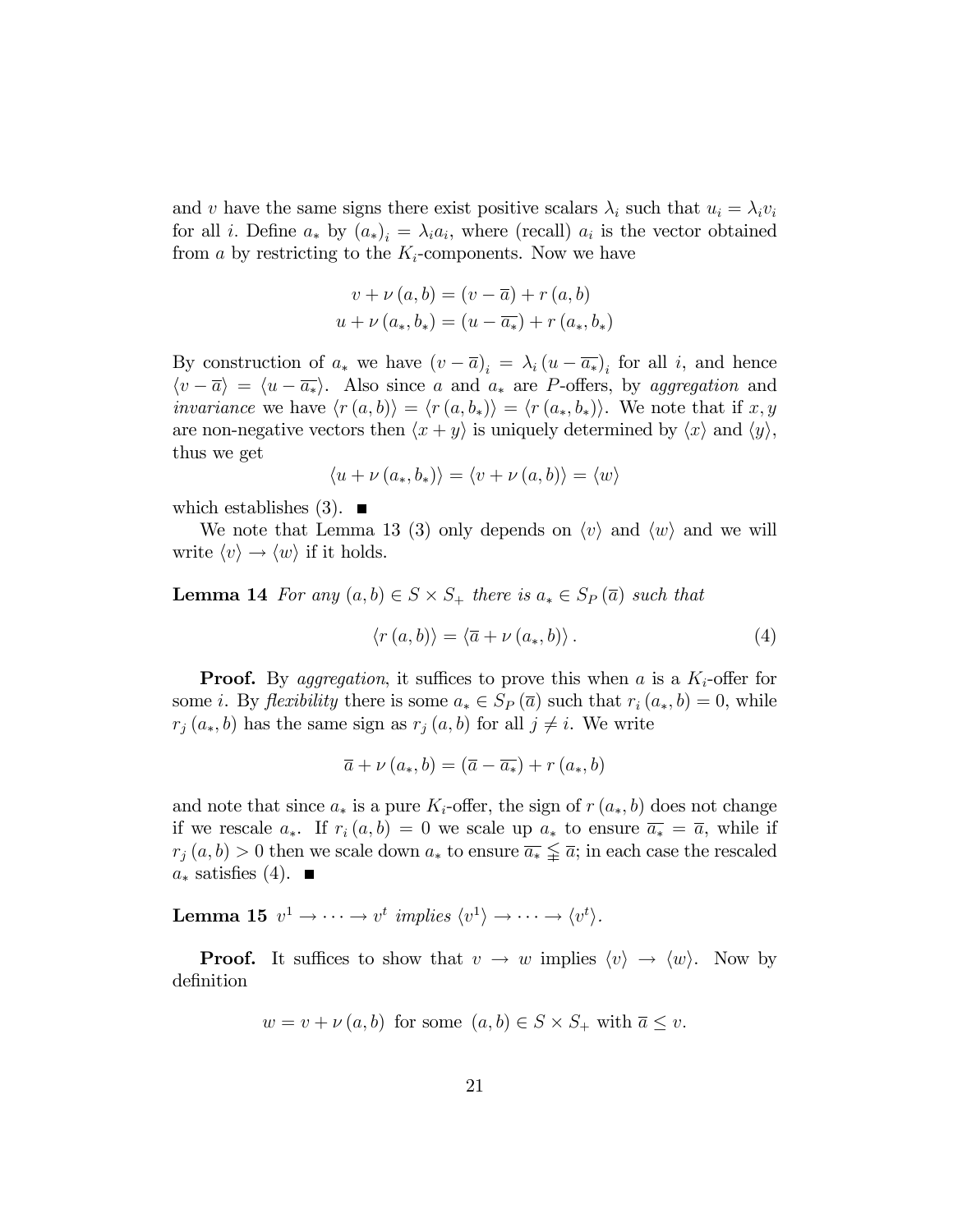and $v$ have the same signs there exist positive scalars $\lambda_i$ such that $u_i = \lambda_i v_i$ for all $i$. Define $a_*$ by $(a_*)_i = \lambda_i a_i$, where (recall) $a_i$ is the vector obtained from $a$ by restricting to the $K_i$-components. Now we have

$$
\begin{aligned}
v + \nu(a, b) &= (v - \overline{a}) + r(a, b) \\
u + \nu(a_*, b_*) &= (u - \overline{a_*}) + r(a_*, b_*)
\end{aligned}
$$

By construction of $a_*$ we have $(v - \overline{a})_i = \lambda_i (u - \overline{a_*})_i$ for all $i$, and hence $\langle v - \overline{a} \rangle = \langle u - \overline{a_*} \rangle$. Also since $a$ and $a_*$ are $P$-offers, by *aggregation* and *invariance* we have $\langle r(a, b) \rangle = \langle r(a, b_*) \rangle = \langle r(a_*, b_*) \rangle$. We note that if $x, y$ are non-negative vectors then $\langle x + y \rangle$ is uniquely determined by $\langle x \rangle$ and $\langle y \rangle$, thus we get

$$
\langle u + \nu(a_*, b_*) \rangle = \langle v + \nu(a, b) \rangle = \langle w \rangle
$$

which establishes (3). ∎

We note that Lemma 13 (3) only depends on $\langle v \rangle$ and $\langle w \rangle$ and we will write $\langle v \rangle \to \langle w \rangle$ if it holds.

**Lemma 14** *For any $(a, b) \in S \times S_+$ there is $a_* \in S_P(\overline{a})$ such that*

$$
\langle r(a, b) \rangle = \langle \overline{a} + \nu(a_*, b) \rangle. \tag{4}
$$

**Proof.** By *aggregation*, it suffices to prove this when $a$ is a $K_i$-offer for some $i$. By *flexibility* there is some $a_* \in S_P(\overline{a})$ such that $r_i(a_*, b) = 0$, while $r_j(a_*, b)$ has the same sign as $r_j(a, b)$ for all $j \neq i$. We write

$$
\overline{a} + \nu(a_*, b) = (\overline{a} - \overline{a_*}) + r(a_*, b)
$$

and note that since $a_*$ is a pure $K_i$-offer, the sign of $r(a_*, b)$ does not change if we rescale $a_*$. If $r_i(a, b) = 0$ we scale up $a_*$ to ensure $\overline{a_*} = \overline{a}$, while if $r_j(a, b) > 0$ then we scale down $a_*$ to ensure $\overline{a_*} \lneqq \overline{a}$; in each case the rescaled $a_*$ satisfies (4). ∎

**Lemma 15** *$v^1 \to \cdots \to v^t$ implies $\langle v^1 \rangle \to \cdots \to \langle v^t \rangle$.*

**Proof.** It suffices to show that $v \to w$ implies $\langle v \rangle \to \langle w \rangle$. Now by definition

$$
w = v + \nu(a, b) \text{ for some } (a, b) \in S \times S_+ \text{ with } \overline{a} \leq v.
$$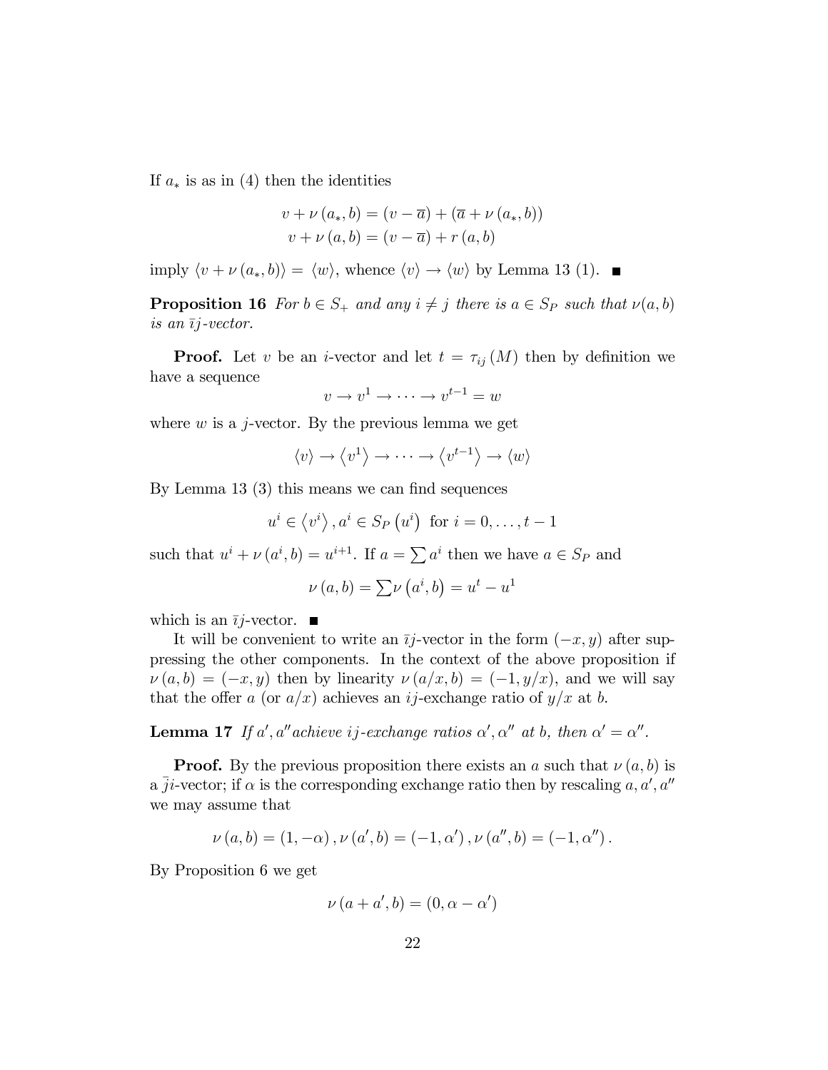If $a_*$ is as in (4) then the identities

$$v + \nu(a_*, b) = (v - \overline{a}) + (\overline{a} + \nu(a_*, b))$$
$$v + \nu(a, b) = (v - \overline{a}) + r(a, b)$$

imply $\langle v + \nu(a_*, b)\rangle = \langle w\rangle$, whence $\langle v\rangle \to \langle w\rangle$ by Lemma 13 (1). ■

**Proposition 16** *For $b \in S_+$ and any $i \neq j$ there is $a \in S_P$ such that $\nu(a, b)$ is an $\bar{\imath}j$-vector.*

**Proof.** Let $v$ be an $i$-vector and let $t = \tau_{ij}(M)$ then by definition we have a sequence

$$v \to v^1 \to \cdots \to v^{t-1} = w$$

where $w$ is a $j$-vector. By the previous lemma we get

$$\langle v\rangle \to \langle v^1\rangle \to \cdots \to \langle v^{t-1}\rangle \to \langle w\rangle$$

By Lemma 13 (3) this means we can find sequences

$$u^i \in \langle v^i\rangle, a^i \in S_P(u^i) \text{ for } i = 0, \ldots, t-1$$

such that $u^i + \nu(a^i, b) = u^{i+1}$. If $a = \sum a^i$ then we have $a \in S_P$ and

$$\nu(a, b) = \sum \nu(a^i, b) = u^t - u^1$$

which is an $\bar{\imath}j$-vector. ■

It will be convenient to write an $\bar{\imath}j$-vector in the form $(-x, y)$ after suppressing the other components. In the context of the above proposition if $\nu(a, b) = (-x, y)$ then by linearity $\nu(a/x, b) = (-1, y/x)$, and we will say that the offer $a$ (or $a/x$) achieves an $ij$-exchange ratio of $y/x$ at $b$.

**Lemma 17** *If $a', a''$ achieve $ij$-exchange ratios $\alpha', \alpha''$ at $b$, then $\alpha' = \alpha''$.*

**Proof.** By the previous proposition there exists an $a$ such that $\nu(a, b)$ is a $\bar{\jmath}i$-vector; if $\alpha$ is the corresponding exchange ratio then by rescaling $a, a', a''$ we may assume that

$$\nu(a, b) = (1, -\alpha), \nu(a', b) = (-1, \alpha'), \nu(a'', b) = (-1, \alpha'').$$

By Proposition 6 we get

$$\nu(a + a', b) = (0, \alpha - \alpha')$$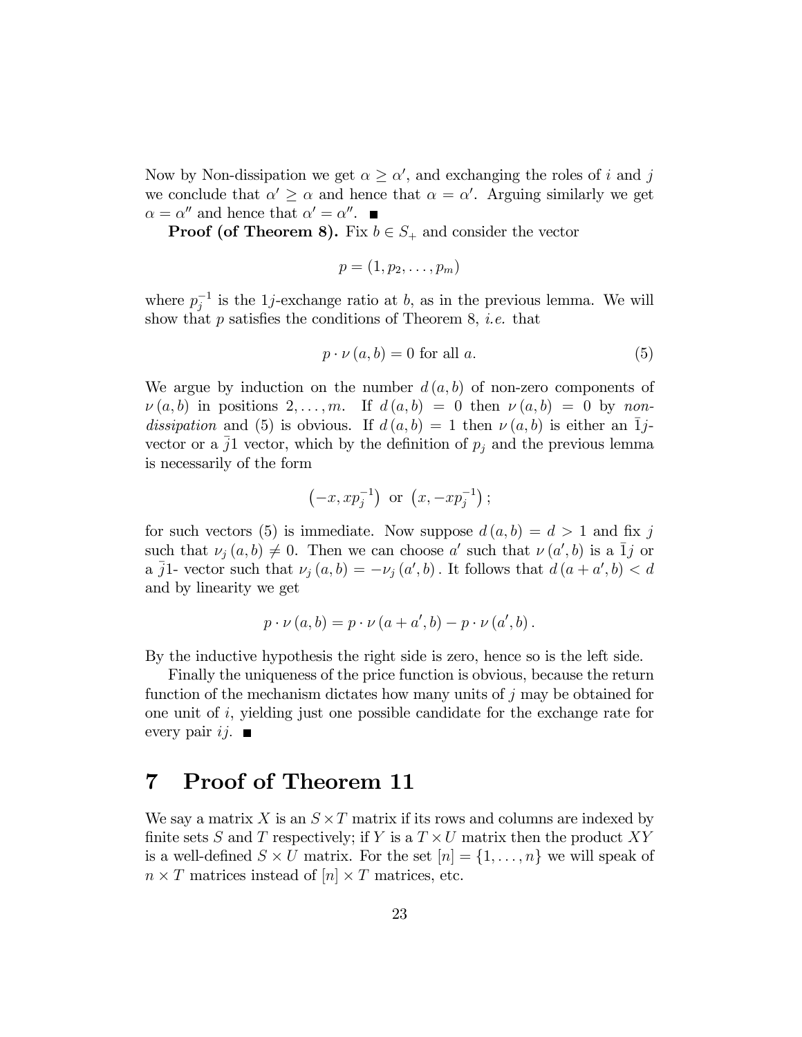Now by Non-dissipation we get $\alpha \geq \alpha'$, and exchanging the roles of $i$ and $j$ we conclude that $\alpha' \geq \alpha$ and hence that $\alpha = \alpha'$. Arguing similarly we get $\alpha = \alpha''$ and hence that $\alpha' = \alpha''$. ■

**Proof (of Theorem 8).** Fix $b \in S_+$ and consider the vector

$$p = (1, p_2, \ldots, p_m)$$

where $p_j^{-1}$ is the $1j$-exchange ratio at $b$, as in the previous lemma. We will show that $p$ satisfies the conditions of Theorem 8, *i.e.* that

$$p \cdot \nu(a, b) = 0 \text{ for all } a. \tag{5}$$

We argue by induction on the number $d(a, b)$ of non-zero components of $\nu(a, b)$ in positions $2, \ldots, m$. If $d(a, b) = 0$ then $\nu(a, b) = 0$ by *non-dissipation* and (5) is obvious. If $d(a, b) = 1$ then $\nu(a, b)$ is either an $\bar{1}j$-vector or a $\bar{j}1$ vector, which by the definition of $p_j$ and the previous lemma is necessarily of the form

$$\left(-x, x p_j^{-1}\right) \text{ or } \left(x, -x p_j^{-1}\right);$$

for such vectors (5) is immediate. Now suppose $d(a, b) = d > 1$ and fix $j$ such that $\nu_j(a, b) \neq 0$. Then we can choose $a'$ such that $\nu(a', b)$ is a $\bar{1}j$ or a $\bar{j}1$- vector such that $\nu_j(a, b) = -\nu_j(a', b)$. It follows that $d(a + a', b) < d$ and by linearity we get

$$p \cdot \nu(a, b) = p \cdot \nu(a + a', b) - p \cdot \nu(a', b).$$

By the inductive hypothesis the right side is zero, hence so is the left side.

Finally the uniqueness of the price function is obvious, because the return function of the mechanism dictates how many units of $j$ may be obtained for one unit of $i$, yielding just one possible candidate for the exchange rate for every pair $ij$. ■

# 7 Proof of Theorem 11

We say a matrix $X$ is an $S \times T$ matrix if its rows and columns are indexed by finite sets $S$ and $T$ respectively; if $Y$ is a $T \times U$ matrix then the product $XY$ is a well-defined $S \times U$ matrix. For the set $[n] = \{1, \ldots, n\}$ we will speak of $n \times T$ matrices instead of $[n] \times T$ matrices, etc.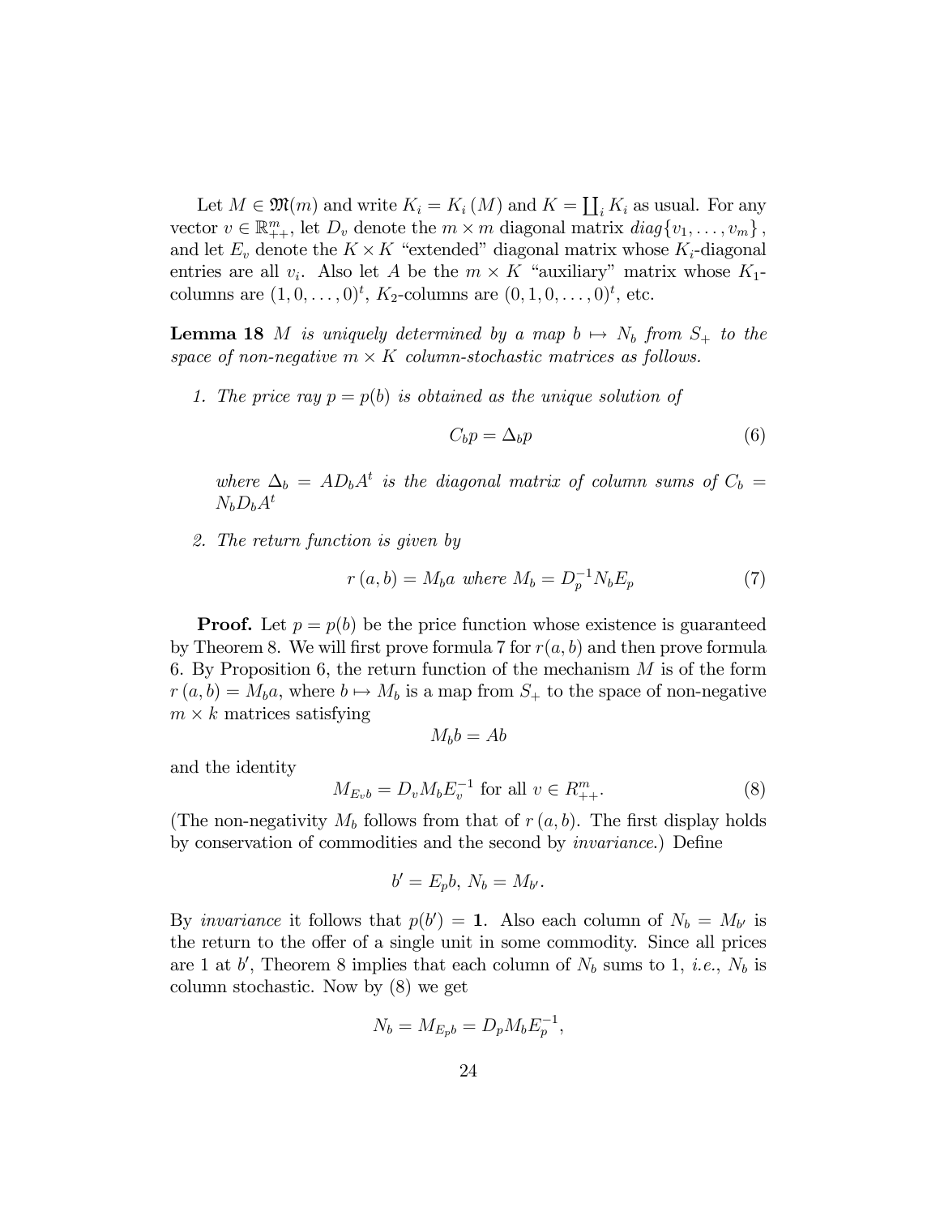Let $M \in \mathfrak{M}(m)$ and write $K_i = K_i(M)$ and $K = \coprod_i K_i$ as usual. For any vector $v \in \mathbb{R}^m_{++}$, let $D_v$ denote the $m \times m$ diagonal matrix $diag\{v_1, \ldots, v_m\}$, and let $E_v$ denote the $K \times K$ "extended" diagonal matrix whose $K_i$-diagonal entries are all $v_i$. Also let $A$ be the $m \times K$ "auxiliary" matrix whose $K_1$-columns are $(1, 0, \ldots, 0)^t$, $K_2$-columns are $(0, 1, 0, \ldots, 0)^t$, etc.

**Lemma 18** *$M$ is uniquely determined by a map $b \mapsto N_b$ from $S_+$ to the space of non-negative $m \times K$ column-stochastic matrices as follows.*

1. *The price ray $p = p(b)$ is obtained as the unique solution of*

$$C_b p = \Delta_b p \tag{6}$$

*where $\Delta_b = A D_b A^t$ is the diagonal matrix of column sums of $C_b = N_b D_b A^t$*

2. *The return function is given by*

$$r(a, b) = M_b a \text{ where } M_b = D_p^{-1} N_b E_p \tag{7}$$

**Proof.** Let $p = p(b)$ be the price function whose existence is guaranteed by Theorem 8. We will first prove formula 7 for $r(a, b)$ and then prove formula 6. By Proposition 6, the return function of the mechanism $M$ is of the form $r(a, b) = M_b a$, where $b \mapsto M_b$ is a map from $S_+$ to the space of non-negative $m \times k$ matrices satisfying

$$M_b b = Ab$$

and the identity

$$M_{E_v b} = D_v M_b E_v^{-1} \text{ for all } v \in R^m_{++}. \tag{8}$$

(The non-negativity $M_b$ follows from that of $r(a, b)$. The first display holds by conservation of commodities and the second by *invariance*.) Define

$$b' = E_p b, \; N_b = M_{b'}.$$

By *invariance* it follows that $p(b') = \mathbf{1}$. Also each column of $N_b = M_{b'}$ is the return to the offer of a single unit in some commodity. Since all prices are 1 at $b'$, Theorem 8 implies that each column of $N_b$ sums to 1, *i.e.*, $N_b$ is column stochastic. Now by (8) we get

$$N_b = M_{E_p b} = D_p M_b E_p^{-1},$$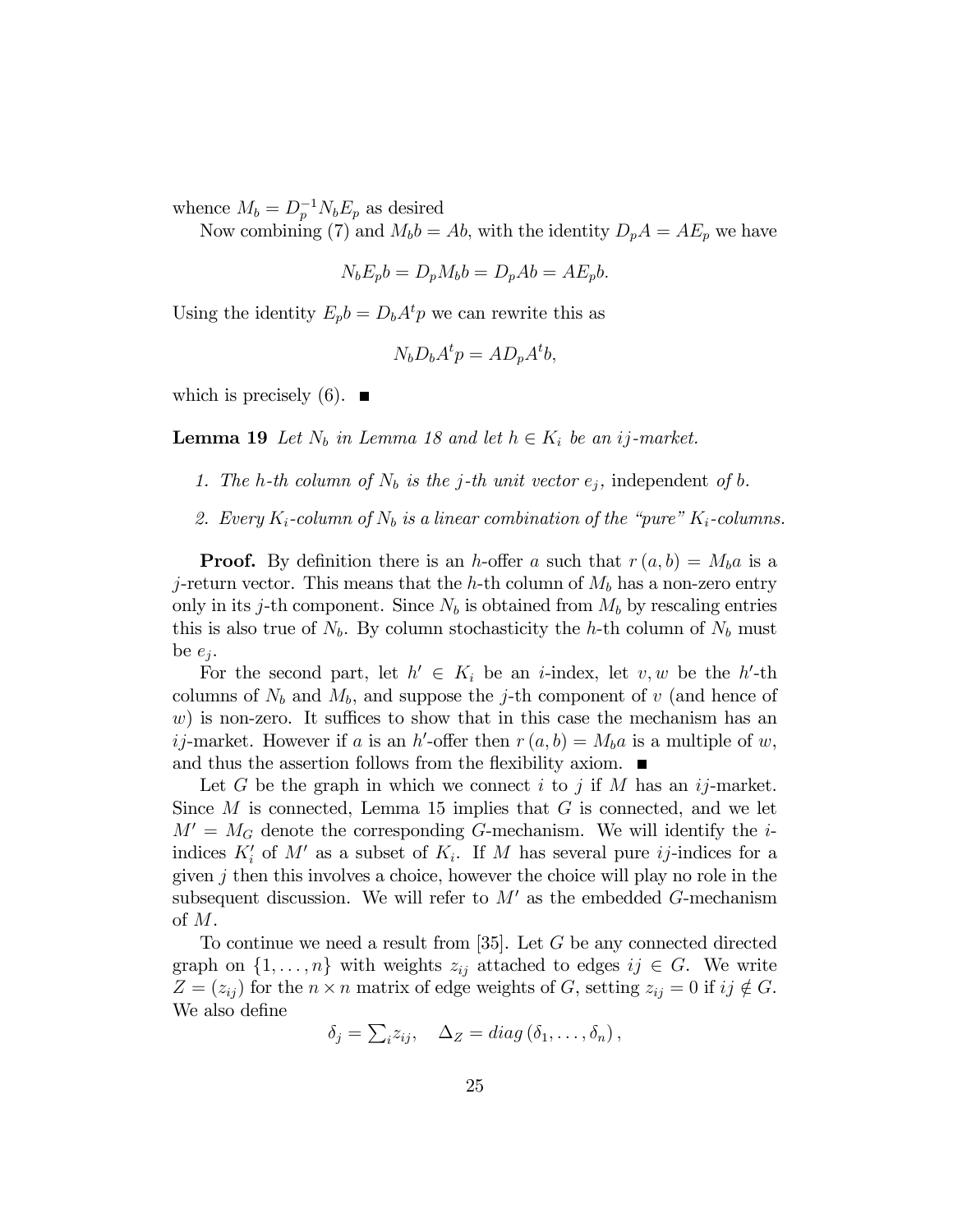whence $M_b = D_p^{-1} N_b E_p$ as desired

Now combining (7) and $M_b b = Ab$, with the identity $D_p A = A E_p$ we have

$$N_b E_p b = D_p M_b b = D_p A b = A E_p b.$$

Using the identity $E_p b = D_b A^t p$ we can rewrite this as

$$N_b D_b A^t p = A D_p A^t b,$$

which is precisely (6). ∎

**Lemma 19** *Let $N_b$ in Lemma 18 and let $h \in K_i$ be an $ij$-market.*

1. *The $h$-th column of $N_b$ is the $j$-th unit vector $e_j$,* independent *of $b$.*
2. *Every $K_i$-column of $N_b$ is a linear combination of the "pure" $K_i$-columns.*

**Proof.** By definition there is an $h$-offer $a$ such that $r(a, b) = M_b a$ is a $j$-return vector. This means that the $h$-th column of $M_b$ has a non-zero entry only in its $j$-th component. Since $N_b$ is obtained from $M_b$ by rescaling entries this is also true of $N_b$. By column stochasticity the $h$-th column of $N_b$ must be $e_j$.

For the second part, let $h' \in K_i$ be an $i$-index, let $v, w$ be the $h'$-th columns of $N_b$ and $M_b$, and suppose the $j$-th component of $v$ (and hence of $w$) is non-zero. It suffices to show that in this case the mechanism has an $ij$-market. However if $a$ is an $h'$-offer then $r(a, b) = M_b a$ is a multiple of $w$, and thus the assertion follows from the flexibility axiom. ∎

Let $G$ be the graph in which we connect $i$ to $j$ if $M$ has an $ij$-market. Since $M$ is connected, Lemma 15 implies that $G$ is connected, and we let $M' = M_G$ denote the corresponding $G$-mechanism. We will identify the $i$-indices $K_i'$ of $M'$ as a subset of $K_i$. If $M$ has several pure $ij$-indices for a given $j$ then this involves a choice, however the choice will play no role in the subsequent discussion. We will refer to $M'$ as the embedded $G$-mechanism of $M$.

To continue we need a result from [35]. Let $G$ be any connected directed graph on $\{1, \ldots, n\}$ with weights $z_{ij}$ attached to edges $ij \in G$. We write $Z = (z_{ij})$ for the $n \times n$ matrix of edge weights of $G$, setting $z_{ij} = 0$ if $ij \notin G$. We also define

$$\delta_j = \textstyle\sum_i z_{ij}, \quad \Delta_Z = diag(\delta_1, \ldots, \delta_n),$$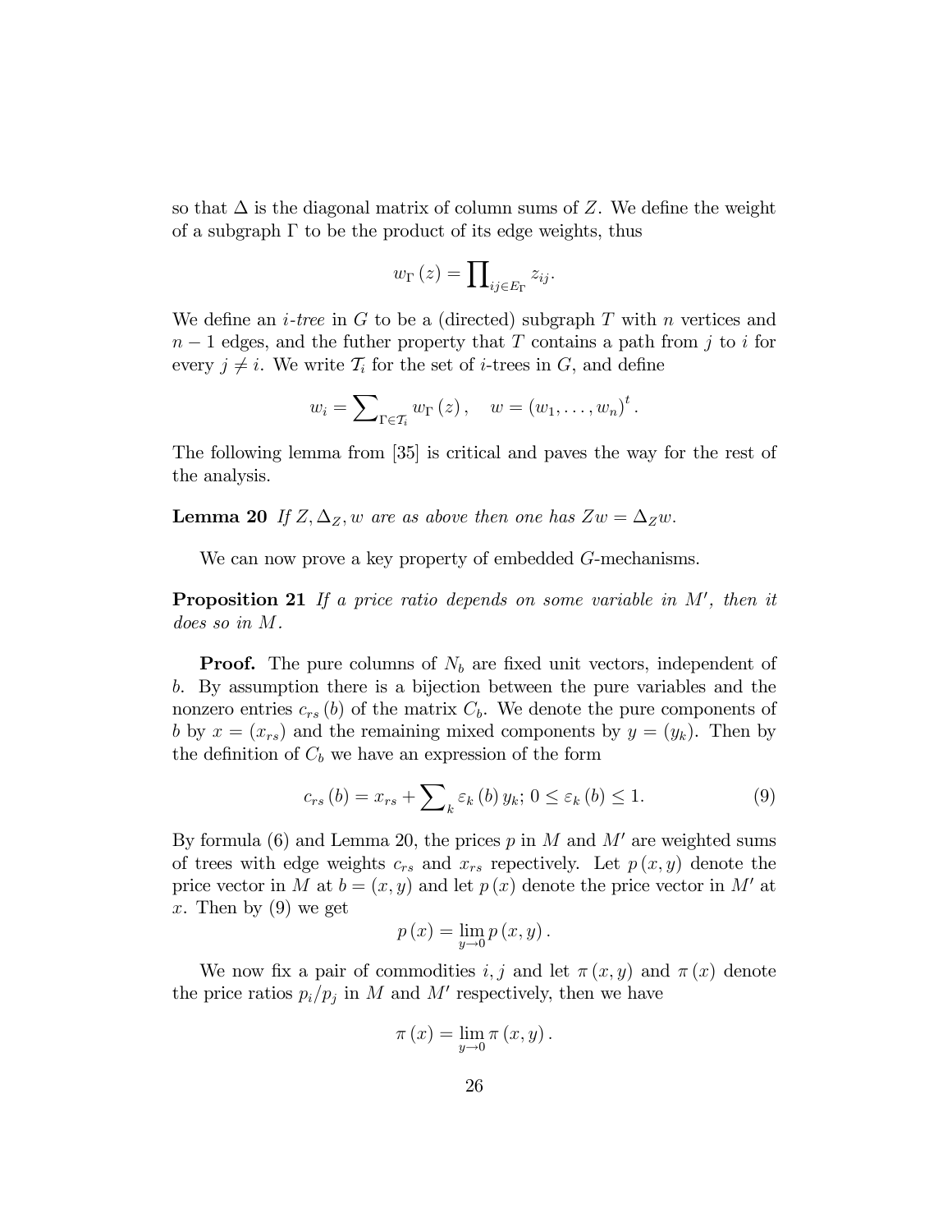so that $\Delta$ is the diagonal matrix of column sums of $Z$. We define the weight of a subgraph $\Gamma$ to be the product of its edge weights, thus

$$w_\Gamma(z) = \prod\nolimits_{ij \in E_\Gamma} z_{ij}.$$

We define an *i-tree* in $G$ to be a (directed) subgraph $T$ with $n$ vertices and $n-1$ edges, and the futher property that $T$ contains a path from $j$ to $i$ for every $j \neq i$. We write $\mathcal{T}_i$ for the set of $i$-trees in $G$, and define

$$w_i = \sum\nolimits_{\Gamma \in \mathcal{T}_i} w_\Gamma(z), \quad w = (w_1, \ldots, w_n)^t.$$

The following lemma from [35] is critical and paves the way for the rest of the analysis.

**Lemma 20** *If $Z, \Delta_Z, w$ are as above then one has $Zw = \Delta_Z w$.*

We can now prove a key property of embedded $G$-mechanisms.

**Proposition 21** *If a price ratio depends on some variable in $M'$, then it does so in $M$.*

**Proof.** The pure columns of $N_b$ are fixed unit vectors, independent of $b$. By assumption there is a bijection between the pure variables and the nonzero entries $c_{rs}(b)$ of the matrix $C_b$. We denote the pure components of $b$ by $x = (x_{rs})$ and the remaining mixed components by $y = (y_k)$. Then by the definition of $C_b$ we have an expression of the form

$$c_{rs}(b) = x_{rs} + \sum\nolimits_k \varepsilon_k(b)\, y_k;\ 0 \leq \varepsilon_k(b) \leq 1. \tag{9}$$

By formula (6) and Lemma 20, the prices $p$ in $M$ and $M'$ are weighted sums of trees with edge weights $c_{rs}$ and $x_{rs}$ respectively. Let $p(x, y)$ denote the price vector in $M$ at $b = (x, y)$ and let $p(x)$ denote the price vector in $M'$ at $x$. Then by (9) we get

$$p(x) = \lim_{y \to 0} p(x, y).$$

We now fix a pair of commodities $i, j$ and let $\pi(x, y)$ and $\pi(x)$ denote the price ratios $p_i/p_j$ in $M$ and $M'$ respectively, then we have

$$\pi(x) = \lim_{y \to 0} \pi(x, y).$$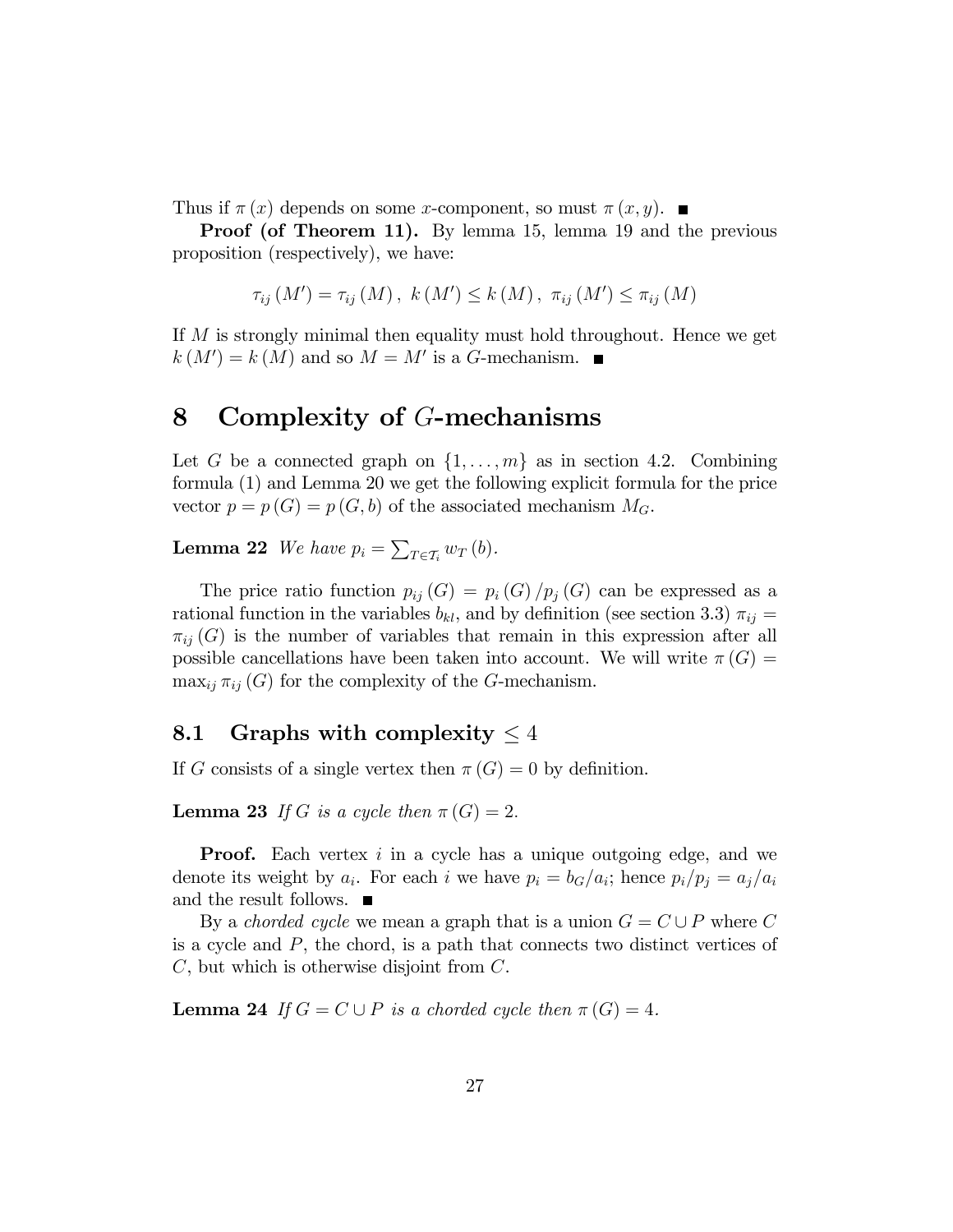Thus if $\pi(x)$ depends on some $x$-component, so must $\pi(x,y)$. ■

**Proof (of Theorem 11).** By lemma 15, lemma 19 and the previous proposition (respectively), we have:

$$\tau_{ij}(M') = \tau_{ij}(M),\ k(M') \leq k(M),\ \pi_{ij}(M') \leq \pi_{ij}(M)$$

If $M$ is strongly minimal then equality must hold throughout. Hence we get $k(M') = k(M)$ and so $M = M'$ is a $G$-mechanism. ■

# 8 Complexity of $G$-mechanisms

Let $G$ be a connected graph on $\{1, \ldots, m\}$ as in section 4.2. Combining formula (1) and Lemma 20 we get the following explicit formula for the price vector $p = p(G) = p(G, b)$ of the associated mechanism $M_G$.

**Lemma 22** *We have* $p_i = \sum_{T \in \mathcal{T}_i} w_T(b)$.

The price ratio function $p_{ij}(G) = p_i(G)/p_j(G)$ can be expressed as a rational function in the variables $b_{kl}$, and by definition (see section 3.3) $\pi_{ij} = \pi_{ij}(G)$ is the number of variables that remain in this expression after all possible cancellations have been taken into account. We will write $\pi(G) = \max_{ij} \pi_{ij}(G)$ for the complexity of the $G$-mechanism.

## 8.1 Graphs with complexity $\leq 4$

If $G$ consists of a single vertex then $\pi(G) = 0$ by definition.

**Lemma 23** *If $G$ is a cycle then* $\pi(G) = 2$.

**Proof.** Each vertex $i$ in a cycle has a unique outgoing edge, and we denote its weight by $a_i$. For each $i$ we have $p_i = b_G/a_i$; hence $p_i/p_j = a_j/a_i$ and the result follows. ■

By a *chorded cycle* we mean a graph that is a union $G = C \cup P$ where $C$ is a cycle and $P$, the chord, is a path that connects two distinct vertices of $C$, but which is otherwise disjoint from $C$.

**Lemma 24** *If $G = C \cup P$ is a chorded cycle then* $\pi(G) = 4$.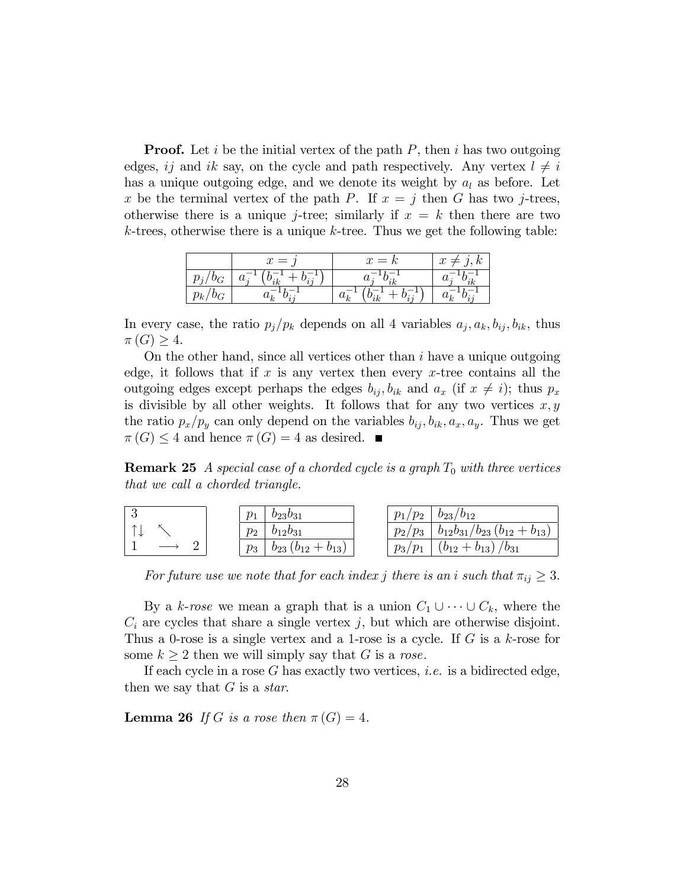**Proof.** Let $i$ be the initial vertex of the path $P$, then $i$ has two outgoing edges, $ij$ and $ik$ say, on the cycle and path respectively. Any vertex $l \neq i$ has a unique outgoing edge, and we denote its weight by $a_l$ as before. Let $x$ be the terminal vertex of the path $P$. If $x = j$ then $G$ has two $j$-trees, otherwise there is a unique $j$-tree; similarly if $x = k$ then there are two $k$-trees, otherwise there is a unique $k$-tree. Thus we get the following table:

| | $x = j$ | $x = k$ | $x \neq j, k$ |
|---|---|---|---|
| $p_j/b_G$ | $a_j^{-1}\left(b_{ik}^{-1} + b_{ij}^{-1}\right)$ | $a_j^{-1}b_{ik}^{-1}$ | $a_j^{-1}b_{ik}^{-1}$ |
| $p_k/b_G$ | $a_k^{-1}b_{ij}^{-1}$ | $a_k^{-1}\left(b_{ik}^{-1} + b_{ij}^{-1}\right)$ | $a_k^{-1}b_{ij}^{-1}$ |

In every case, the ratio $p_j/p_k$ depends on all 4 variables $a_j, a_k, b_{ij}, b_{ik}$, thus $\pi(G) \geq 4$.

On the other hand, since all vertices other than $i$ have a unique outgoing edge, it follows that if $x$ is any vertex then every $x$-tree contains all the outgoing edges except perhaps the edges $b_{ij}, b_{ik}$ and $a_x$ (if $x \neq i$); thus $p_x$ is divisible by all other weights. It follows that for any two vertices $x, y$ the ratio $p_x/p_y$ can only depend on the variables $b_{ij}, b_{ik}, a_x, a_y$. Thus we get $\pi(G) \leq 4$ and hence $\pi(G) = 4$ as desired. ■

**Remark 25** *A special case of a chorded cycle is a graph $T_0$ with three vertices that we call a chorded triangle.*

| | | |
|---|---|---|
| 3 | | |
| ↑↓ | ↖ | |
| 1 | ⟶ | 2 |

| | |
|---|---|
| $p_1$ | $b_{23}b_{31}$ |
| $p_2$ | $b_{12}b_{31}$ |
| $p_3$ | $b_{23}\left(b_{12} + b_{13}\right)$ |

| | |
|---|---|
| $p_1/p_2$ | $b_{23}/b_{12}$ |
| $p_2/p_3$ | $b_{12}b_{31}/b_{23}\left(b_{12} + b_{13}\right)$ |
| $p_3/p_1$ | $\left(b_{12} + b_{13}\right)/b_{31}$ |

*For future use we note that for each index $j$ there is an $i$ such that $\pi_{ij} \geq 3$.*

By a *$k$-rose* we mean a graph that is a union $C_1 \cup \cdots \cup C_k$, where the $C_i$ are cycles that share a single vertex $j$, but which are otherwise disjoint. Thus a 0-rose is a single vertex and a 1-rose is a cycle. If $G$ is a $k$-rose for some $k \geq 2$ then we will simply say that $G$ is a *rose*.

If each cycle in a rose $G$ has exactly two vertices, *i.e.* is a bidirected edge, then we say that $G$ is a *star*.

**Lemma 26** *If $G$ is a rose then $\pi(G) = 4$.*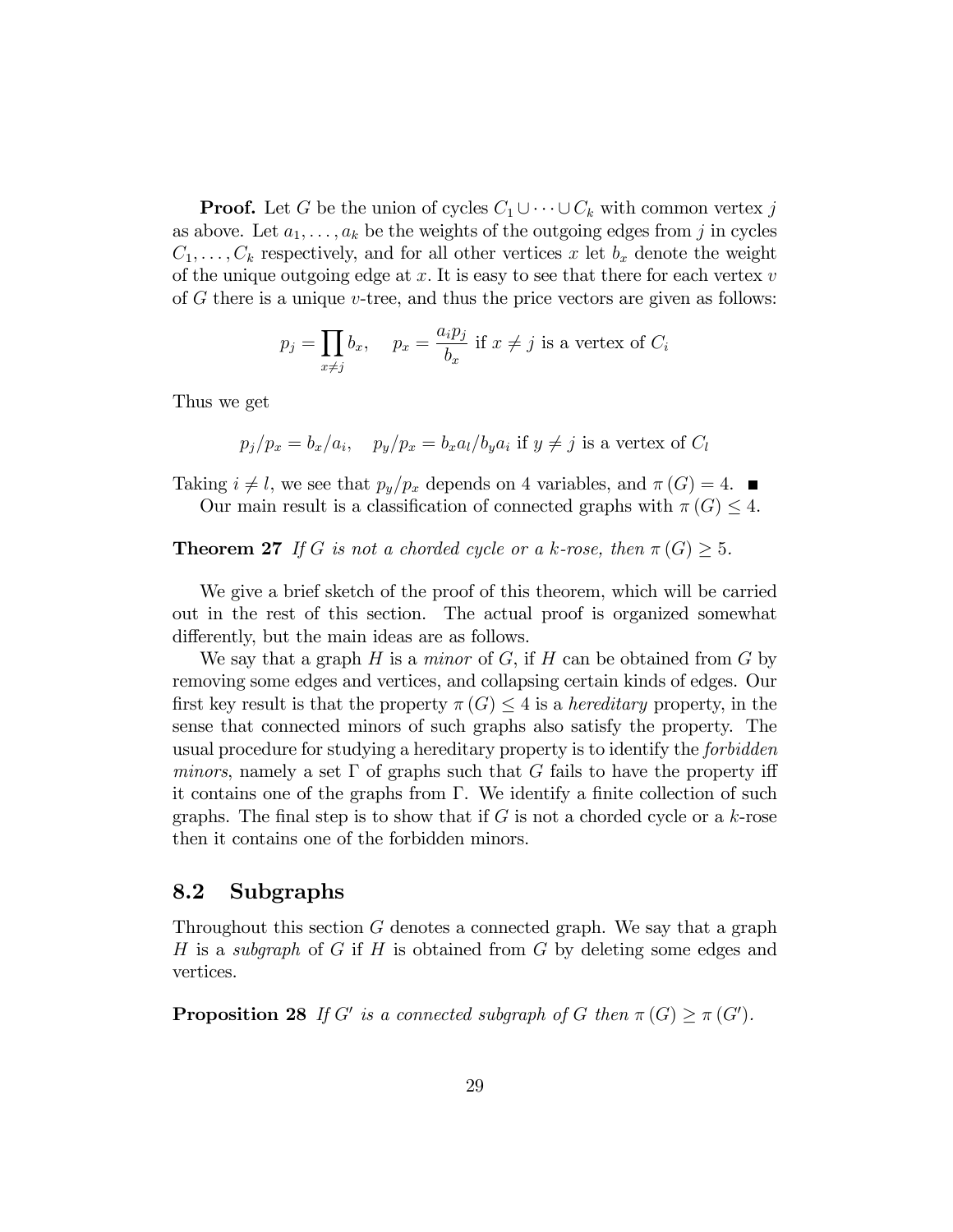**Proof.** Let $G$ be the union of cycles $C_1 \cup \cdots \cup C_k$ with common vertex $j$ as above. Let $a_1, \ldots, a_k$ be the weights of the outgoing edges from $j$ in cycles $C_1, \ldots, C_k$ respectively, and for all other vertices $x$ let $b_x$ denote the weight of the unique outgoing edge at $x$. It is easy to see that there for each vertex $v$ of $G$ there is a unique $v$-tree, and thus the price vectors are given as follows:

$$p_j = \prod_{x \neq j} b_x, \quad p_x = \frac{a_i p_j}{b_x} \text{ if } x \neq j \text{ is a vertex of } C_i$$

Thus we get

$$p_j/p_x = b_x/a_i, \quad p_y/p_x = b_x a_l / b_y a_i \text{ if } y \neq j \text{ is a vertex of } C_l$$

Taking $i \neq l$, we see that $p_y/p_x$ depends on 4 variables, and $\pi(G) = 4$. ■

Our main result is a classification of connected graphs with $\pi(G) \leq 4$.

**Theorem 27** *If $G$ is not a chorded cycle or a $k$-rose, then $\pi(G) \geq 5$.*

We give a brief sketch of the proof of this theorem, which will be carried out in the rest of this section. The actual proof is organized somewhat differently, but the main ideas are as follows.

We say that a graph $H$ is a *minor* of $G$, if $H$ can be obtained from $G$ by removing some edges and vertices, and collapsing certain kinds of edges. Our first key result is that the property $\pi(G) \leq 4$ is a *hereditary* property, in the sense that connected minors of such graphs also satisfy the property. The usual procedure for studying a hereditary property is to identify the *forbidden minors*, namely a set $\Gamma$ of graphs such that $G$ fails to have the property iff it contains one of the graphs from $\Gamma$. We identify a finite collection of such graphs. The final step is to show that if $G$ is not a chorded cycle or a $k$-rose then it contains one of the forbidden minors.

## 8.2 Subgraphs

Throughout this section $G$ denotes a connected graph. We say that a graph $H$ is a *subgraph* of $G$ if $H$ is obtained from $G$ by deleting some edges and vertices.

**Proposition 28** *If $G'$ is a connected subgraph of $G$ then $\pi(G) \geq \pi(G')$.*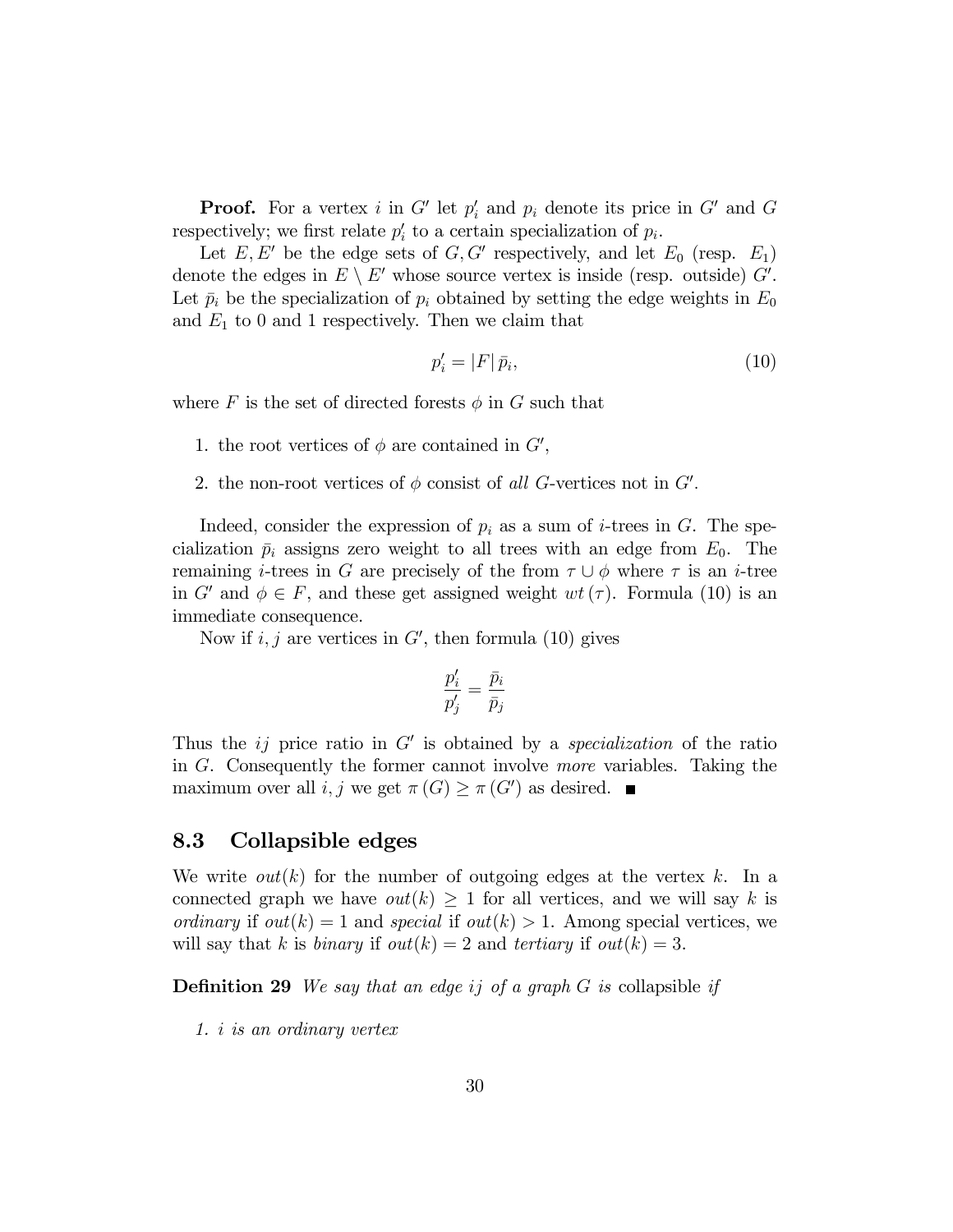**Proof.** For a vertex $i$ in $G'$ let $p'_i$ and $p_i$ denote its price in $G'$ and $G$ respectively; we first relate $p'_i$ to a certain specialization of $p_i$.

Let $E, E'$ be the edge sets of $G, G'$ respectively, and let $E_0$ (resp. $E_1$) denote the edges in $E \setminus E'$ whose source vertex is inside (resp. outside) $G'$. Let $\bar{p}_i$ be the specialization of $p_i$ obtained by setting the edge weights in $E_0$ and $E_1$ to 0 and 1 respectively. Then we claim that

$$p'_i = |F| \, \bar{p}_i, \tag{10}$$

where $F$ is the set of directed forests $\phi$ in $G$ such that

1. the root vertices of $\phi$ are contained in $G'$,
2. the non-root vertices of $\phi$ consist of *all* $G$-vertices not in $G'$.

Indeed, consider the expression of $p_i$ as a sum of $i$-trees in $G$. The specialization $\bar{p}_i$ assigns zero weight to all trees with an edge from $E_0$. The remaining $i$-trees in $G$ are precisely of the from $\tau \cup \phi$ where $\tau$ is an $i$-tree in $G'$ and $\phi \in F$, and these get assigned weight $wt(\tau)$. Formula (10) is an immediate consequence.

Now if $i, j$ are vertices in $G'$, then formula (10) gives

$$\frac{p'_i}{p'_j} = \frac{\bar{p}_i}{\bar{p}_j}$$

Thus the $ij$ price ratio in $G'$ is obtained by a *specialization* of the ratio in $G$. Consequently the former cannot involve *more* variables. Taking the maximum over all $i, j$ we get $\pi(G) \geq \pi(G')$ as desired. ■

## 8.3 Collapsible edges

We write $out(k)$ for the number of outgoing edges at the vertex $k$. In a connected graph we have $out(k) \geq 1$ for all vertices, and we will say $k$ is *ordinary* if $out(k) = 1$ and *special* if $out(k) > 1$. Among special vertices, we will say that $k$ is *binary* if $out(k) = 2$ and *tertiary* if $out(k) = 3$.

**Definition 29** *We say that an edge $ij$ of a graph $G$ is* collapsible *if*

1. *$i$ is an ordinary vertex*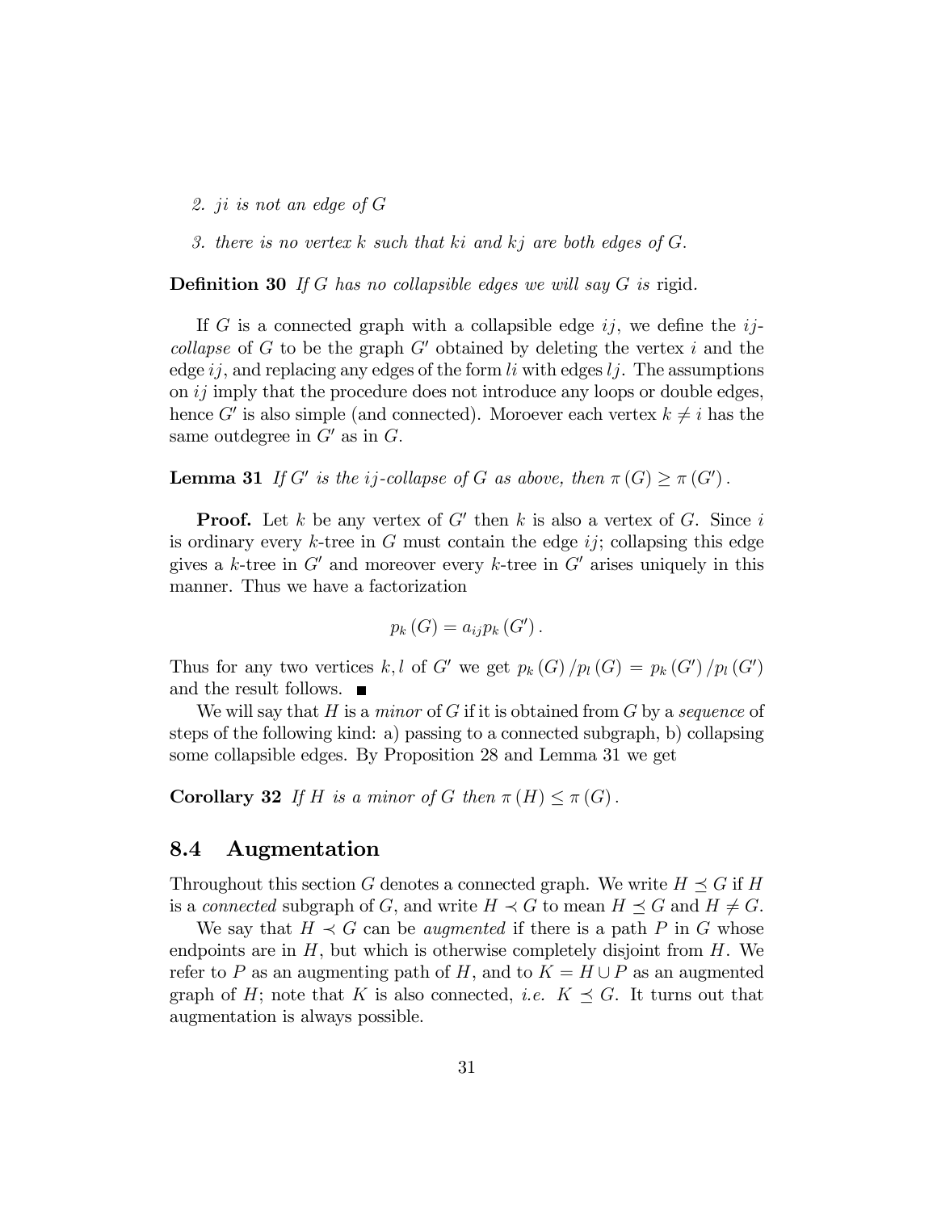2. *$ji$ is not an edge of $G$*

3. *there is no vertex $k$ such that $ki$ and $kj$ are both edges of $G$.*

**Definition 30** *If $G$ has no collapsible edges we will say $G$ is* rigid.

If $G$ is a connected graph with a collapsible edge $ij$, we define the *$ij$-collapse* of $G$ to be the graph $G'$ obtained by deleting the vertex $i$ and the edge $ij$, and replacing any edges of the form $li$ with edges $lj$. The assumptions on $ij$ imply that the procedure does not introduce any loops or double edges, hence $G'$ is also simple (and connected). Moroever each vertex $k \neq i$ has the same outdegree in $G'$ as in $G$.

**Lemma 31** *If $G'$ is the $ij$-collapse of $G$ as above, then $\pi(G) \geq \pi(G')$.*

**Proof.** Let $k$ be any vertex of $G'$ then $k$ is also a vertex of $G$. Since $i$ is ordinary every $k$-tree in $G$ must contain the edge $ij$; collapsing this edge gives a $k$-tree in $G'$ and moreover every $k$-tree in $G'$ arises uniquely in this manner. Thus we have a factorization

$$p_k(G) = a_{ij} p_k(G').$$

Thus for any two vertices $k, l$ of $G'$ we get $p_k(G)/p_l(G) = p_k(G')/p_l(G')$ and the result follows. ■

We will say that $H$ is a *minor* of $G$ if it is obtained from $G$ by a *sequence* of steps of the following kind: a) passing to a connected subgraph, b) collapsing some collapsible edges. By Proposition 28 and Lemma 31 we get

**Corollary 32** *If $H$ is a minor of $G$ then $\pi(H) \leq \pi(G)$.*

## 8.4 Augmentation

Throughout this section $G$ denotes a connected graph. We write $H \preceq G$ if $H$ is a *connected* subgraph of $G$, and write $H \prec G$ to mean $H \preceq G$ and $H \neq G$.

We say that $H \prec G$ can be *augmented* if there is a path $P$ in $G$ whose endpoints are in $H$, but which is otherwise completely disjoint from $H$. We refer to $P$ as an augmenting path of $H$, and to $K = H \cup P$ as an augmented graph of $H$; note that $K$ is also connected, *i.e.* $K \preceq G$. It turns out that augmentation is always possible.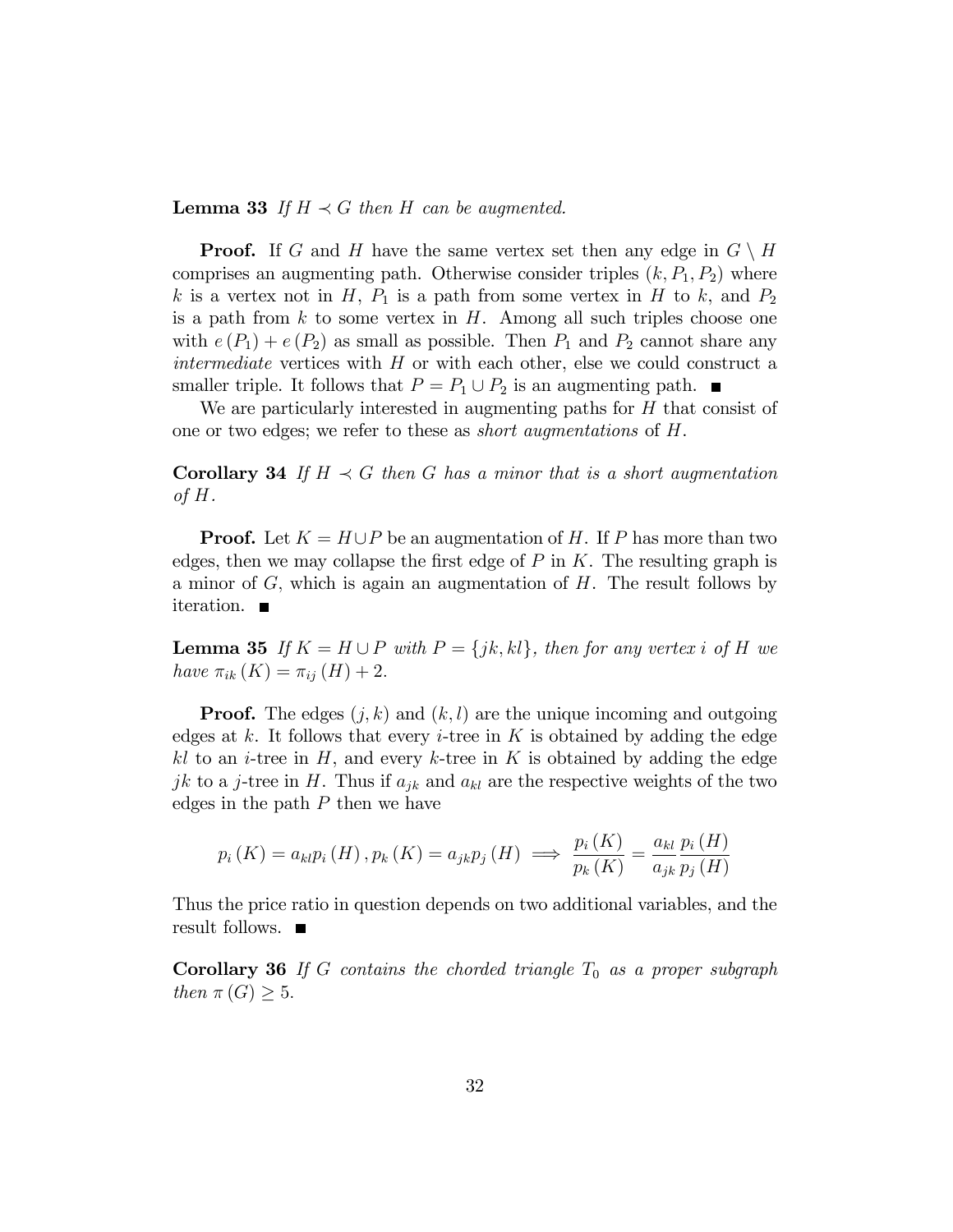**Lemma 33** *If $H \prec G$ then $H$ can be augmented.*

**Proof.** If $G$ and $H$ have the same vertex set then any edge in $G \setminus H$ comprises an augmenting path. Otherwise consider triples $(k, P_1, P_2)$ where $k$ is a vertex not in $H$, $P_1$ is a path from some vertex in $H$ to $k$, and $P_2$ is a path from $k$ to some vertex in $H$. Among all such triples choose one with $e(P_1) + e(P_2)$ as small as possible. Then $P_1$ and $P_2$ cannot share any *intermediate* vertices with $H$ or with each other, else we could construct a smaller triple. It follows that $P = P_1 \cup P_2$ is an augmenting path. ■

We are particularly interested in augmenting paths for $H$ that consist of one or two edges; we refer to these as *short augmentations* of $H$.

**Corollary 34** *If $H \prec G$ then $G$ has a minor that is a short augmentation of $H$.*

**Proof.** Let $K = H \cup P$ be an augmentation of $H$. If $P$ has more than two edges, then we may collapse the first edge of $P$ in $K$. The resulting graph is a minor of $G$, which is again an augmentation of $H$. The result follows by iteration. ■

**Lemma 35** *If $K = H \cup P$ with $P = \{jk, kl\}$, then for any vertex $i$ of $H$ we have $\pi_{ik}(K) = \pi_{ij}(H) + 2$.*

**Proof.** The edges $(j, k)$ and $(k, l)$ are the unique incoming and outgoing edges at $k$. It follows that every $i$-tree in $K$ is obtained by adding the edge $kl$ to an $i$-tree in $H$, and every $k$-tree in $K$ is obtained by adding the edge $jk$ to a $j$-tree in $H$. Thus if $a_{jk}$ and $a_{kl}$ are the respective weights of the two edges in the path $P$ then we have

$$p_i(K) = a_{kl} p_i(H), p_k(K) = a_{jk} p_j(H) \implies \frac{p_i(K)}{p_k(K)} = \frac{a_{kl}}{a_{jk}} \frac{p_i(H)}{p_j(H)}$$

Thus the price ratio in question depends on two additional variables, and the result follows. ■

**Corollary 36** *If $G$ contains the chorded triangle $T_0$ as a proper subgraph then $\pi(G) \geq 5$.*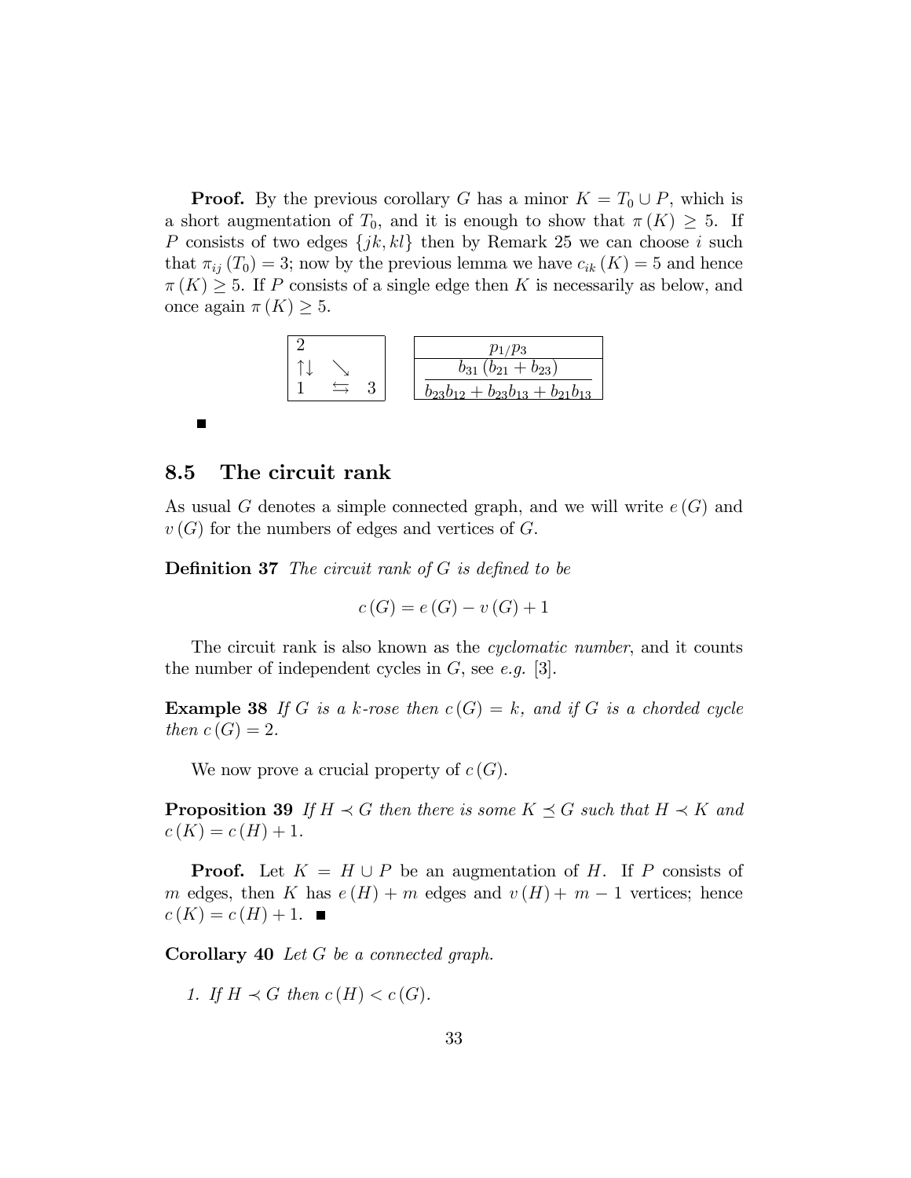**Proof.** By the previous corollary $G$ has a minor $K = T_0 \cup P$, which is a short augmentation of $T_0$, and it is enough to show that $\pi(K) \geq 5$. If $P$ consists of two edges $\{jk, kl\}$ then by Remark 25 we can choose $i$ such that $\pi_{ij}(T_0) = 3$; now by the previous lemma we have $c_{ik}(K) = 5$ and hence $\pi(K) \geq 5$. If $P$ consists of a single edge then $K$ is necessarily as below, and once again $\pi(K) \geq 5$.

| 2 | | |
|---|---|---|
| $\uparrow\downarrow$ | $\searrow$ | |
| 1 | $\leftrightarrows$ | 3 |

| $p_1/p_3$ |
|---|
| $\dfrac{b_{31}(b_{21}+b_{23})}{b_{23}b_{12}+b_{23}b_{13}+b_{21}b_{13}}$ |

■

## 8.5 The circuit rank

As usual $G$ denotes a simple connected graph, and we will write $e(G)$ and $v(G)$ for the numbers of edges and vertices of $G$.

**Definition 37** *The circuit rank of $G$ is defined to be*

$$c(G) = e(G) - v(G) + 1$$

The circuit rank is also known as the *cyclomatic number*, and it counts the number of independent cycles in $G$, see *e.g.* [3].

**Example 38** *If $G$ is a $k$-rose then $c(G) = k$, and if $G$ is a chorded cycle then $c(G) = 2$.*

We now prove a crucial property of $c(G)$.

**Proposition 39** *If $H \prec G$ then there is some $K \preceq G$ such that $H \prec K$ and $c(K) = c(H) + 1$.*

**Proof.** Let $K = H \cup P$ be an augmentation of $H$. If $P$ consists of $m$ edges, then $K$ has $e(H) + m$ edges and $v(H) + m - 1$ vertices; hence $c(K) = c(H) + 1$. ■

**Corollary 40** *Let $G$ be a connected graph.*

1. *If $H \prec G$ then $c(H) < c(G)$.*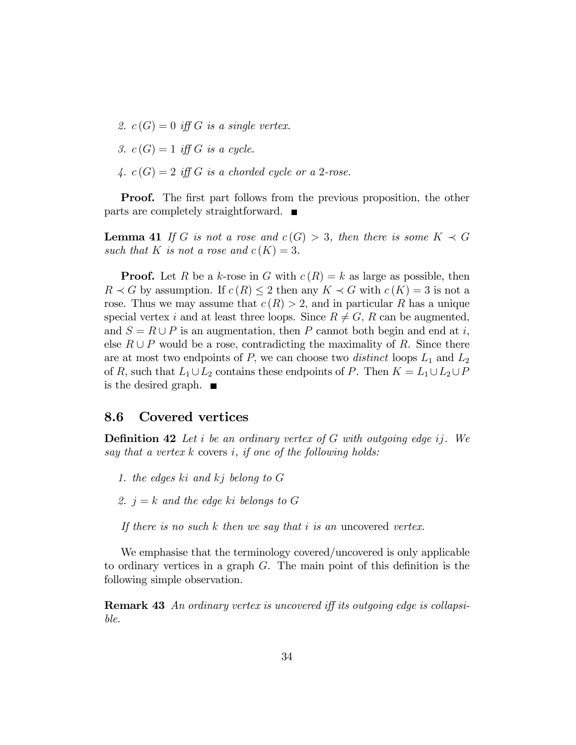2. $c(G) = 0$ *iff* $G$ *is a single vertex.*

3. $c(G) = 1$ *iff* $G$ *is a cycle.*

4. $c(G) = 2$ *iff* $G$ *is a chorded cycle or a* 2*-rose.*

**Proof.** The first part follows from the previous proposition, the other parts are completely straightforward. ■

**Lemma 41** *If* $G$ *is not a rose and* $c(G) > 3$*, then there is some* $K \prec G$ *such that* $K$ *is not a rose and* $c(K) = 3$*.*

**Proof.** Let $R$ be a $k$-rose in $G$ with $c(R) = k$ as large as possible, then $R \prec G$ by assumption. If $c(R) \leq 2$ then any $K \prec G$ with $c(K) = 3$ is not a rose. Thus we may assume that $c(R) > 2$, and in particular $R$ has a unique special vertex $i$ and at least three loops. Since $R \neq G$, $R$ can be augmented, and $S = R \cup P$ is an augmentation, then $P$ cannot both begin and end at $i$, else $R \cup P$ would be a rose, contradicting the maximality of $R$. Since there are at most two endpoints of $P$, we can choose two *distinct* loops $L_1$ and $L_2$ of $R$, such that $L_1 \cup L_2$ contains these endpoints of $P$. Then $K = L_1 \cup L_2 \cup P$ is the desired graph. ■

## 8.6 Covered vertices

**Definition 42** *Let* $i$ *be an ordinary vertex of* $G$ *with outgoing edge* $ij$*. We say that a vertex* $k$ covers $i$*, if one of the following holds:*

1. *the edges* $ki$ *and* $kj$ *belong to* $G$

2. $j = k$ *and the edge* $ki$ *belongs to* $G$

*If there is no such* $k$ *then we say that* $i$ *is an* uncovered *vertex.*

We emphasise that the terminology covered/uncovered is only applicable to ordinary vertices in a graph $G$. The main point of this definition is the following simple observation.

**Remark 43** *An ordinary vertex is uncovered iff its outgoing edge is collapsible.*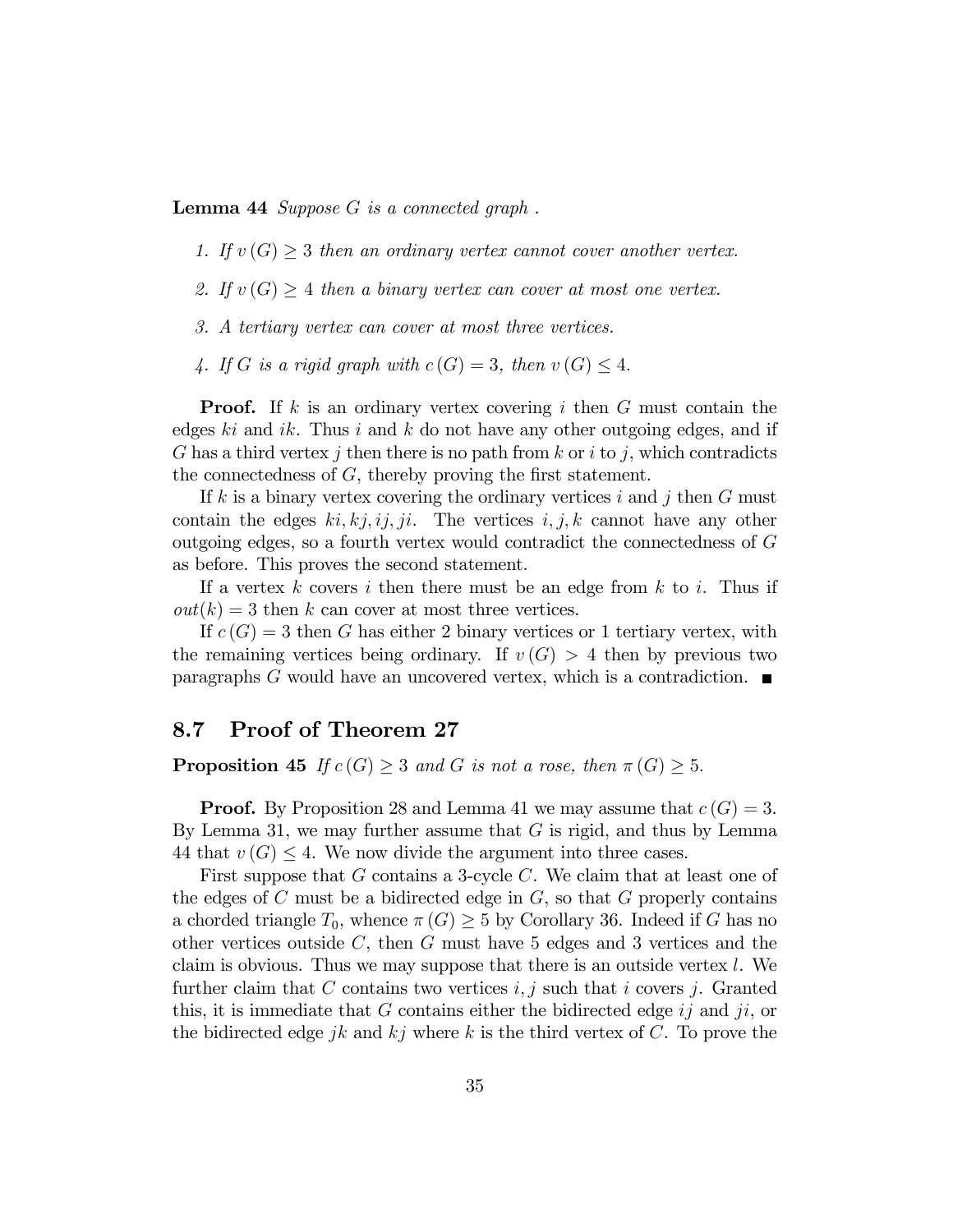**Lemma 44** *Suppose $G$ is a connected graph .*

1. *If $v(G) \geq 3$ then an ordinary vertex cannot cover another vertex.*
2. *If $v(G) \geq 4$ then a binary vertex can cover at most one vertex.*
3. *A tertiary vertex can cover at most three vertices.*
4. *If $G$ is a rigid graph with $c(G) = 3$, then $v(G) \leq 4$.*

**Proof.** If $k$ is an ordinary vertex covering $i$ then $G$ must contain the edges $ki$ and $ik$. Thus $i$ and $k$ do not have any other outgoing edges, and if $G$ has a third vertex $j$ then there is no path from $k$ or $i$ to $j$, which contradicts the connectedness of $G$, thereby proving the first statement.

If $k$ is a binary vertex covering the ordinary vertices $i$ and $j$ then $G$ must contain the edges $ki, kj, ij, ji$. The vertices $i, j, k$ cannot have any other outgoing edges, so a fourth vertex would contradict the connectedness of $G$ as before. This proves the second statement.

If a vertex $k$ covers $i$ then there must be an edge from $k$ to $i$. Thus if $out(k) = 3$ then $k$ can cover at most three vertices.

If $c(G) = 3$ then $G$ has either 2 binary vertices or 1 tertiary vertex, with the remaining vertices being ordinary. If $v(G) > 4$ then by previous two paragraphs $G$ would have an uncovered vertex, which is a contradiction. ∎

## 8.7 Proof of Theorem 27

**Proposition 45** *If $c(G) \geq 3$ and $G$ is not a rose, then $\pi(G) \geq 5$.*

**Proof.** By Proposition 28 and Lemma 41 we may assume that $c(G) = 3$. By Lemma 31, we may further assume that $G$ is rigid, and thus by Lemma 44 that $v(G) \leq 4$. We now divide the argument into three cases.

First suppose that $G$ contains a 3-cycle $C$. We claim that at least one of the edges of $C$ must be a bidirected edge in $G$, so that $G$ properly contains a chorded triangle $T_0$, whence $\pi(G) \geq 5$ by Corollary 36. Indeed if $G$ has no other vertices outside $C$, then $G$ must have 5 edges and 3 vertices and the claim is obvious. Thus we may suppose that there is an outside vertex $l$. We further claim that $C$ contains two vertices $i, j$ such that $i$ covers $j$. Granted this, it is immediate that $G$ contains either the bidirected edge $ij$ and $ji$, or the bidirected edge $jk$ and $kj$ where $k$ is the third vertex of $C$. To prove the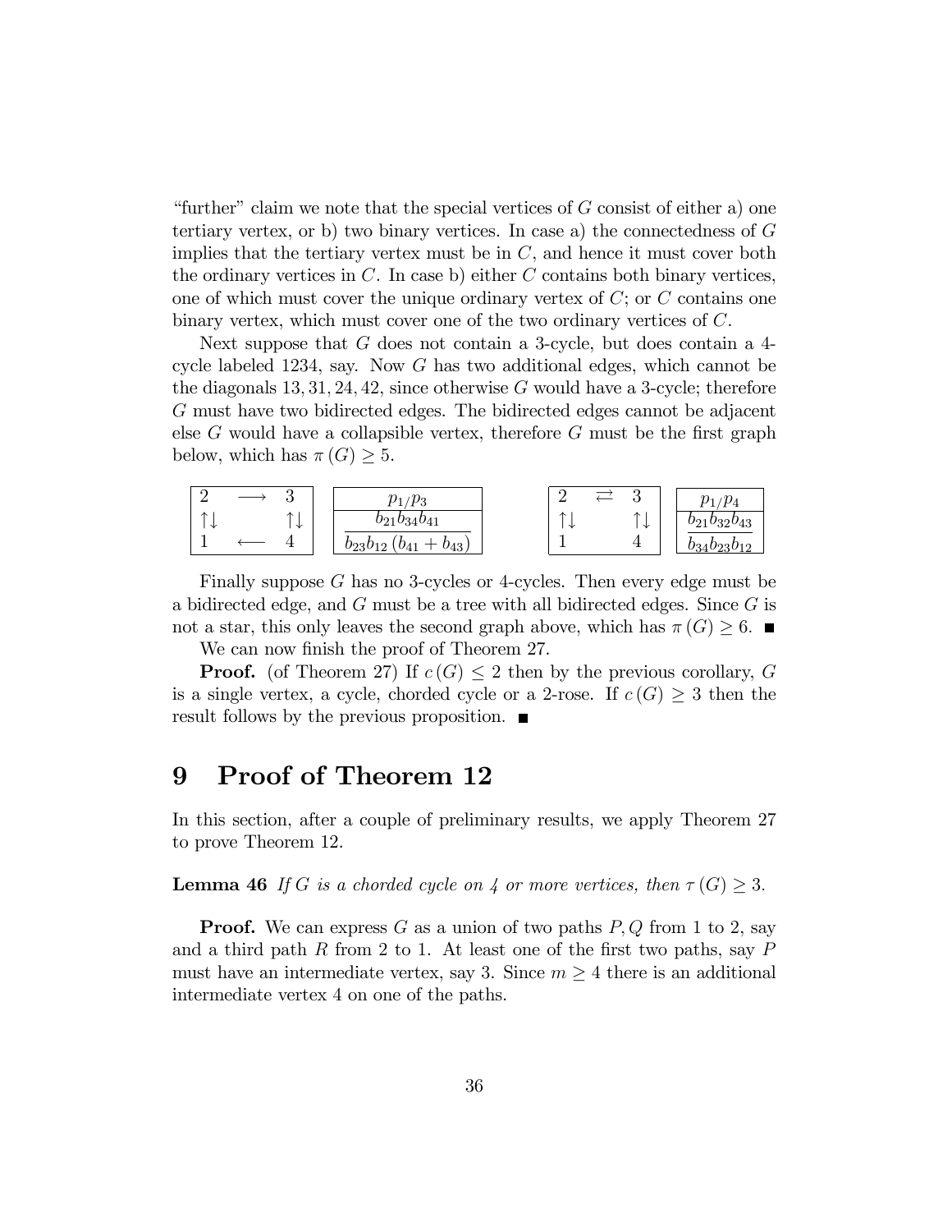"further" claim we note that the special vertices of $G$ consist of either a) one tertiary vertex, or b) two binary vertices. In case a) the connectedness of $G$ implies that the tertiary vertex must be in $C$, and hence it must cover both the ordinary vertices in $C$. In case b) either $C$ contains both binary vertices, one of which must cover the unique ordinary vertex of $C$; or $C$ contains one binary vertex, which must cover one of the two ordinary vertices of $C$.

Next suppose that $G$ does not contain a 3-cycle, but does contain a 4-cycle labeled 1234, say. Now $G$ has two additional edges, which cannot be the diagonals $13, 31, 24, 42$, since otherwise $G$ would have a 3-cycle; therefore $G$ must have two bidirected edges. The bidirected edges cannot be adjacent else $G$ would have a collapsible vertex, therefore $G$ must be the first graph below, which has $\pi(G) \geq 5$.

| 2 | $\longrightarrow$ | 3 |
|---|---|---|
| $\uparrow\downarrow$ | | $\uparrow\downarrow$ |
| 1 | $\longleftarrow$ | 4 |

$$p_1/p_3 \qquad \frac{b_{21}b_{34}b_{41}}{b_{23}b_{12}\left(b_{41}+b_{43}\right)}$$

| 2 | $\rightleftarrows$ | 3 |
|---|---|---|
| $\uparrow\downarrow$ | | $\uparrow\downarrow$ |
| 1 | | 4 |

$$p_1/p_4 \qquad \frac{b_{21}b_{32}b_{43}}{b_{34}b_{23}b_{12}}$$

Finally suppose $G$ has no 3-cycles or 4-cycles. Then every edge must be a bidirected edge, and $G$ must be a tree with all bidirected edges. Since $G$ is not a star, this only leaves the second graph above, which has $\pi(G) \geq 6$. ■

We can now finish the proof of Theorem 27.

**Proof.** (of Theorem 27) If $c(G) \leq 2$ then by the previous corollary, $G$ is a single vertex, a cycle, chorded cycle or a 2-rose. If $c(G) \geq 3$ then the result follows by the previous proposition. ■

# 9 Proof of Theorem 12

In this section, after a couple of preliminary results, we apply Theorem 27 to prove Theorem 12.

**Lemma 46** *If $G$ is a chorded cycle on 4 or more vertices, then $\tau(G) \geq 3$.*

**Proof.** We can express $G$ as a union of two paths $P, Q$ from 1 to 2, say and a third path $R$ from 2 to 1. At least one of the first two paths, say $P$ must have an intermediate vertex, say 3. Since $m \geq 4$ there is an additional intermediate vertex 4 on one of the paths.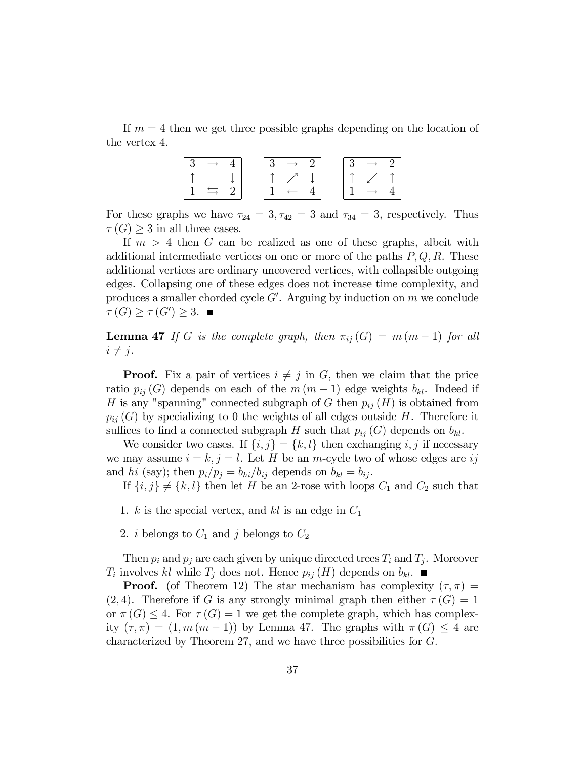If $m = 4$ then we get three possible graphs depending on the location of the vertex 4.

$$\boxed{\begin{array}{ccc} 3 & \rightarrow & 4 \\ \uparrow & & \downarrow \\ 1 & \leftrightarrows & 2 \end{array}} \quad \boxed{\begin{array}{ccc} 3 & \rightarrow & 2 \\ \uparrow & \nearrow & \downarrow \\ 1 & \leftarrow & 4 \end{array}} \quad \boxed{\begin{array}{ccc} 3 & \rightarrow & 2 \\ \uparrow & \swarrow & \uparrow \\ 1 & \rightarrow & 4 \end{array}}$$

For these graphs we have $\tau_{24} = 3, \tau_{42} = 3$ and $\tau_{34} = 3$, respectively. Thus $\tau(G) \geq 3$ in all three cases.

If $m > 4$ then $G$ can be realized as one of these graphs, albeit with additional intermediate vertices on one or more of the paths $P, Q, R$. These additional vertices are ordinary uncovered vertices, with collapsible outgoing edges. Collapsing one of these edges does not increase time complexity, and produces a smaller chorded cycle $G'$. Arguing by induction on $m$ we conclude $\tau(G) \geq \tau(G') \geq 3$. ■

**Lemma 47** *If $G$ is the complete graph, then $\pi_{ij}(G) = m(m-1)$ for all $i \neq j$.*

**Proof.** Fix a pair of vertices $i \neq j$ in $G$, then we claim that the price ratio $p_{ij}(G)$ depends on each of the $m(m-1)$ edge weights $b_{kl}$. Indeed if $H$ is any "spanning" connected subgraph of $G$ then $p_{ij}(H)$ is obtained from $p_{ij}(G)$ by specializing to 0 the weights of all edges outside $H$. Therefore it suffices to find a connected subgraph $H$ such that $p_{ij}(G)$ depends on $b_{kl}$.

We consider two cases. If $\{i, j\} = \{k, l\}$ then exchanging $i, j$ if necessary we may assume $i = k, j = l$. Let $H$ be an $m$-cycle two of whose edges are $ij$ and $hi$ (say); then $p_i/p_j = b_{hi}/b_{ij}$ depends on $b_{kl} = b_{ij}$.

If $\{i, j\} \neq \{k, l\}$ then let $H$ be an 2-rose with loops $C_1$ and $C_2$ such that

1. $k$ is the special vertex, and $kl$ is an edge in $C_1$
2. $i$ belongs to $C_1$ and $j$ belongs to $C_2$

Then $p_i$ and $p_j$ are each given by unique directed trees $T_i$ and $T_j$. Moreover $T_i$ involves $kl$ while $T_j$ does not. Hence $p_{ij}(H)$ depends on $b_{kl}$. ■

**Proof.** (of Theorem 12) The star mechanism has complexity $(\tau, \pi) = (2, 4)$. Therefore if $G$ is any strongly minimal graph then either $\tau(G) = 1$ or $\pi(G) \leq 4$. For $\tau(G) = 1$ we get the complete graph, which has complexity $(\tau, \pi) = (1, m(m-1))$ by Lemma 47. The graphs with $\pi(G) \leq 4$ are characterized by Theorem 27, and we have three possibilities for $G$.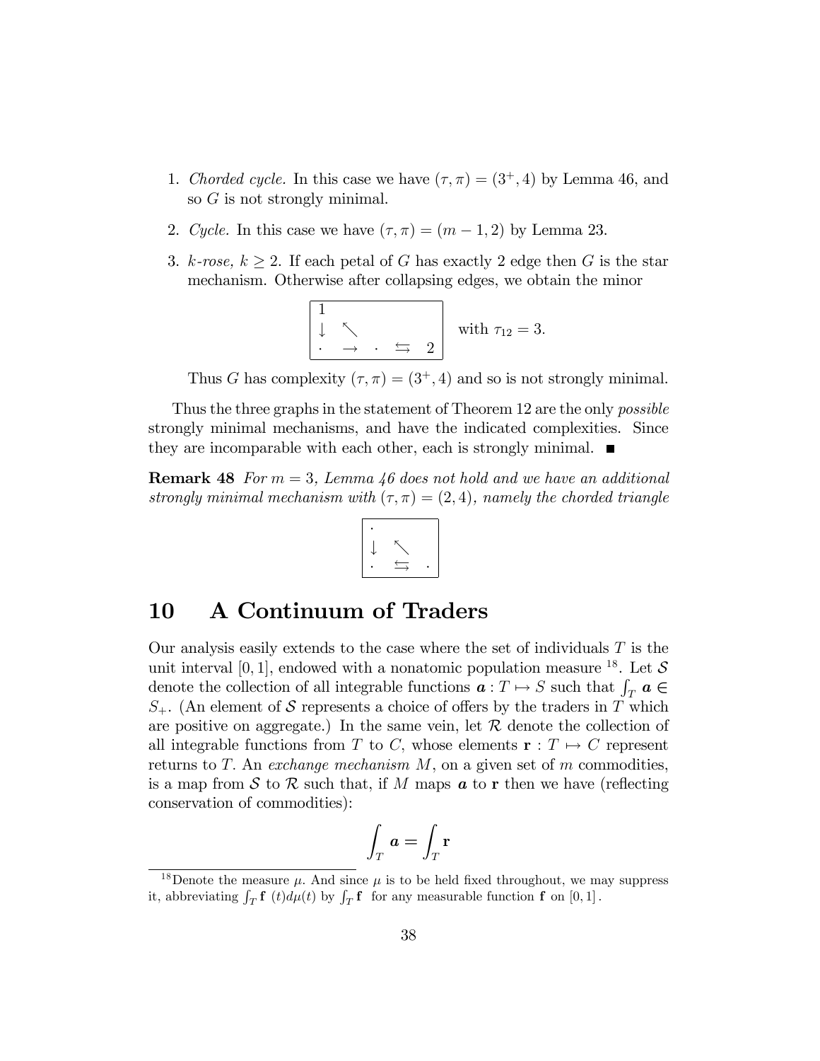1. *Chorded cycle.* In this case we have $(\tau, \pi) = (3^+, 4)$ by Lemma 46, and so $G$ is not strongly minimal.

2. *Cycle.* In this case we have $(\tau, \pi) = (m-1, 2)$ by Lemma 23.

3. *k-rose,* $k \geq 2$. If each petal of $G$ has exactly 2 edge then $G$ is the star mechanism. Otherwise after collapsing edges, we obtain the minor

$$\boxed{\begin{array}{lllll} 1 & & & & \\ \downarrow & \nwarrow & & & \\ \cdot & \rightarrow & \cdot & \leftrightarrows & 2 \end{array}} \quad \text{with } \tau_{12} = 3.$$

Thus $G$ has complexity $(\tau, \pi) = (3^+, 4)$ and so is not strongly minimal.

Thus the three graphs in the statement of Theorem 12 are the only *possible* strongly minimal mechanisms, and have the indicated complexities. Since they are incomparable with each other, each is strongly minimal. ■

**Remark 48** *For $m = 3$, Lemma 46 does not hold and we have an additional strongly minimal mechanism with $(\tau, \pi) = (2, 4)$, namely the chorded triangle*

$$\boxed{\begin{array}{lll} \cdot & & \\ \downarrow & \nwarrow & \\ \cdot & \leftrightarrows & \cdot \end{array}}$$

# 10 A Continuum of Traders

Our analysis easily extends to the case where the set of individuals $T$ is the unit interval $[0, 1]$, endowed with a nonatomic population measure [18]. Let $\mathcal{S}$ denote the collection of all integrable functions $\boldsymbol{a} : T \mapsto S$ such that $\int_T \boldsymbol{a} \in S_+$. (An element of $\mathcal{S}$ represents a choice of offers by the traders in $T$ which are positive on aggregate.) In the same vein, let $\mathcal{R}$ denote the collection of all integrable functions from $T$ to $C$, whose elements $\mathbf{r} : T \mapsto C$ represent returns to $T$. An *exchange mechanism* $M$, on a given set of $m$ commodities, is a map from $\mathcal{S}$ to $\mathcal{R}$ such that, if $M$ maps $\boldsymbol{a}$ to $\mathbf{r}$ then we have (reflecting conservation of commodities):

$$\int_T \boldsymbol{a} = \int_T \mathbf{r}$$

[18] Denote the measure $\mu$. And since $\mu$ is to be held fixed throughout, we may suppress it, abbreviating $\int_T \mathbf{f}\ (t) d\mu(t)$ by $\int_T \mathbf{f}$ for any measurable function $\mathbf{f}$ on $[0, 1]$.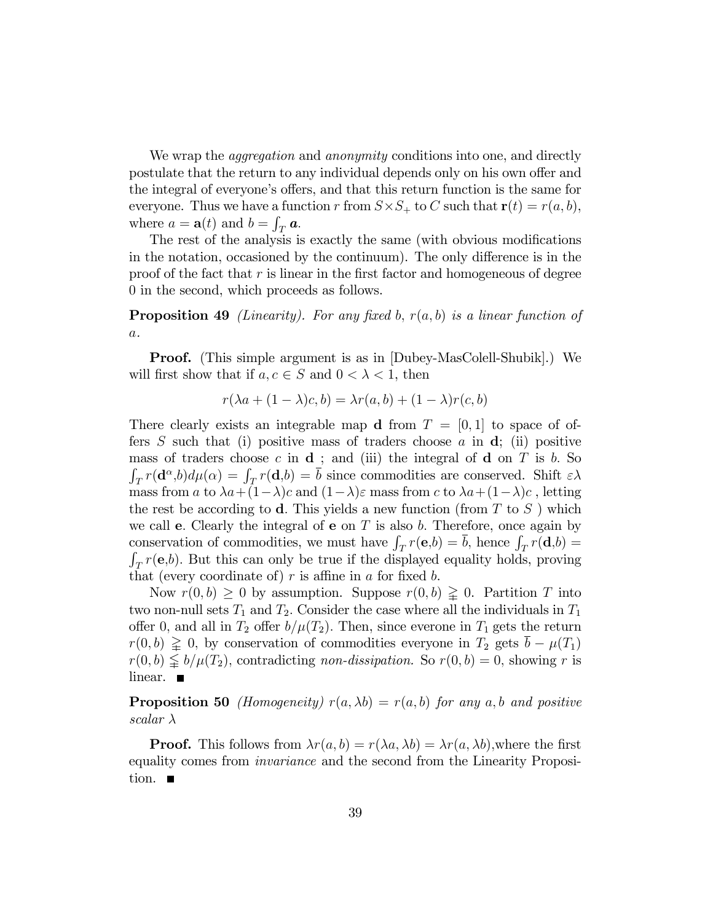We wrap the *aggregation* and *anonymity* conditions into one, and directly postulate that the return to any individual depends only on his own offer and the integral of everyone's offers, and that this return function is the same for everyone. Thus we have a function $r$ from $S \times S_+$ to $C$ such that $\mathbf{r}(t) = r(a, b)$, where $a = \mathbf{a}(t)$ and $b = \int_T \boldsymbol{a}$.

The rest of the analysis is exactly the same (with obvious modifications in the notation, occasioned by the continuum). The only difference is in the proof of the fact that $r$ is linear in the first factor and homogeneous of degree 0 in the second, which proceeds as follows.

**Proposition 49** *(Linearity). For any fixed $b$, $r(a, b)$ is a linear function of $a$.*

**Proof.** (This simple argument is as in [Dubey-MasColell-Shubik].) We will first show that if $a, c \in S$ and $0 < \lambda < 1$, then

$$r(\lambda a + (1 - \lambda)c, b) = \lambda r(a, b) + (1 - \lambda)r(c, b)$$

There clearly exists an integrable map $\mathbf{d}$ from $T = [0, 1]$ to space of offers $S$ such that (i) positive mass of traders choose $a$ in $\mathbf{d}$; (ii) positive mass of traders choose $c$ in $\mathbf{d}$ ; and (iii) the integral of $\mathbf{d}$ on $T$ is $b$. So $\int_T r(\mathbf{d}^\alpha,b)d\mu(\alpha) = \int_T r(\mathbf{d},b) = \overline{b}$ since commodities are conserved. Shift $\varepsilon\lambda$ mass from $a$ to $\lambda a + (1-\lambda)c$ and $(1-\lambda)\varepsilon$ mass from $c$ to $\lambda a + (1-\lambda)c$ , letting the rest be according to $\mathbf{d}$. This yields a new function (from $T$ to $S$ ) which we call $\mathbf{e}$. Clearly the integral of $\mathbf{e}$ on $T$ is also $b$. Therefore, once again by conservation of commodities, we must have $\int_T r(\mathbf{e},b) = \overline{b}$, hence $\int_T r(\mathbf{d},b) = \int_T r(\mathbf{e},b)$. But this can only be true if the displayed equality holds, proving that (every coordinate of) $r$ is affine in $a$ for fixed $b$.

Now $r(0, b) \geq 0$ by assumption. Suppose $r(0, b) \gneqq 0$. Partition $T$ into two non-null sets $T_1$ and $T_2$. Consider the case where all the individuals in $T_1$ offer 0, and all in $T_2$ offer $b/\mu(T_2)$. Then, since everone in $T_1$ gets the return $r(0, b) \gneqq 0$, by conservation of commodities everyone in $T_2$ gets $\overline{b} - \mu(T_1)$ $r(0, b) \lneqq b/\mu(T_2)$, contradicting *non-dissipation.* So $r(0, b) = 0$, showing $r$ is linear. ■

**Proposition 50** *(Homogeneity) $r(a, \lambda b) = r(a, b)$ for any $a, b$ and positive scalar $\lambda$*

**Proof.** This follows from $\lambda r(a, b) = r(\lambda a, \lambda b) = \lambda r(a, \lambda b)$,where the first equality comes from *invariance* and the second from the Linearity Proposition. ■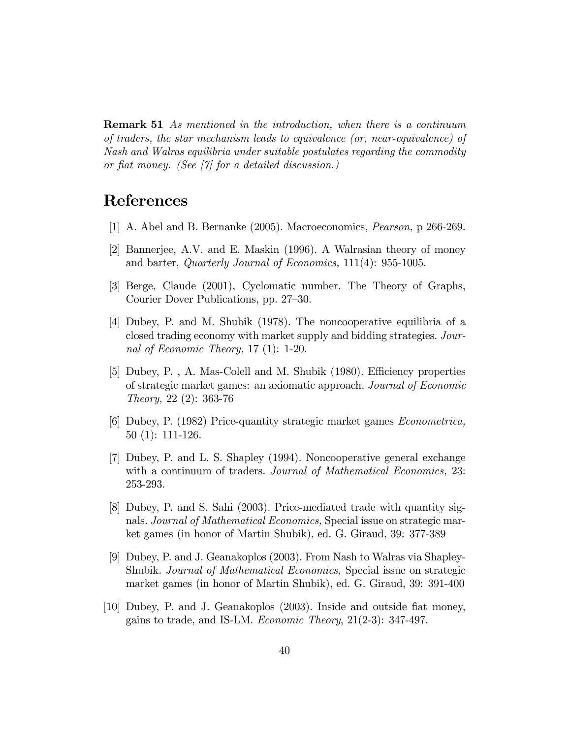**Remark 51** *As mentioned in the introduction, when there is a continuum of traders, the star mechanism leads to equivalence (or, near-equivalence) of Nash and Walras equilibria under suitable postulates regarding the commodity or fiat money. (See [7] for a detailed discussion.)*

# References

[1] A. Abel and B. Bernanke (2005). Macroeconomics, *Pearson,* p 266-269.

[2] Bannerjee, A.V. and E. Maskin (1996). A Walrasian theory of money and barter, *Quarterly Journal of Economics,* 111(4): 955-1005.

[3] Berge, Claude (2001), Cyclomatic number, The Theory of Graphs, Courier Dover Publications, pp. 27–30.

[4] Dubey, P. and M. Shubik (1978). The noncooperative equilibria of a closed trading economy with market supply and bidding strategies. *Journal of Economic Theory,* 17 (1): 1-20.

[5] Dubey, P. , A. Mas-Colell and M. Shubik (1980). Efficiency properties of strategic market games: an axiomatic approach. *Journal of Economic Theory,* 22 (2): 363-76

[6] Dubey, P. (1982) Price-quantity strategic market games *Econometrica,* 50 (1): 111-126.

[7] Dubey, P. and L. S. Shapley (1994). Noncooperative general exchange with a continuum of traders. *Journal of Mathematical Economics,* 23: 253-293.

[8] Dubey, P. and S. Sahi (2003). Price-mediated trade with quantity signals. *Journal of Mathematical Economics,* Special issue on strategic market games (in honor of Martin Shubik), ed. G. Giraud, 39: 377-389

[9] Dubey, P. and J. Geanakoplos (2003). From Nash to Walras via Shapley-Shubik. *Journal of Mathematical Economics,* Special issue on strategic market games (in honor of Martin Shubik), ed. G. Giraud, 39: 391-400

[10] Dubey, P. and J. Geanakoplos (2003). Inside and outside fiat money, gains to trade, and IS-LM. *Economic Theory*, 21(2-3): 347-497.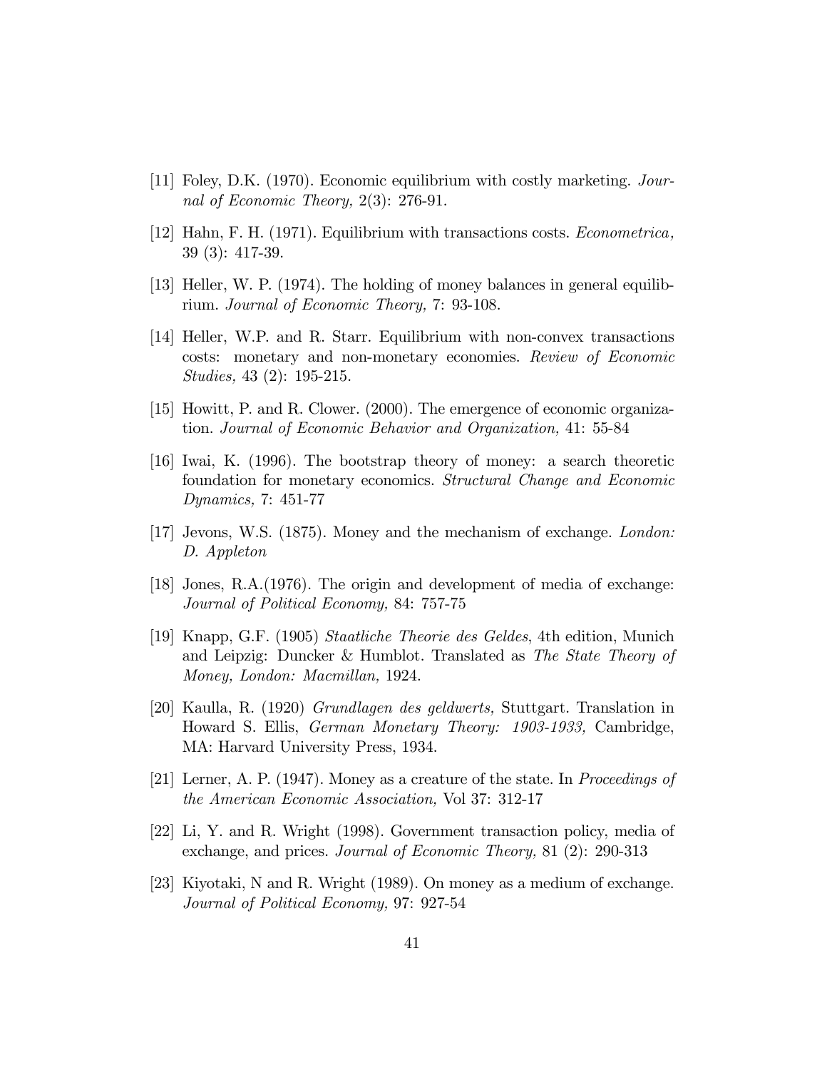[11] Foley, D.K. (1970). Economic equilibrium with costly marketing. *Journal of Economic Theory,* 2(3): 276-91.

[12] Hahn, F. H. (1971). Equilibrium with transactions costs. *Econometrica,* 39 (3): 417-39.

[13] Heller, W. P. (1974). The holding of money balances in general equilibrium. *Journal of Economic Theory,* 7: 93-108.

[14] Heller, W.P. and R. Starr. Equilibrium with non-convex transactions costs: monetary and non-monetary economies. *Review of Economic Studies,* 43 (2): 195-215.

[15] Howitt, P. and R. Clower. (2000). The emergence of economic organization. *Journal of Economic Behavior and Organization,* 41: 55-84

[16] Iwai, K. (1996). The bootstrap theory of money: a search theoretic foundation for monetary economics. *Structural Change and Economic Dynamics,* 7: 451-77

[17] Jevons, W.S. (1875). Money and the mechanism of exchange. *London: D. Appleton*

[18] Jones, R.A.(1976). The origin and development of media of exchange: *Journal of Political Economy,* 84: 757-75

[19] Knapp, G.F. (1905) *Staatliche Theorie des Geldes*, 4th edition, Munich and Leipzig: Duncker & Humblot. Translated as *The State Theory of Money, London: Macmillan,* 1924.

[20] Kaulla, R. (1920) *Grundlagen des geldwerts,* Stuttgart. Translation in Howard S. Ellis, *German Monetary Theory: 1903-1933,* Cambridge, MA: Harvard University Press, 1934.

[21] Lerner, A. P. (1947). Money as a creature of the state. In *Proceedings of the American Economic Association,* Vol 37: 312-17

[22] Li, Y. and R. Wright (1998). Government transaction policy, media of exchange, and prices. *Journal of Economic Theory,* 81 (2): 290-313

[23] Kiyotaki, N and R. Wright (1989). On money as a medium of exchange. *Journal of Political Economy,* 97: 927-54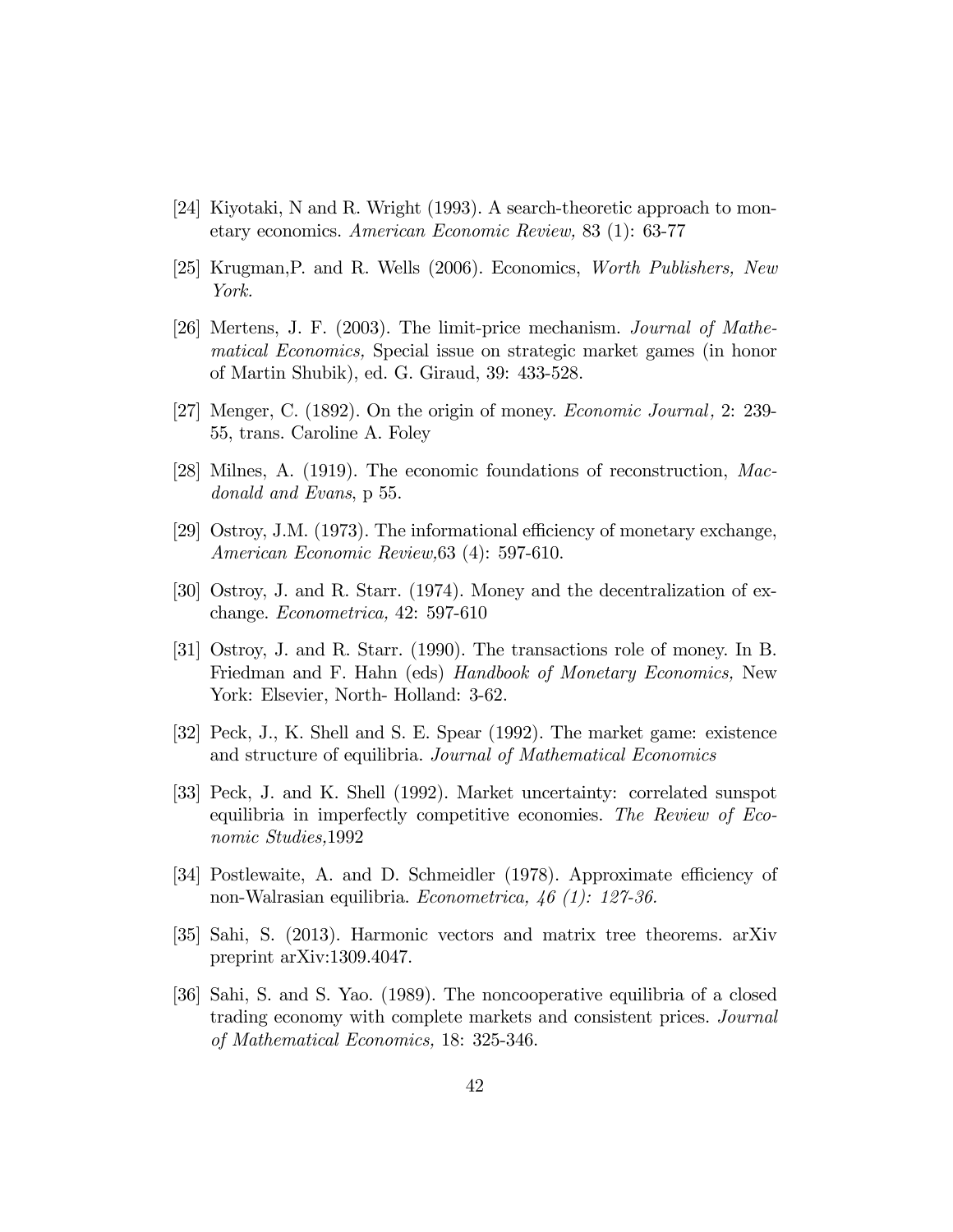[24] Kiyotaki, N and R. Wright (1993). A search-theoretic approach to monetary economics. *American Economic Review,* 83 (1): 63-77

[25] Krugman,P. and R. Wells (2006). Economics, *Worth Publishers, New York.*

[26] Mertens, J. F. (2003). The limit-price mechanism. *Journal of Mathematical Economics,* Special issue on strategic market games (in honor of Martin Shubik), ed. G. Giraud, 39: 433-528.

[27] Menger, C. (1892). On the origin of money. *Economic Journal,* 2: 239-55, trans. Caroline A. Foley

[28] Milnes, A. (1919). The economic foundations of reconstruction, *Macdonald and Evans*, p 55.

[29] Ostroy, J.M. (1973). The informational efficiency of monetary exchange, *American Economic Review,*63 (4): 597-610.

[30] Ostroy, J. and R. Starr. (1974). Money and the decentralization of exchange. *Econometrica,* 42: 597-610

[31] Ostroy, J. and R. Starr. (1990). The transactions role of money. In B. Friedman and F. Hahn (eds) *Handbook of Monetary Economics,* New York: Elsevier, North- Holland: 3-62.

[32] Peck, J., K. Shell and S. E. Spear (1992). The market game: existence and structure of equilibria. *Journal of Mathematical Economics*

[33] Peck, J. and K. Shell (1992). Market uncertainty: correlated sunspot equilibria in imperfectly competitive economies. *The Review of Economic Studies,*1992

[34] Postlewaite, A. and D. Schmeidler (1978). Approximate efficiency of non-Walrasian equilibria. *Econometrica, 46 (1): 127-36.*

[35] Sahi, S. (2013). Harmonic vectors and matrix tree theorems. arXiv preprint arXiv:1309.4047.

[36] Sahi, S. and S. Yao. (1989). The noncooperative equilibria of a closed trading economy with complete markets and consistent prices. *Journal of Mathematical Economics,* 18: 325-346.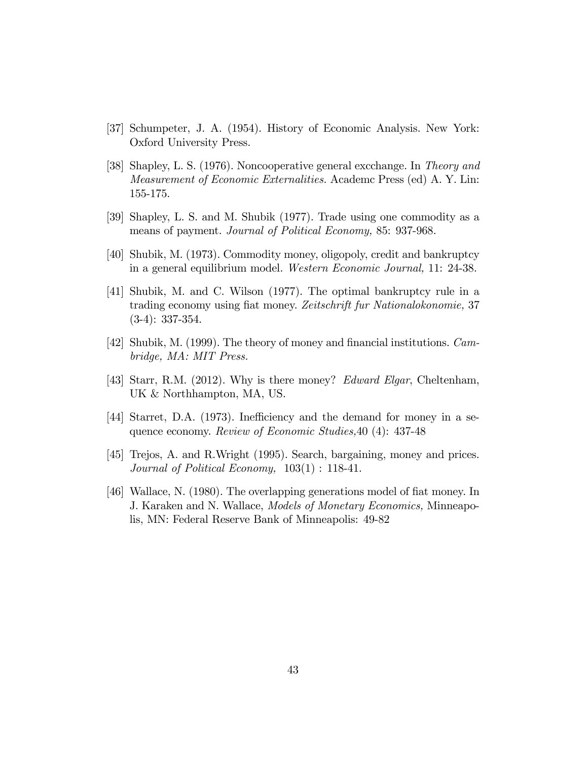[37] Schumpeter, J. A. (1954). History of Economic Analysis. New York: Oxford University Press.

[38] Shapley, L. S. (1976). Noncooperative general excchange. In *Theory and Measurement of Economic Externalities.* Academc Press (ed) A. Y. Lin: 155-175.

[39] Shapley, L. S. and M. Shubik (1977). Trade using one commodity as a means of payment. *Journal of Political Economy,* 85: 937-968.

[40] Shubik, M. (1973). Commodity money, oligopoly, credit and bankruptcy in a general equilibrium model. *Western Economic Journal,* 11: 24-38.

[41] Shubik, M. and C. Wilson (1977). The optimal bankruptcy rule in a trading economy using fiat money. *Zeitschrift fur Nationalokonomie,* 37 (3-4): 337-354.

[42] Shubik, M. (1999). The theory of money and financial institutions. *Cambridge, MA: MIT Press.*

[43] Starr, R.M. (2012). Why is there money? *Edward Elgar*, Cheltenham, UK & Northhampton, MA, US.

[44] Starret, D.A. (1973). Inefficiency and the demand for money in a sequence economy. *Review of Economic Studies,*40 (4): 437-48

[45] Trejos, A. and R.Wright (1995). Search, bargaining, money and prices. *Journal of Political Economy,* 103(1) : 118-41.

[46] Wallace, N. (1980). The overlapping generations model of fiat money. In J. Karaken and N. Wallace, *Models of Monetary Economics,* Minneapolis, MN: Federal Reserve Bank of Minneapolis: 49-82